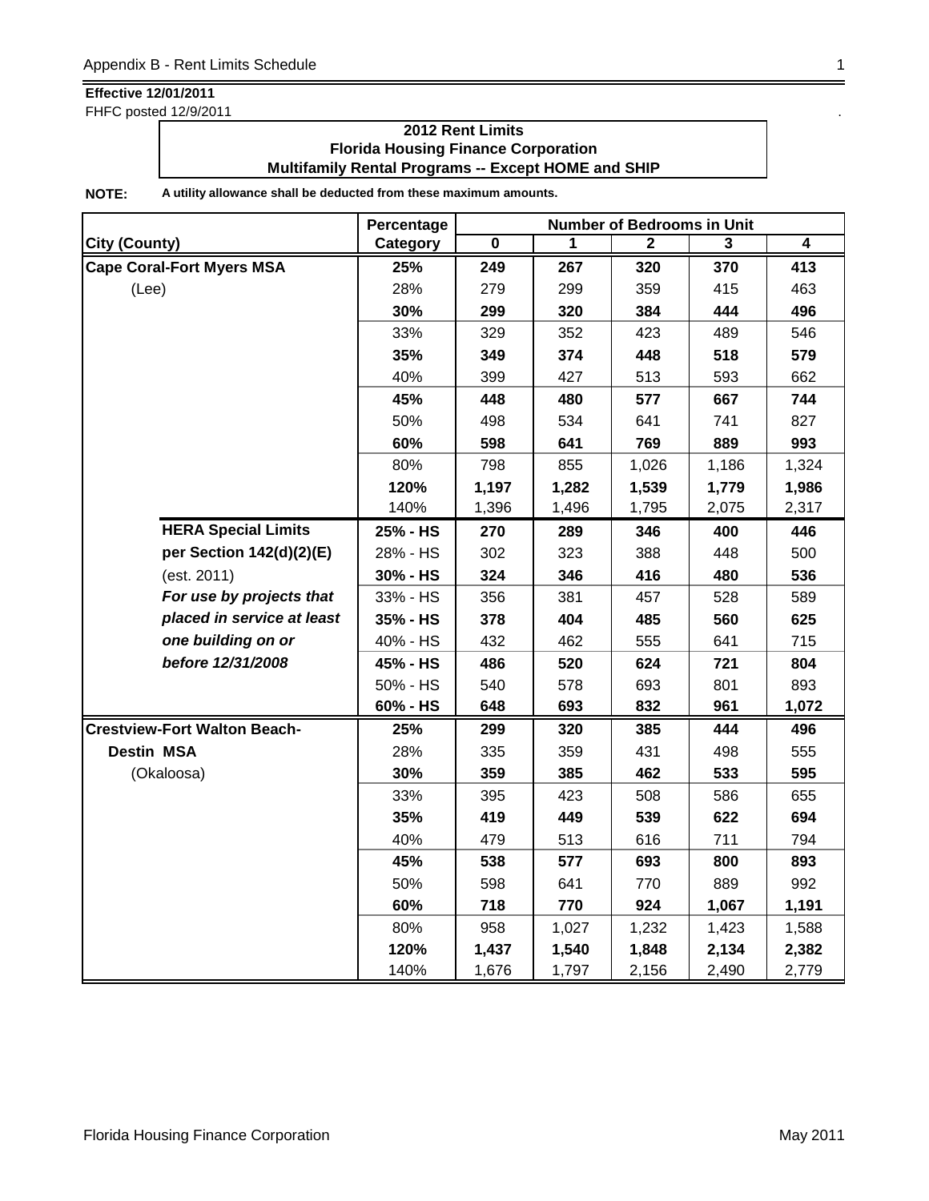**Effective 12/01/2011**
FHFC posted 12/9/2011

**2012 Rent Limits**
**Florida Housing Finance Corporation**
**Multifamily Rental Programs -- Except HOME and SHIP**

**NOTE:** **A utility allowance shall be deducted from these maximum amounts.**

| City (County) | Percentage Category | Number of Bedrooms in Unit 0 | 1 | 2 | 3 | 4 |
|---|---|---|---|---|---|---|
| **Cape Coral-Fort Myers MSA** | **25%** | **249** | **267** | **320** | **370** | **413** |
| (Lee) | 28% | 279 | 299 | 359 | 415 | 463 |
| | **30%** | **299** | **320** | **384** | **444** | **496** |
| | 33% | 329 | 352 | 423 | 489 | 546 |
| | **35%** | **349** | **374** | **448** | **518** | **579** |
| | 40% | 399 | 427 | 513 | 593 | 662 |
| | **45%** | **448** | **480** | **577** | **667** | **744** |
| | 50% | 498 | 534 | 641 | 741 | 827 |
| | **60%** | **598** | **641** | **769** | **889** | **993** |
| | 80% | 798 | 855 | 1,026 | 1,186 | 1,324 |
| | **120%** | **1,197** | **1,282** | **1,539** | **1,779** | **1,986** |
| | 140% | 1,396 | 1,496 | 1,795 | 2,075 | 2,317 |
| **HERA Special Limits** | **25% - HS** | **270** | **289** | **346** | **400** | **446** |
| **per Section 142(d)(2)(E)** | 28% - HS | 302 | 323 | 388 | 448 | 500 |
| (est. 2011) | **30% - HS** | **324** | **346** | **416** | **480** | **536** |
| ***For use by projects that*** | 33% - HS | 356 | 381 | 457 | 528 | 589 |
| ***placed in service at least*** | **35% - HS** | **378** | **404** | **485** | **560** | **625** |
| ***one building on or*** | 40% - HS | 432 | 462 | 555 | 641 | 715 |
| ***before 12/31/2008*** | **45% - HS** | **486** | **520** | **624** | **721** | **804** |
| | 50% - HS | 540 | 578 | 693 | 801 | 893 |
| | **60% - HS** | **648** | **693** | **832** | **961** | **1,072** |
| **Crestview-Fort Walton Beach-** | **25%** | **299** | **320** | **385** | **444** | **496** |
| **Destin MSA** | 28% | 335 | 359 | 431 | 498 | 555 |
| (Okaloosa) | **30%** | **359** | **385** | **462** | **533** | **595** |
| | 33% | 395 | 423 | 508 | 586 | 655 |
| | **35%** | **419** | **449** | **539** | **622** | **694** |
| | 40% | 479 | 513 | 616 | 711 | 794 |
| | **45%** | **538** | **577** | **693** | **800** | **893** |
| | 50% | 598 | 641 | 770 | 889 | 992 |
| | **60%** | **718** | **770** | **924** | **1,067** | **1,191** |
| | 80% | 958 | 1,027 | 1,232 | 1,423 | 1,588 |
| | **120%** | **1,437** | **1,540** | **1,848** | **2,134** | **2,382** |
| | 140% | 1,676 | 1,797 | 2,156 | 2,490 | 2,779 |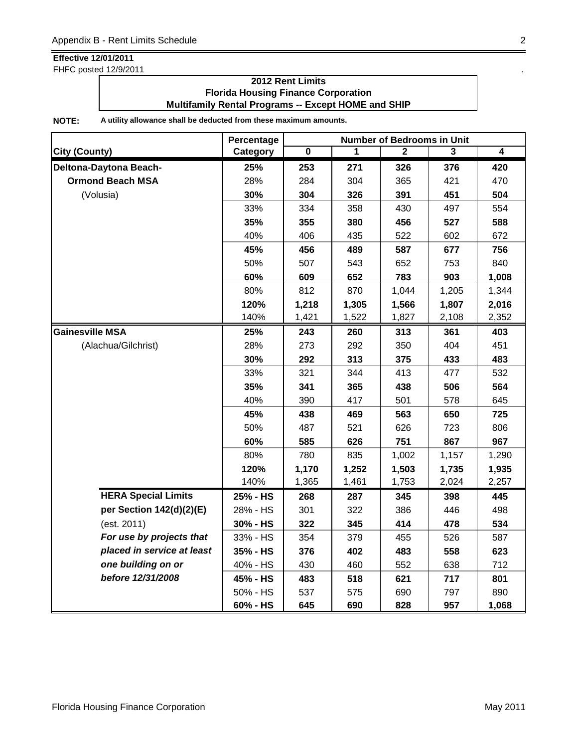**Effective 12/01/2011**
FHFC posted 12/9/2011

**2012 Rent Limits**
**Florida Housing Finance Corporation**
**Multifamily Rental Programs -- Except HOME and SHIP**

**NOTE:** **A utility allowance shall be deducted from these maximum amounts.**

| City (County) | Percentage Category | Number of Bedrooms in Unit 0 | 1 | 2 | 3 | 4 |
|---|---|---|---|---|---|---|
| **Deltona-Daytona Beach-** | **25%** | **253** | **271** | **326** | **376** | **420** |
| **Ormond Beach MSA** | 28% | 284 | 304 | 365 | 421 | 470 |
| (Volusia) | **30%** | **304** | **326** | **391** | **451** | **504** |
| | 33% | 334 | 358 | 430 | 497 | 554 |
| | **35%** | **355** | **380** | **456** | **527** | **588** |
| | 40% | 406 | 435 | 522 | 602 | 672 |
| | **45%** | **456** | **489** | **587** | **677** | **756** |
| | 50% | 507 | 543 | 652 | 753 | 840 |
| | **60%** | **609** | **652** | **783** | **903** | **1,008** |
| | 80% | 812 | 870 | 1,044 | 1,205 | 1,344 |
| | **120%** | **1,218** | **1,305** | **1,566** | **1,807** | **2,016** |
| | 140% | 1,421 | 1,522 | 1,827 | 2,108 | 2,352 |
| **Gainesville MSA** | **25%** | **243** | **260** | **313** | **361** | **403** |
| (Alachua/Gilchrist) | 28% | 273 | 292 | 350 | 404 | 451 |
| | **30%** | **292** | **313** | **375** | **433** | **483** |
| | 33% | 321 | 344 | 413 | 477 | 532 |
| | **35%** | **341** | **365** | **438** | **506** | **564** |
| | 40% | 390 | 417 | 501 | 578 | 645 |
| | **45%** | **438** | **469** | **563** | **650** | **725** |
| | 50% | 487 | 521 | 626 | 723 | 806 |
| | **60%** | **585** | **626** | **751** | **867** | **967** |
| | 80% | 780 | 835 | 1,002 | 1,157 | 1,290 |
| | **120%** | **1,170** | **1,252** | **1,503** | **1,735** | **1,935** |
| | 140% | 1,365 | 1,461 | 1,753 | 2,024 | 2,257 |
| **HERA Special Limits** | **25% - HS** | **268** | **287** | **345** | **398** | **445** |
| **per Section 142(d)(2)(E)** | 28% - HS | 301 | 322 | 386 | 446 | 498 |
| (est. 2011) | **30% - HS** | **322** | **345** | **414** | **478** | **534** |
| ***For use by projects that*** | 33% - HS | 354 | 379 | 455 | 526 | 587 |
| ***placed in service at least*** | **35% - HS** | **376** | **402** | **483** | **558** | **623** |
| ***one building on or*** | 40% - HS | 430 | 460 | 552 | 638 | 712 |
| ***before 12/31/2008*** | **45% - HS** | **483** | **518** | **621** | **717** | **801** |
| | 50% - HS | 537 | 575 | 690 | 797 | 890 |
| | **60% - HS** | **645** | **690** | **828** | **957** | **1,068** |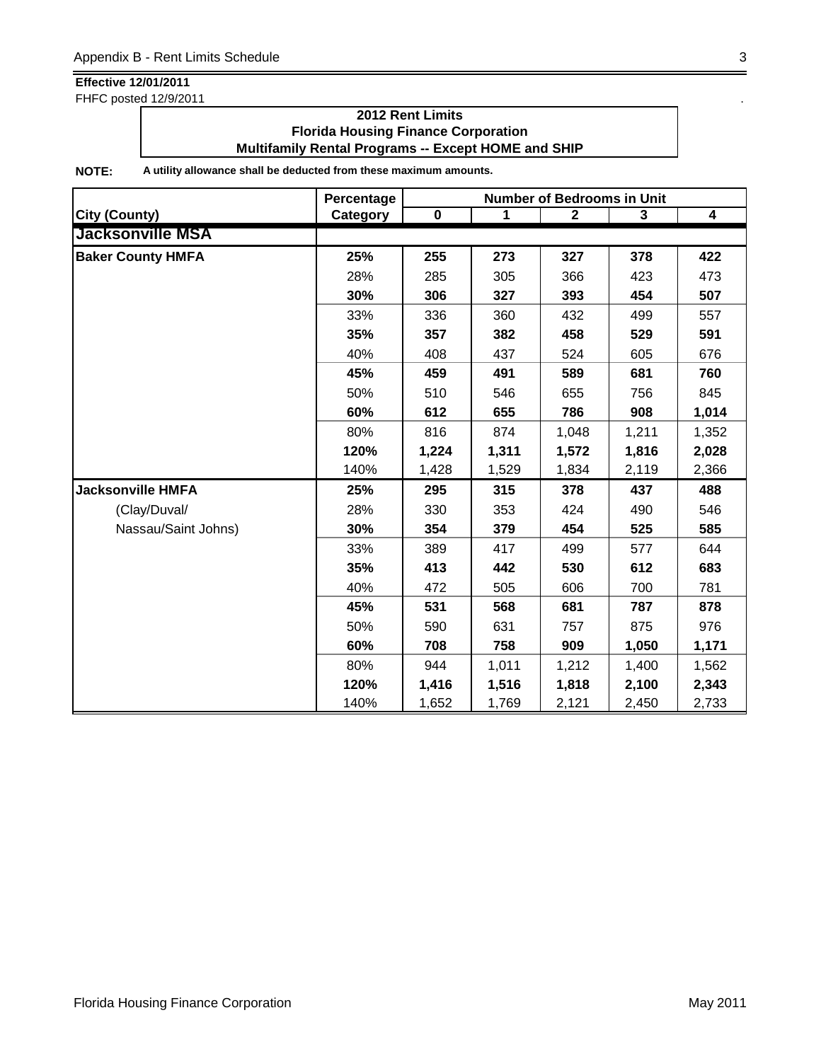**Effective 12/01/2011**

FHFC posted 12/9/2011

**2012 Rent Limits**
**Florida Housing Finance Corporation**
**Multifamily Rental Programs -- Except HOME and SHIP**

**NOTE:** **A utility allowance shall be deducted from these maximum amounts.**

| City (County) | Percentage Category | Number of Bedrooms in Unit 0 | 1 | 2 | 3 | 4 |
|---|---|---|---|---|---|---|
| **Jacksonville MSA** | | | | | | |
| **Baker County HMFA** | **25%** | **255** | **273** | **327** | **378** | **422** |
| | 28% | 285 | 305 | 366 | 423 | 473 |
| | **30%** | **306** | **327** | **393** | **454** | **507** |
| | 33% | 336 | 360 | 432 | 499 | 557 |
| | **35%** | **357** | **382** | **458** | **529** | **591** |
| | 40% | 408 | 437 | 524 | 605 | 676 |
| | **45%** | **459** | **491** | **589** | **681** | **760** |
| | 50% | 510 | 546 | 655 | 756 | 845 |
| | **60%** | **612** | **655** | **786** | **908** | **1,014** |
| | 80% | 816 | 874 | 1,048 | 1,211 | 1,352 |
| | **120%** | **1,224** | **1,311** | **1,572** | **1,816** | **2,028** |
| | 140% | 1,428 | 1,529 | 1,834 | 2,119 | 2,366 |
| **Jacksonville HMFA** | **25%** | **295** | **315** | **378** | **437** | **488** |
| (Clay/Duval/ | 28% | 330 | 353 | 424 | 490 | 546 |
| Nassau/Saint Johns) | **30%** | **354** | **379** | **454** | **525** | **585** |
| | 33% | 389 | 417 | 499 | 577 | 644 |
| | **35%** | **413** | **442** | **530** | **612** | **683** |
| | 40% | 472 | 505 | 606 | 700 | 781 |
| | **45%** | **531** | **568** | **681** | **787** | **878** |
| | 50% | 590 | 631 | 757 | 875 | 976 |
| | **60%** | **708** | **758** | **909** | **1,050** | **1,171** |
| | 80% | 944 | 1,011 | 1,212 | 1,400 | 1,562 |
| | **120%** | **1,416** | **1,516** | **1,818** | **2,100** | **2,343** |
| | 140% | 1,652 | 1,769 | 2,121 | 2,450 | 2,733 |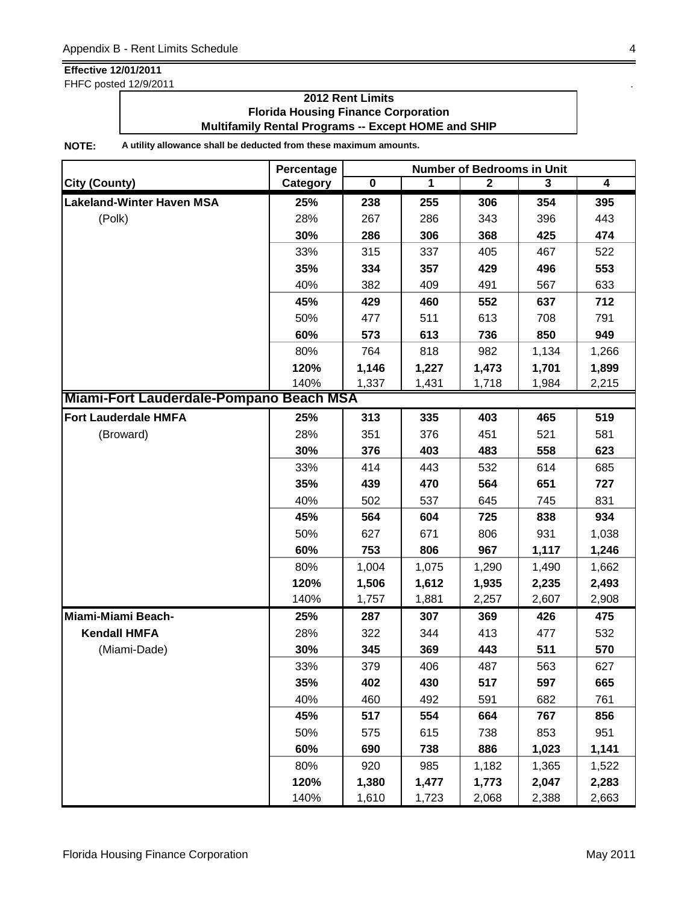**Effective 12/01/2011**

FHFC posted 12/9/2011

**2012 Rent Limits**
**Florida Housing Finance Corporation**
**Multifamily Rental Programs -- Except HOME and SHIP**

**NOTE:** **A utility allowance shall be deducted from these maximum amounts.**

| City (County) | Percentage Category | Number of Bedrooms in Unit 0 | 1 | 2 | 3 | 4 |
|---|---|---|---|---|---|---|
| **Lakeland-Winter Haven MSA** | **25%** | **238** | **255** | **306** | **354** | **395** |
| (Polk) | 28% | 267 | 286 | 343 | 396 | 443 |
| | **30%** | **286** | **306** | **368** | **425** | **474** |
| | 33% | 315 | 337 | 405 | 467 | 522 |
| | **35%** | **334** | **357** | **429** | **496** | **553** |
| | 40% | 382 | 409 | 491 | 567 | 633 |
| | **45%** | **429** | **460** | **552** | **637** | **712** |
| | 50% | 477 | 511 | 613 | 708 | 791 |
| | **60%** | **573** | **613** | **736** | **850** | **949** |
| | 80% | 764 | 818 | 982 | 1,134 | 1,266 |
| | **120%** | **1,146** | **1,227** | **1,473** | **1,701** | **1,899** |
| | 140% | 1,337 | 1,431 | 1,718 | 1,984 | 2,215 |
| **Miami-Fort Lauderdale-Pompano Beach MSA** | | | | | | |
| **Fort Lauderdale HMFA** | **25%** | **313** | **335** | **403** | **465** | **519** |
| (Broward) | 28% | 351 | 376 | 451 | 521 | 581 |
| | **30%** | **376** | **403** | **483** | **558** | **623** |
| | 33% | 414 | 443 | 532 | 614 | 685 |
| | **35%** | **439** | **470** | **564** | **651** | **727** |
| | 40% | 502 | 537 | 645 | 745 | 831 |
| | **45%** | **564** | **604** | **725** | **838** | **934** |
| | 50% | 627 | 671 | 806 | 931 | 1,038 |
| | **60%** | **753** | **806** | **967** | **1,117** | **1,246** |
| | 80% | 1,004 | 1,075 | 1,290 | 1,490 | 1,662 |
| | **120%** | **1,506** | **1,612** | **1,935** | **2,235** | **2,493** |
| | 140% | 1,757 | 1,881 | 2,257 | 2,607 | 2,908 |
| **Miami-Miami Beach-** | **25%** | **287** | **307** | **369** | **426** | **475** |
| **Kendall HMFA** | 28% | 322 | 344 | 413 | 477 | 532 |
| (Miami-Dade) | **30%** | **345** | **369** | **443** | **511** | **570** |
| | 33% | 379 | 406 | 487 | 563 | 627 |
| | **35%** | **402** | **430** | **517** | **597** | **665** |
| | 40% | 460 | 492 | 591 | 682 | 761 |
| | **45%** | **517** | **554** | **664** | **767** | **856** |
| | 50% | 575 | 615 | 738 | 853 | 951 |
| | **60%** | **690** | **738** | **886** | **1,023** | **1,141** |
| | 80% | 920 | 985 | 1,182 | 1,365 | 1,522 |
| | **120%** | **1,380** | **1,477** | **1,773** | **2,047** | **2,283** |
| | 140% | 1,610 | 1,723 | 2,068 | 2,388 | 2,663 |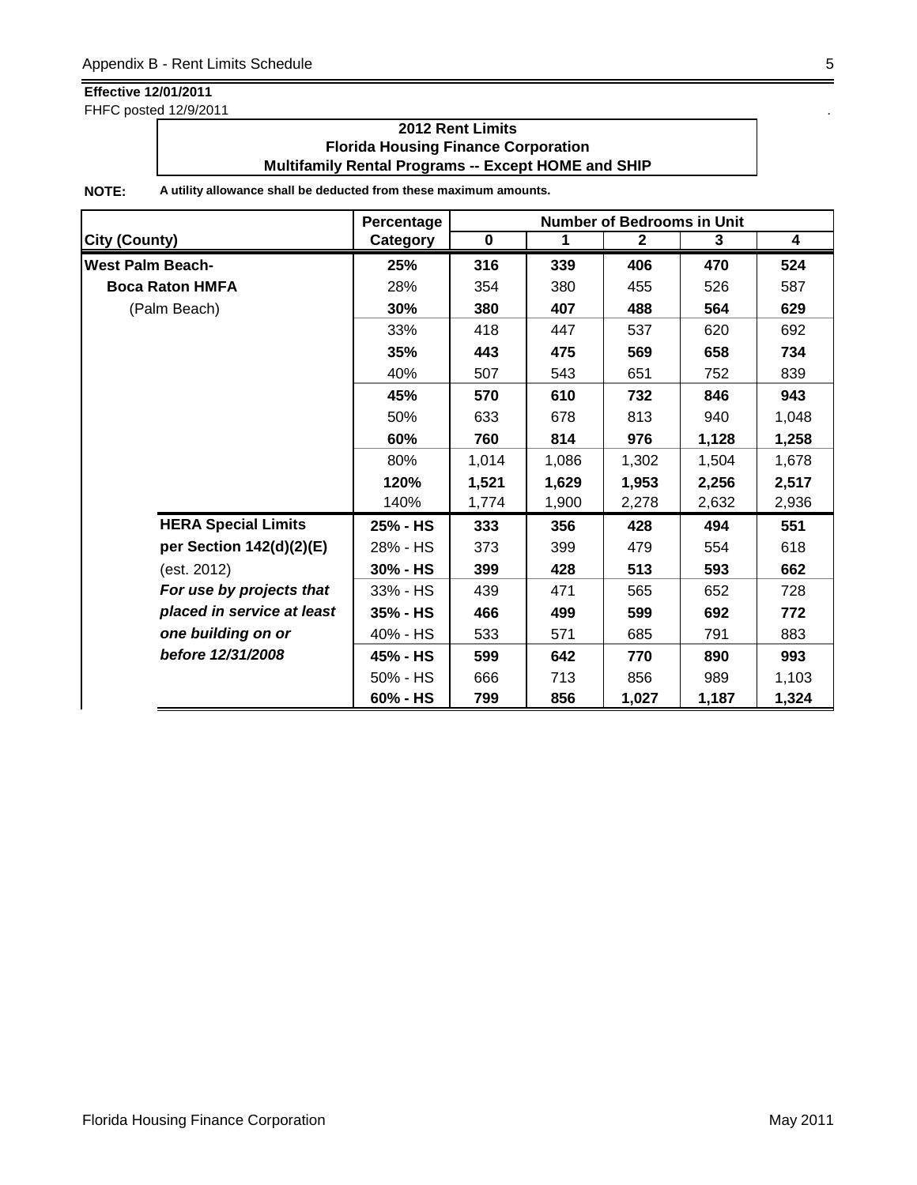**Effective 12/01/2011**

FHFC posted 12/9/2011

**2012 Rent Limits**
**Florida Housing Finance Corporation**
**Multifamily Rental Programs -- Except HOME and SHIP**

**NOTE:** **A utility allowance shall be deducted from these maximum amounts.**

| City (County) | | Percentage Category | Number of Bedrooms in Unit 0 | 1 | 2 | 3 | 4 |
|---|---|---|---|---|---|---|---|
| **West Palm Beach-** | | **25%** | **316** | **339** | **406** | **470** | **524** |
| **Boca Raton HMFA** | | 28% | 354 | 380 | 455 | 526 | 587 |
| (Palm Beach) | | **30%** | **380** | **407** | **488** | **564** | **629** |
| | | 33% | 418 | 447 | 537 | 620 | 692 |
| | | **35%** | **443** | **475** | **569** | **658** | **734** |
| | | 40% | 507 | 543 | 651 | 752 | 839 |
| | | **45%** | **570** | **610** | **732** | **846** | **943** |
| | | 50% | 633 | 678 | 813 | 940 | 1,048 |
| | | **60%** | **760** | **814** | **976** | **1,128** | **1,258** |
| | | 80% | 1,014 | 1,086 | 1,302 | 1,504 | 1,678 |
| | | **120%** | **1,521** | **1,629** | **1,953** | **2,256** | **2,517** |
| | | 140% | 1,774 | 1,900 | 2,278 | 2,632 | 2,936 |
| | **HERA Special Limits** | **25% - HS** | **333** | **356** | **428** | **494** | **551** |
| | **per Section 142(d)(2)(E)** | 28% - HS | 373 | 399 | 479 | 554 | 618 |
| | (est. 2012) | **30% - HS** | **399** | **428** | **513** | **593** | **662** |
| | ***For use by projects that*** | 33% - HS | 439 | 471 | 565 | 652 | 728 |
| | ***placed in service at least*** | **35% - HS** | **466** | **499** | **599** | **692** | **772** |
| | ***one building on or*** | 40% - HS | 533 | 571 | 685 | 791 | 883 |
| | ***before 12/31/2008*** | **45% - HS** | **599** | **642** | **770** | **890** | **993** |
| | | 50% - HS | 666 | 713 | 856 | 989 | 1,103 |
| | | **60% - HS** | **799** | **856** | **1,027** | **1,187** | **1,324** |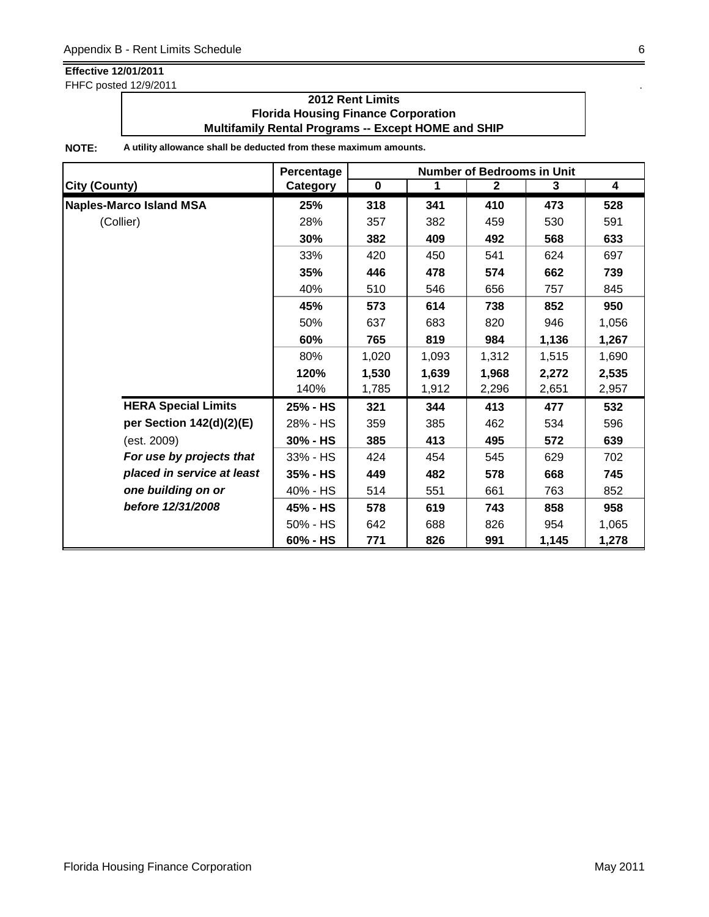**Effective 12/01/2011**
FHFC posted 12/9/2011

**2012 Rent Limits**
**Florida Housing Finance Corporation**
**Multifamily Rental Programs -- Except HOME and SHIP**

**NOTE:** **A utility allowance shall be deducted from these maximum amounts.**

| City (County) | Percentage Category | Number of Bedrooms in Unit 0 | 1 | 2 | 3 | 4 |
|---|---|---|---|---|---|---|
| **Naples-Marco Island MSA** | **25%** | **318** | **341** | **410** | **473** | **528** |
| (Collier) | 28% | 357 | 382 | 459 | 530 | 591 |
| | **30%** | **382** | **409** | **492** | **568** | **633** |
| | 33% | 420 | 450 | 541 | 624 | 697 |
| | **35%** | **446** | **478** | **574** | **662** | **739** |
| | 40% | 510 | 546 | 656 | 757 | 845 |
| | **45%** | **573** | **614** | **738** | **852** | **950** |
| | 50% | 637 | 683 | 820 | 946 | 1,056 |
| | **60%** | **765** | **819** | **984** | **1,136** | **1,267** |
| | 80% | 1,020 | 1,093 | 1,312 | 1,515 | 1,690 |
| | **120%** | **1,530** | **1,639** | **1,968** | **2,272** | **2,535** |
| | 140% | 1,785 | 1,912 | 2,296 | 2,651 | 2,957 |
| **HERA Special Limits** | **25% - HS** | **321** | **344** | **413** | **477** | **532** |
| **per Section 142(d)(2)(E)** | 28% - HS | 359 | 385 | 462 | 534 | 596 |
| (est. 2009) | **30% - HS** | **385** | **413** | **495** | **572** | **639** |
| ***For use by projects that*** | 33% - HS | 424 | 454 | 545 | 629 | 702 |
| ***placed in service at least*** | **35% - HS** | **449** | **482** | **578** | **668** | **745** |
| ***one building on or*** | 40% - HS | 514 | 551 | 661 | 763 | 852 |
| ***before 12/31/2008*** | **45% - HS** | **578** | **619** | **743** | **858** | **958** |
| | 50% - HS | 642 | 688 | 826 | 954 | 1,065 |
| | **60% - HS** | **771** | **826** | **991** | **1,145** | **1,278** |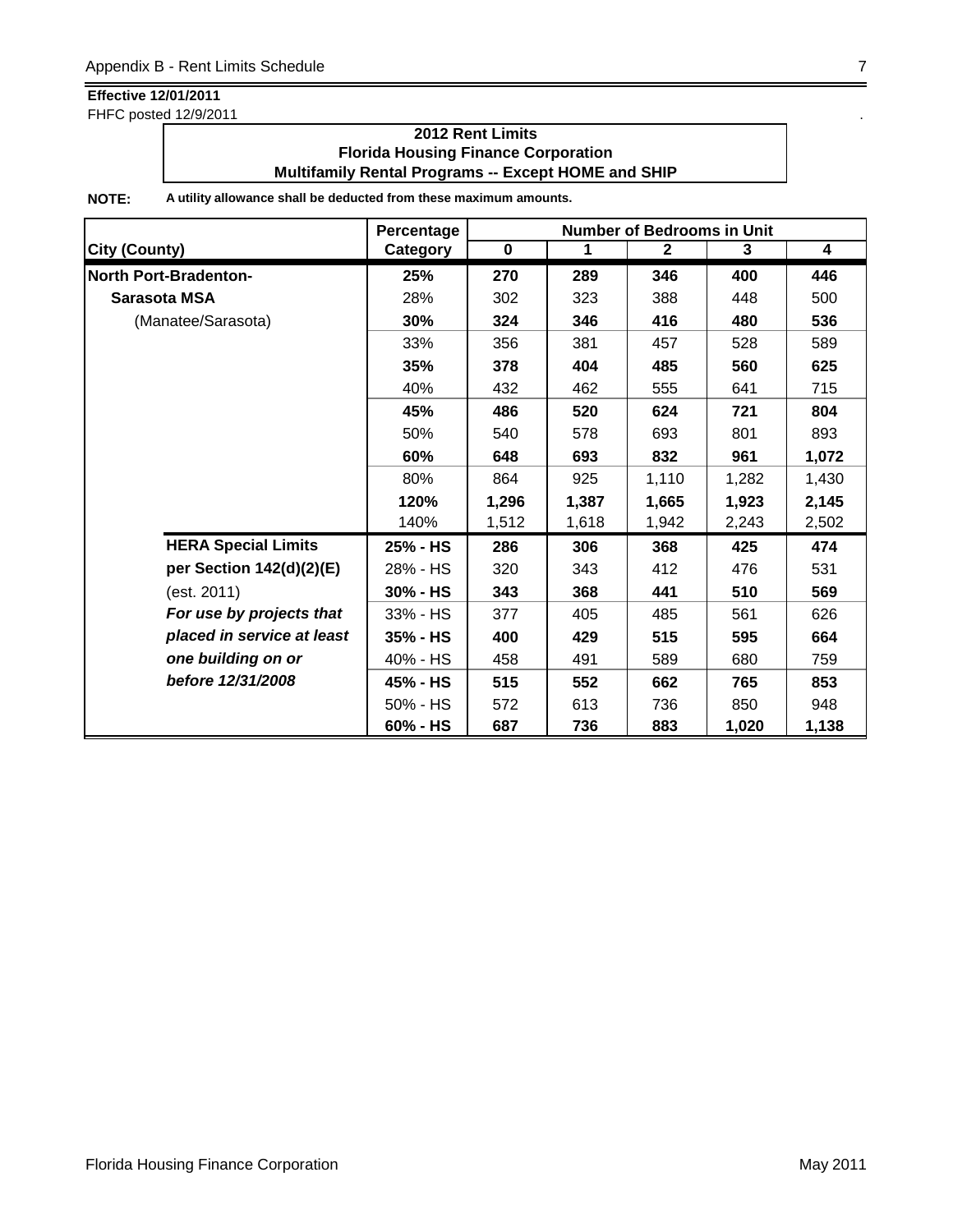**Effective 12/01/2011**
FHFC posted 12/9/2011

**2012 Rent Limits**
**Florida Housing Finance Corporation**
**Multifamily Rental Programs -- Except HOME and SHIP**

**NOTE:** **A utility allowance shall be deducted from these maximum amounts.**

| City (County) | Percentage Category | Number of Bedrooms in Unit 0 | 1 | 2 | 3 | 4 |
|---|---|---|---|---|---|---|
| **North Port-Bradenton-** | **25%** | **270** | **289** | **346** | **400** | **446** |
| **Sarasota MSA** | 28% | 302 | 323 | 388 | 448 | 500 |
| (Manatee/Sarasota) | **30%** | **324** | **346** | **416** | **480** | **536** |
| | 33% | 356 | 381 | 457 | 528 | 589 |
| | **35%** | **378** | **404** | **485** | **560** | **625** |
| | 40% | 432 | 462 | 555 | 641 | 715 |
| | **45%** | **486** | **520** | **624** | **721** | **804** |
| | 50% | 540 | 578 | 693 | 801 | 893 |
| | **60%** | **648** | **693** | **832** | **961** | **1,072** |
| | 80% | 864 | 925 | 1,110 | 1,282 | 1,430 |
| | **120%** | **1,296** | **1,387** | **1,665** | **1,923** | **2,145** |
| | 140% | 1,512 | 1,618 | 1,942 | 2,243 | 2,502 |
| **HERA Special Limits** | **25% - HS** | **286** | **306** | **368** | **425** | **474** |
| **per Section 142(d)(2)(E)** | 28% - HS | 320 | 343 | 412 | 476 | 531 |
| (est. 2011) | **30% - HS** | **343** | **368** | **441** | **510** | **569** |
| ***For use by projects that*** | 33% - HS | 377 | 405 | 485 | 561 | 626 |
| ***placed in service at least*** | **35% - HS** | **400** | **429** | **515** | **595** | **664** |
| ***one building on or*** | 40% - HS | 458 | 491 | 589 | 680 | 759 |
| ***before 12/31/2008*** | **45% - HS** | **515** | **552** | **662** | **765** | **853** |
| | 50% - HS | 572 | 613 | 736 | 850 | 948 |
| | **60% - HS** | **687** | **736** | **883** | **1,020** | **1,138** |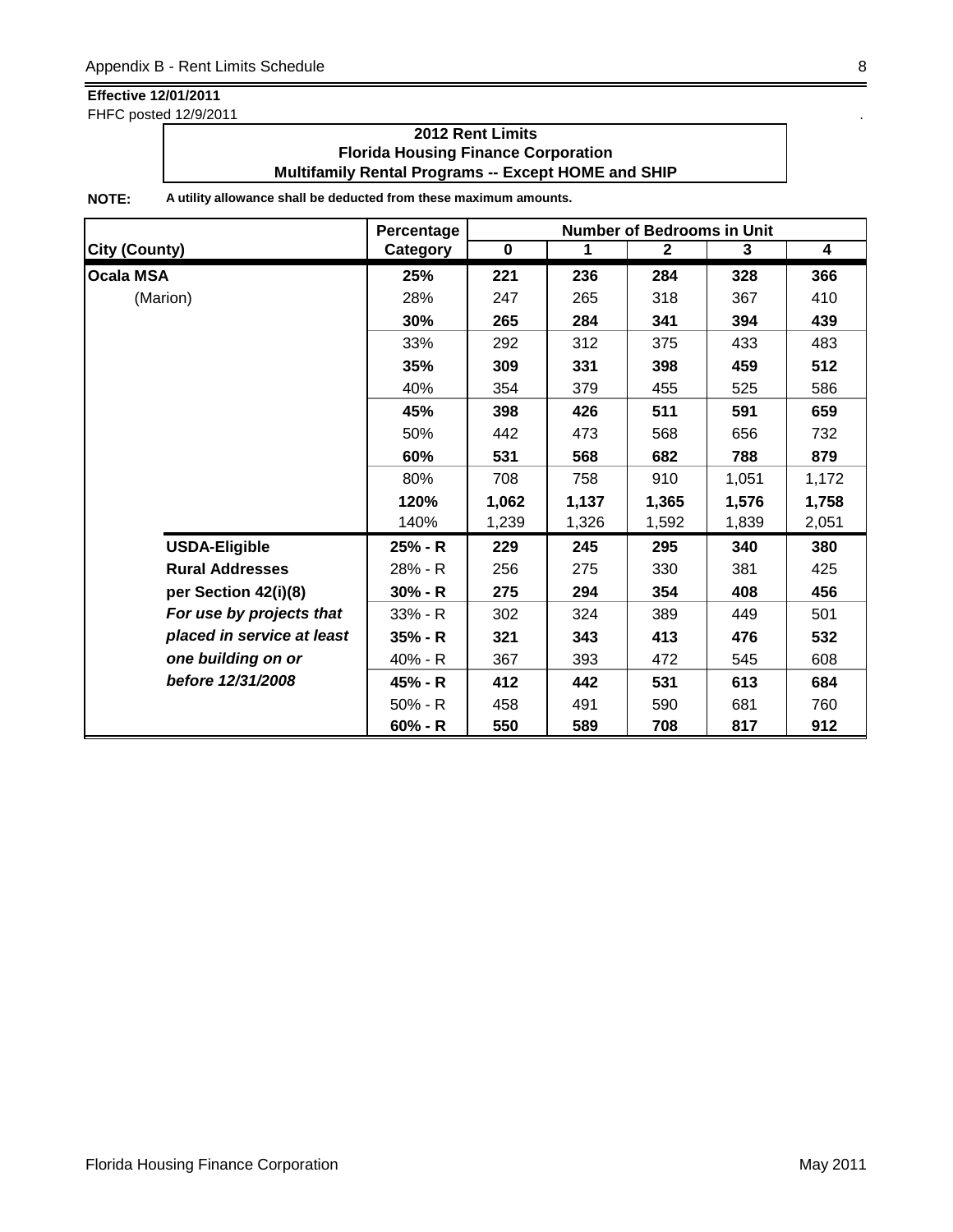**Effective 12/01/2011**
FHFC posted 12/9/2011

**2012 Rent Limits**
**Florida Housing Finance Corporation**
**Multifamily Rental Programs -- Except HOME and SHIP**

**NOTE:** **A utility allowance shall be deducted from these maximum amounts.**

| City (County) | Percentage Category | Number of Bedrooms in Unit 0 | 1 | 2 | 3 | 4 |
|---|---|---|---|---|---|---|
| **Ocala MSA** | **25%** | **221** | **236** | **284** | **328** | **366** |
| (Marion) | 28% | 247 | 265 | 318 | 367 | 410 |
| | **30%** | **265** | **284** | **341** | **394** | **439** |
| | 33% | 292 | 312 | 375 | 433 | 483 |
| | **35%** | **309** | **331** | **398** | **459** | **512** |
| | 40% | 354 | 379 | 455 | 525 | 586 |
| | **45%** | **398** | **426** | **511** | **591** | **659** |
| | 50% | 442 | 473 | 568 | 656 | 732 |
| | **60%** | **531** | **568** | **682** | **788** | **879** |
| | 80% | 708 | 758 | 910 | 1,051 | 1,172 |
| | **120%** | **1,062** | **1,137** | **1,365** | **1,576** | **1,758** |
| | 140% | 1,239 | 1,326 | 1,592 | 1,839 | 2,051 |
| **USDA-Eligible** | **25% - R** | **229** | **245** | **295** | **340** | **380** |
| **Rural Addresses** | 28% - R | 256 | 275 | 330 | 381 | 425 |
| **per Section 42(i)(8)** | **30% - R** | **275** | **294** | **354** | **408** | **456** |
| ***For use by projects that*** | 33% - R | 302 | 324 | 389 | 449 | 501 |
| ***placed in service at least*** | **35% - R** | **321** | **343** | **413** | **476** | **532** |
| ***one building on or*** | 40% - R | 367 | 393 | 472 | 545 | 608 |
| ***before 12/31/2008*** | **45% - R** | **412** | **442** | **531** | **613** | **684** |
| | 50% - R | 458 | 491 | 590 | 681 | 760 |
| | **60% - R** | **550** | **589** | **708** | **817** | **912** |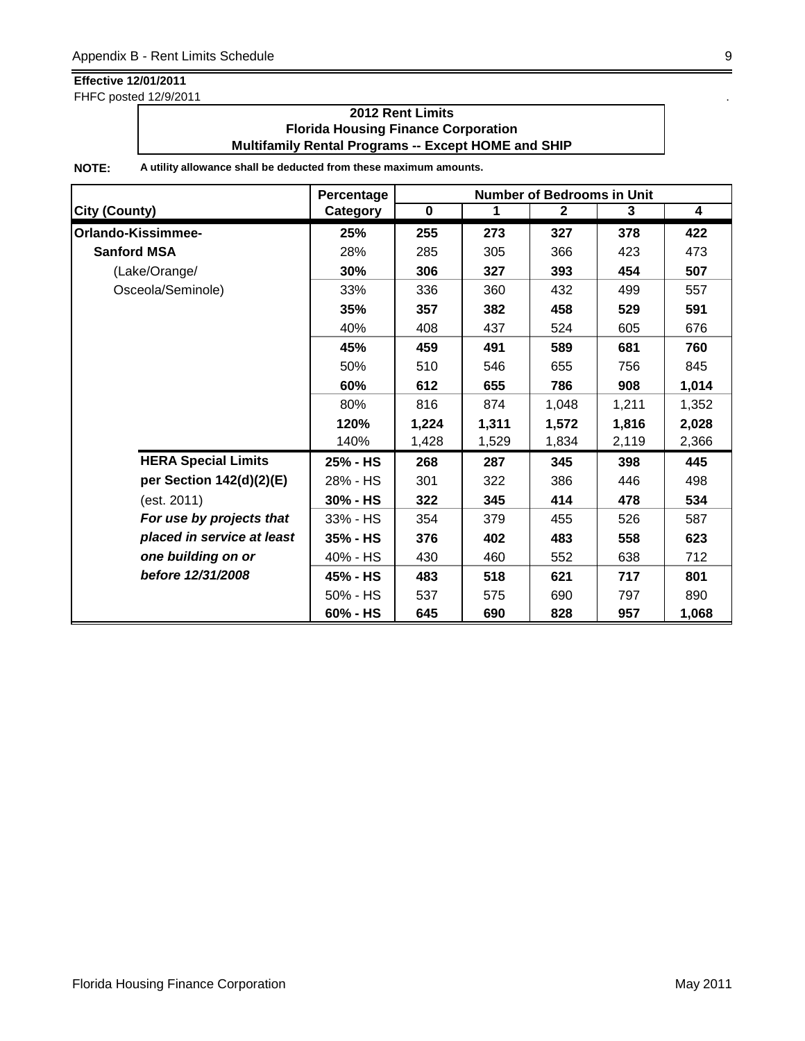**Effective 12/01/2011**
FHFC posted 12/9/2011

**2012 Rent Limits**
**Florida Housing Finance Corporation**
**Multifamily Rental Programs -- Except HOME and SHIP**

**NOTE:** **A utility allowance shall be deducted from these maximum amounts.**

| City (County) | Percentage Category | Number of Bedrooms in Unit 0 | 1 | 2 | 3 | 4 |
|---|---|---|---|---|---|---|
| **Orlando-Kissimmee-** | **25%** | **255** | **273** | **327** | **378** | **422** |
| **Sanford MSA** | 28% | 285 | 305 | 366 | 423 | 473 |
| (Lake/Orange/ | **30%** | **306** | **327** | **393** | **454** | **507** |
| Osceola/Seminole) | 33% | 336 | 360 | 432 | 499 | 557 |
| | **35%** | **357** | **382** | **458** | **529** | **591** |
| | 40% | 408 | 437 | 524 | 605 | 676 |
| | **45%** | **459** | **491** | **589** | **681** | **760** |
| | 50% | 510 | 546 | 655 | 756 | 845 |
| | **60%** | **612** | **655** | **786** | **908** | **1,014** |
| | 80% | 816 | 874 | 1,048 | 1,211 | 1,352 |
| | **120%** | **1,224** | **1,311** | **1,572** | **1,816** | **2,028** |
| | 140% | 1,428 | 1,529 | 1,834 | 2,119 | 2,366 |
| **HERA Special Limits** | **25% - HS** | **268** | **287** | **345** | **398** | **445** |
| **per Section 142(d)(2)(E)** | 28% - HS | 301 | 322 | 386 | 446 | 498 |
| (est. 2011) | **30% - HS** | **322** | **345** | **414** | **478** | **534** |
| ***For use by projects that*** | 33% - HS | 354 | 379 | 455 | 526 | 587 |
| ***placed in service at least*** | **35% - HS** | **376** | **402** | **483** | **558** | **623** |
| ***one building on or*** | 40% - HS | 430 | 460 | 552 | 638 | 712 |
| ***before 12/31/2008*** | **45% - HS** | **483** | **518** | **621** | **717** | **801** |
| | 50% - HS | 537 | 575 | 690 | 797 | 890 |
| | **60% - HS** | **645** | **690** | **828** | **957** | **1,068** |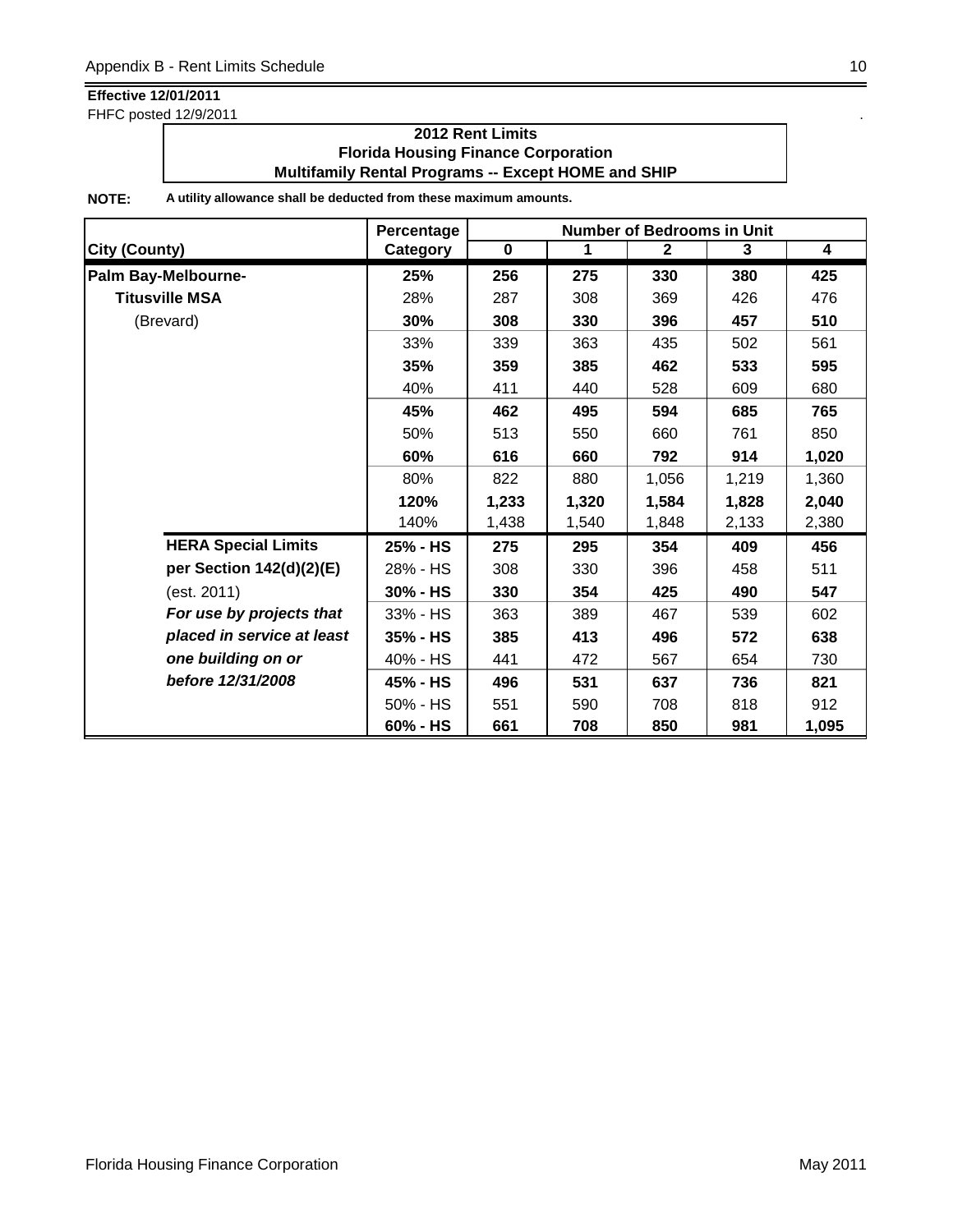**Effective 12/01/2011**
FHFC posted 12/9/2011

**2012 Rent Limits**
**Florida Housing Finance Corporation**
**Multifamily Rental Programs -- Except HOME and SHIP**

**NOTE:** **A utility allowance shall be deducted from these maximum amounts.**

| City (County) | Percentage Category | Number of Bedrooms in Unit 0 | 1 | 2 | 3 | 4 |
|---|---|---|---|---|---|---|
| **Palm Bay-Melbourne-** | **25%** | **256** | **275** | **330** | **380** | **425** |
| **Titusville MSA** | 28% | 287 | 308 | 369 | 426 | 476 |
| (Brevard) | **30%** | **308** | **330** | **396** | **457** | **510** |
| | 33% | 339 | 363 | 435 | 502 | 561 |
| | **35%** | **359** | **385** | **462** | **533** | **595** |
| | 40% | 411 | 440 | 528 | 609 | 680 |
| | **45%** | **462** | **495** | **594** | **685** | **765** |
| | 50% | 513 | 550 | 660 | 761 | 850 |
| | **60%** | **616** | **660** | **792** | **914** | **1,020** |
| | 80% | 822 | 880 | 1,056 | 1,219 | 1,360 |
| | **120%** | **1,233** | **1,320** | **1,584** | **1,828** | **2,040** |
| | 140% | 1,438 | 1,540 | 1,848 | 2,133 | 2,380 |
| **HERA Special Limits** | **25% - HS** | **275** | **295** | **354** | **409** | **456** |
| **per Section 142(d)(2)(E)** | 28% - HS | 308 | 330 | 396 | 458 | 511 |
| (est. 2011) | **30% - HS** | **330** | **354** | **425** | **490** | **547** |
| ***For use by projects that*** | 33% - HS | 363 | 389 | 467 | 539 | 602 |
| ***placed in service at least*** | **35% - HS** | **385** | **413** | **496** | **572** | **638** |
| ***one building on or*** | 40% - HS | 441 | 472 | 567 | 654 | 730 |
| ***before 12/31/2008*** | **45% - HS** | **496** | **531** | **637** | **736** | **821** |
| | 50% - HS | 551 | 590 | 708 | 818 | 912 |
| | **60% - HS** | **661** | **708** | **850** | **981** | **1,095** |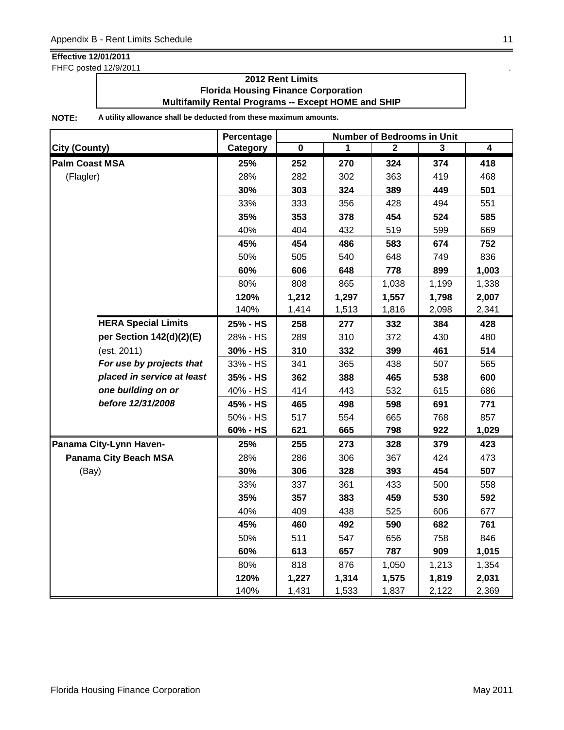**Effective 12/01/2011**
FHFC posted 12/9/2011

**2012 Rent Limits**
**Florida Housing Finance Corporation**
**Multifamily Rental Programs -- Except HOME and SHIP**

**NOTE:** **A utility allowance shall be deducted from these maximum amounts.**

| City (County) | Percentage Category | Number of Bedrooms in Unit 0 | 1 | 2 | 3 | 4 |
|---|---|---|---|---|---|---|
| **Palm Coast MSA** | **25%** | **252** | **270** | **324** | **374** | **418** |
| (Flagler) | 28% | 282 | 302 | 363 | 419 | 468 |
| | **30%** | **303** | **324** | **389** | **449** | **501** |
| | 33% | 333 | 356 | 428 | 494 | 551 |
| | **35%** | **353** | **378** | **454** | **524** | **585** |
| | 40% | 404 | 432 | 519 | 599 | 669 |
| | **45%** | **454** | **486** | **583** | **674** | **752** |
| | 50% | 505 | 540 | 648 | 749 | 836 |
| | **60%** | **606** | **648** | **778** | **899** | **1,003** |
| | 80% | 808 | 865 | 1,038 | 1,199 | 1,338 |
| | **120%** | **1,212** | **1,297** | **1,557** | **1,798** | **2,007** |
| | 140% | 1,414 | 1,513 | 1,816 | 2,098 | 2,341 |
| **HERA Special Limits** | **25% - HS** | **258** | **277** | **332** | **384** | **428** |
| **per Section 142(d)(2)(E)** | 28% - HS | 289 | 310 | 372 | 430 | 480 |
| (est. 2011) | **30% - HS** | **310** | **332** | **399** | **461** | **514** |
| ***For use by projects that*** | 33% - HS | 341 | 365 | 438 | 507 | 565 |
| ***placed in service at least*** | **35% - HS** | **362** | **388** | **465** | **538** | **600** |
| ***one building on or*** | 40% - HS | 414 | 443 | 532 | 615 | 686 |
| ***before 12/31/2008*** | **45% - HS** | **465** | **498** | **598** | **691** | **771** |
| | 50% - HS | 517 | 554 | 665 | 768 | 857 |
| | **60% - HS** | **621** | **665** | **798** | **922** | **1,029** |
| **Panama City-Lynn Haven-** | **25%** | **255** | **273** | **328** | **379** | **423** |
| **Panama City Beach MSA** | 28% | 286 | 306 | 367 | 424 | 473 |
| (Bay) | **30%** | **306** | **328** | **393** | **454** | **507** |
| | 33% | 337 | 361 | 433 | 500 | 558 |
| | **35%** | **357** | **383** | **459** | **530** | **592** |
| | 40% | 409 | 438 | 525 | 606 | 677 |
| | **45%** | **460** | **492** | **590** | **682** | **761** |
| | 50% | 511 | 547 | 656 | 758 | 846 |
| | **60%** | **613** | **657** | **787** | **909** | **1,015** |
| | 80% | 818 | 876 | 1,050 | 1,213 | 1,354 |
| | **120%** | **1,227** | **1,314** | **1,575** | **1,819** | **2,031** |
| | 140% | 1,431 | 1,533 | 1,837 | 2,122 | 2,369 |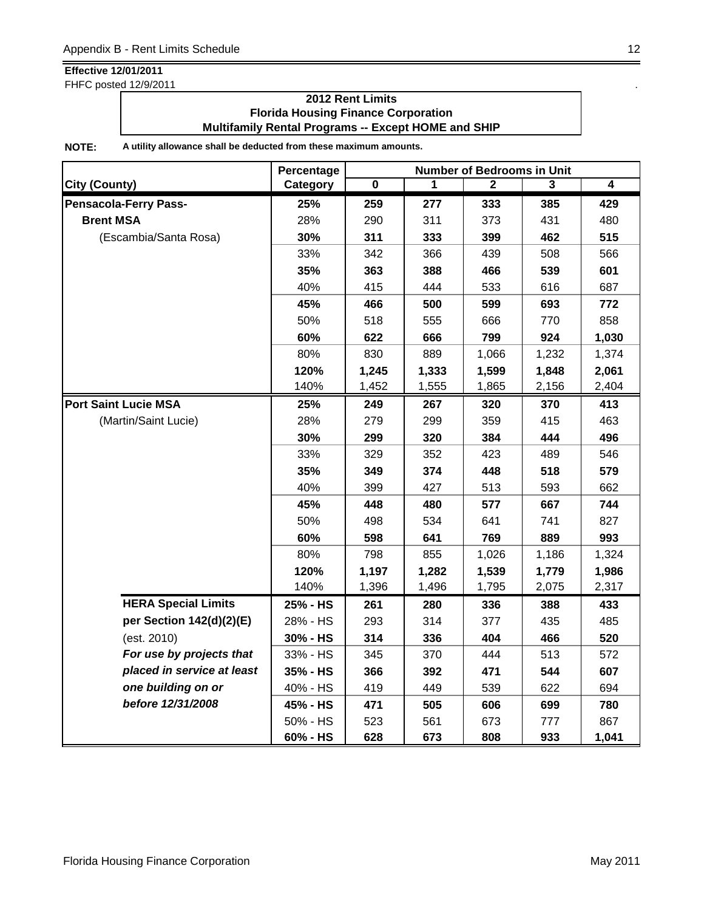**Effective 12/01/2011**

FHFC posted 12/9/2011

**2012 Rent Limits**
**Florida Housing Finance Corporation**
**Multifamily Rental Programs -- Except HOME and SHIP**

**NOTE:** **A utility allowance shall be deducted from these maximum amounts.**

| City (County) | Percentage Category | Number of Bedrooms in Unit 0 | 1 | 2 | 3 | 4 |
|---|---|---|---|---|---|---|
| **Pensacola-Ferry Pass-** | **25%** | **259** | **277** | **333** | **385** | **429** |
| **Brent MSA** | 28% | 290 | 311 | 373 | 431 | 480 |
| (Escambia/Santa Rosa) | **30%** | **311** | **333** | **399** | **462** | **515** |
| | 33% | 342 | 366 | 439 | 508 | 566 |
| | **35%** | **363** | **388** | **466** | **539** | **601** |
| | 40% | 415 | 444 | 533 | 616 | 687 |
| | **45%** | **466** | **500** | **599** | **693** | **772** |
| | 50% | 518 | 555 | 666 | 770 | 858 |
| | **60%** | **622** | **666** | **799** | **924** | **1,030** |
| | 80% | 830 | 889 | 1,066 | 1,232 | 1,374 |
| | **120%** | **1,245** | **1,333** | **1,599** | **1,848** | **2,061** |
| | 140% | 1,452 | 1,555 | 1,865 | 2,156 | 2,404 |
| **Port Saint Lucie MSA** | **25%** | **249** | **267** | **320** | **370** | **413** |
| (Martin/Saint Lucie) | 28% | 279 | 299 | 359 | 415 | 463 |
| | **30%** | **299** | **320** | **384** | **444** | **496** |
| | 33% | 329 | 352 | 423 | 489 | 546 |
| | **35%** | **349** | **374** | **448** | **518** | **579** |
| | 40% | 399 | 427 | 513 | 593 | 662 |
| | **45%** | **448** | **480** | **577** | **667** | **744** |
| | 50% | 498 | 534 | 641 | 741 | 827 |
| | **60%** | **598** | **641** | **769** | **889** | **993** |
| | 80% | 798 | 855 | 1,026 | 1,186 | 1,324 |
| | **120%** | **1,197** | **1,282** | **1,539** | **1,779** | **1,986** |
| | 140% | 1,396 | 1,496 | 1,795 | 2,075 | 2,317 |
| **HERA Special Limits** | **25% - HS** | **261** | **280** | **336** | **388** | **433** |
| **per Section 142(d)(2)(E)** | 28% - HS | 293 | 314 | 377 | 435 | 485 |
| (est. 2010) | **30% - HS** | **314** | **336** | **404** | **466** | **520** |
| ***For use by projects that*** | 33% - HS | 345 | 370 | 444 | 513 | 572 |
| ***placed in service at least*** | **35% - HS** | **366** | **392** | **471** | **544** | **607** |
| ***one building on or*** | 40% - HS | 419 | 449 | 539 | 622 | 694 |
| ***before 12/31/2008*** | **45% - HS** | **471** | **505** | **606** | **699** | **780** |
| | 50% - HS | 523 | 561 | 673 | 777 | 867 |
| | **60% - HS** | **628** | **673** | **808** | **933** | **1,041** |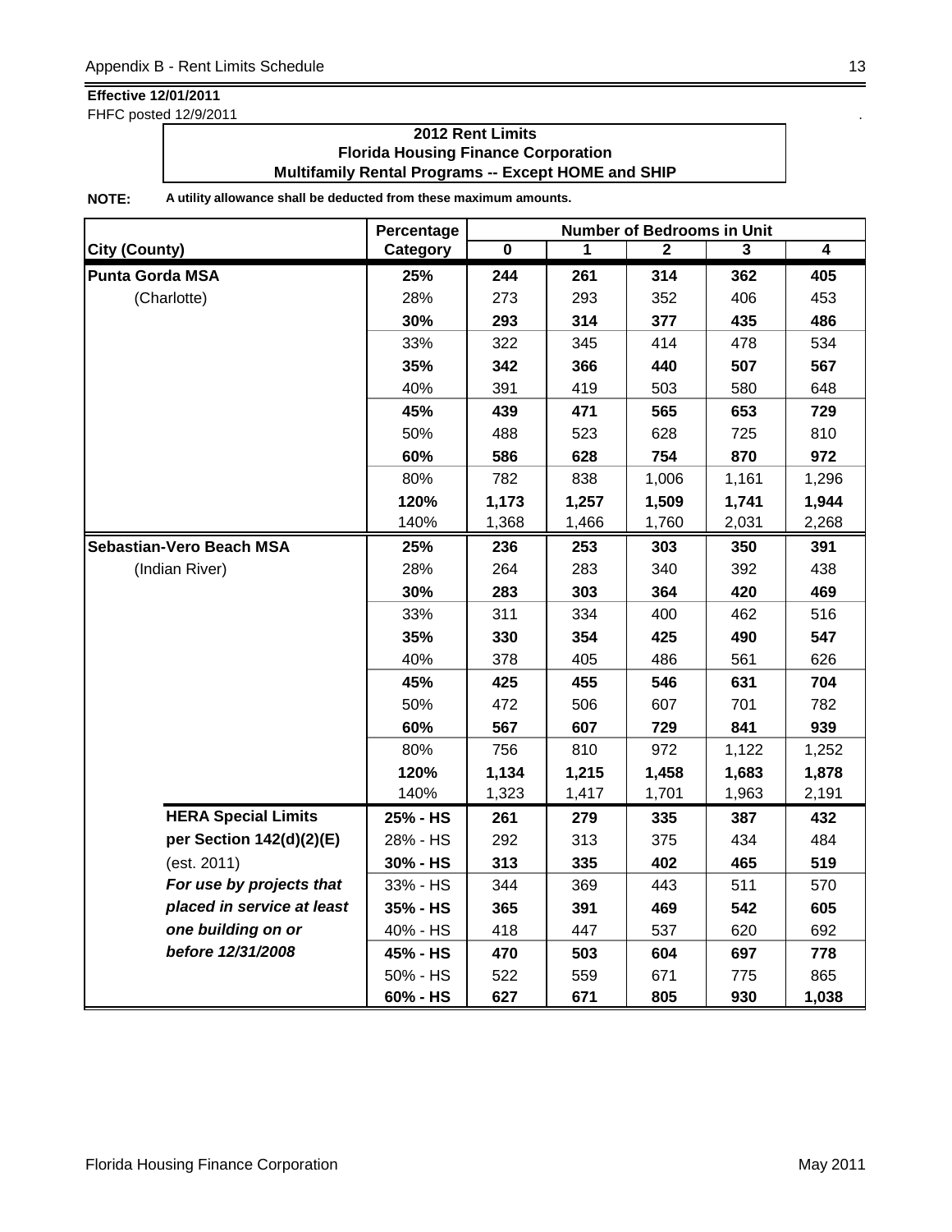**Effective 12/01/2011**

FHFC posted 12/9/2011

**2012 Rent Limits**
**Florida Housing Finance Corporation**
**Multifamily Rental Programs -- Except HOME and SHIP**

**NOTE:** **A utility allowance shall be deducted from these maximum amounts.**

| City (County) | Percentage Category | Number of Bedrooms in Unit 0 | 1 | 2 | 3 | 4 |
|---|---|---|---|---|---|---|
| **Punta Gorda MSA** | **25%** | **244** | **261** | **314** | **362** | **405** |
| (Charlotte) | 28% | 273 | 293 | 352 | 406 | 453 |
| | **30%** | **293** | **314** | **377** | **435** | **486** |
| | 33% | 322 | 345 | 414 | 478 | 534 |
| | **35%** | **342** | **366** | **440** | **507** | **567** |
| | 40% | 391 | 419 | 503 | 580 | 648 |
| | **45%** | **439** | **471** | **565** | **653** | **729** |
| | 50% | 488 | 523 | 628 | 725 | 810 |
| | **60%** | **586** | **628** | **754** | **870** | **972** |
| | 80% | 782 | 838 | 1,006 | 1,161 | 1,296 |
| | **120%** | **1,173** | **1,257** | **1,509** | **1,741** | **1,944** |
| | 140% | 1,368 | 1,466 | 1,760 | 2,031 | 2,268 |
| **Sebastian-Vero Beach MSA** | **25%** | **236** | **253** | **303** | **350** | **391** |
| (Indian River) | 28% | 264 | 283 | 340 | 392 | 438 |
| | **30%** | **283** | **303** | **364** | **420** | **469** |
| | 33% | 311 | 334 | 400 | 462 | 516 |
| | **35%** | **330** | **354** | **425** | **490** | **547** |
| | 40% | 378 | 405 | 486 | 561 | 626 |
| | **45%** | **425** | **455** | **546** | **631** | **704** |
| | 50% | 472 | 506 | 607 | 701 | 782 |
| | **60%** | **567** | **607** | **729** | **841** | **939** |
| | 80% | 756 | 810 | 972 | 1,122 | 1,252 |
| | **120%** | **1,134** | **1,215** | **1,458** | **1,683** | **1,878** |
| | 140% | 1,323 | 1,417 | 1,701 | 1,963 | 2,191 |
| **HERA Special Limits** | **25% - HS** | **261** | **279** | **335** | **387** | **432** |
| **per Section 142(d)(2)(E)** | 28% - HS | 292 | 313 | 375 | 434 | 484 |
| (est. 2011) | **30% - HS** | **313** | **335** | **402** | **465** | **519** |
| ***For use by projects that*** | 33% - HS | 344 | 369 | 443 | 511 | 570 |
| ***placed in service at least*** | **35% - HS** | **365** | **391** | **469** | **542** | **605** |
| ***one building on or*** | 40% - HS | 418 | 447 | 537 | 620 | 692 |
| ***before 12/31/2008*** | **45% - HS** | **470** | **503** | **604** | **697** | **778** |
| | 50% - HS | 522 | 559 | 671 | 775 | 865 |
| | **60% - HS** | **627** | **671** | **805** | **930** | **1,038** |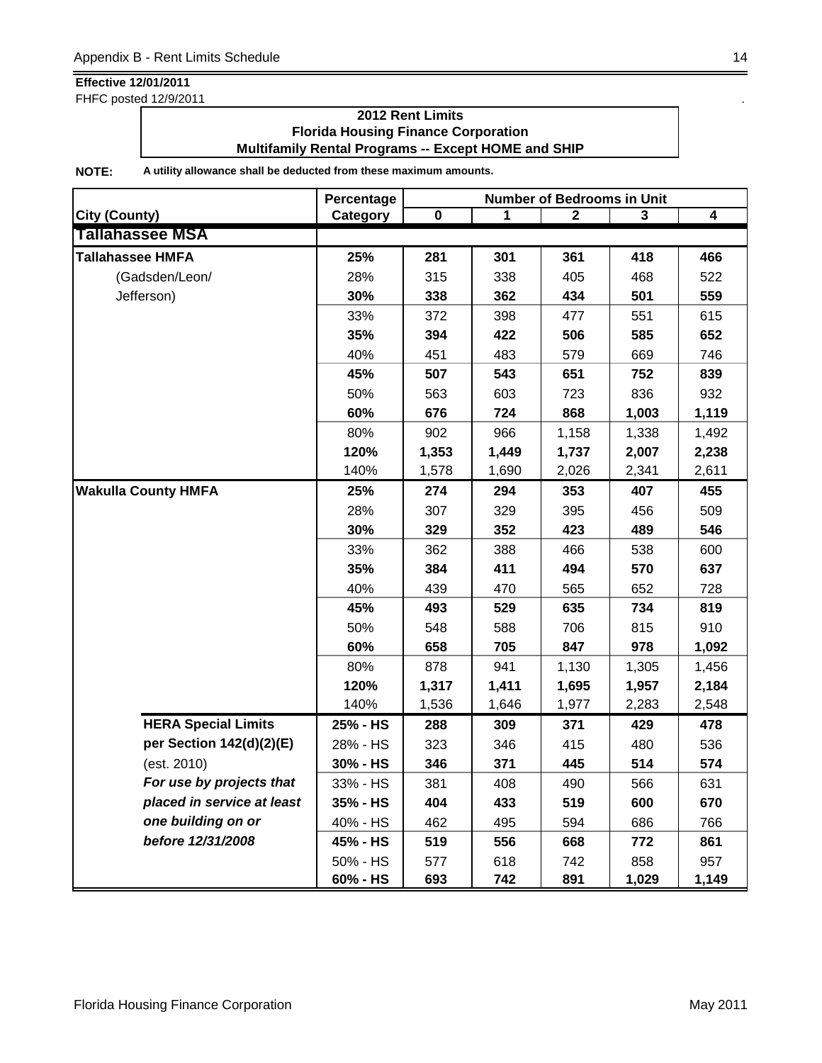**Effective 12/01/2011**
FHFC posted 12/9/2011

**2012 Rent Limits**
**Florida Housing Finance Corporation**
**Multifamily Rental Programs -- Except HOME and SHIP**

**NOTE:** **A utility allowance shall be deducted from these maximum amounts.**

| City (County) | Percentage Category | Number of Bedrooms in Unit 0 | 1 | 2 | 3 | 4 |
|---|---|---|---|---|---|---|
| **Tallahassee MSA** | | | | | | |
| **Tallahassee HMFA** | **25%** | **281** | **301** | **361** | **418** | **466** |
| (Gadsden/Leon/ | 28% | 315 | 338 | 405 | 468 | 522 |
| Jefferson) | **30%** | **338** | **362** | **434** | **501** | **559** |
| | 33% | 372 | 398 | 477 | 551 | 615 |
| | **35%** | **394** | **422** | **506** | **585** | **652** |
| | 40% | 451 | 483 | 579 | 669 | 746 |
| | **45%** | **507** | **543** | **651** | **752** | **839** |
| | 50% | 563 | 603 | 723 | 836 | 932 |
| | **60%** | **676** | **724** | **868** | **1,003** | **1,119** |
| | 80% | 902 | 966 | 1,158 | 1,338 | 1,492 |
| | **120%** | **1,353** | **1,449** | **1,737** | **2,007** | **2,238** |
| | 140% | 1,578 | 1,690 | 2,026 | 2,341 | 2,611 |
| **Wakulla County HMFA** | **25%** | **274** | **294** | **353** | **407** | **455** |
| | 28% | 307 | 329 | 395 | 456 | 509 |
| | **30%** | **329** | **352** | **423** | **489** | **546** |
| | 33% | 362 | 388 | 466 | 538 | 600 |
| | **35%** | **384** | **411** | **494** | **570** | **637** |
| | 40% | 439 | 470 | 565 | 652 | 728 |
| | **45%** | **493** | **529** | **635** | **734** | **819** |
| | 50% | 548 | 588 | 706 | 815 | 910 |
| | **60%** | **658** | **705** | **847** | **978** | **1,092** |
| | 80% | 878 | 941 | 1,130 | 1,305 | 1,456 |
| | **120%** | **1,317** | **1,411** | **1,695** | **1,957** | **2,184** |
| | 140% | 1,536 | 1,646 | 1,977 | 2,283 | 2,548 |
| **HERA Special Limits** | **25% - HS** | **288** | **309** | **371** | **429** | **478** |
| **per Section 142(d)(2)(E)** | 28% - HS | 323 | 346 | 415 | 480 | 536 |
| (est. 2010) | **30% - HS** | **346** | **371** | **445** | **514** | **574** |
| ***For use by projects that*** | 33% - HS | 381 | 408 | 490 | 566 | 631 |
| ***placed in service at least*** | **35% - HS** | **404** | **433** | **519** | **600** | **670** |
| ***one building on or*** | 40% - HS | 462 | 495 | 594 | 686 | 766 |
| ***before 12/31/2008*** | **45% - HS** | **519** | **556** | **668** | **772** | **861** |
| | 50% - HS | 577 | 618 | 742 | 858 | 957 |
| | **60% - HS** | **693** | **742** | **891** | **1,029** | **1,149** |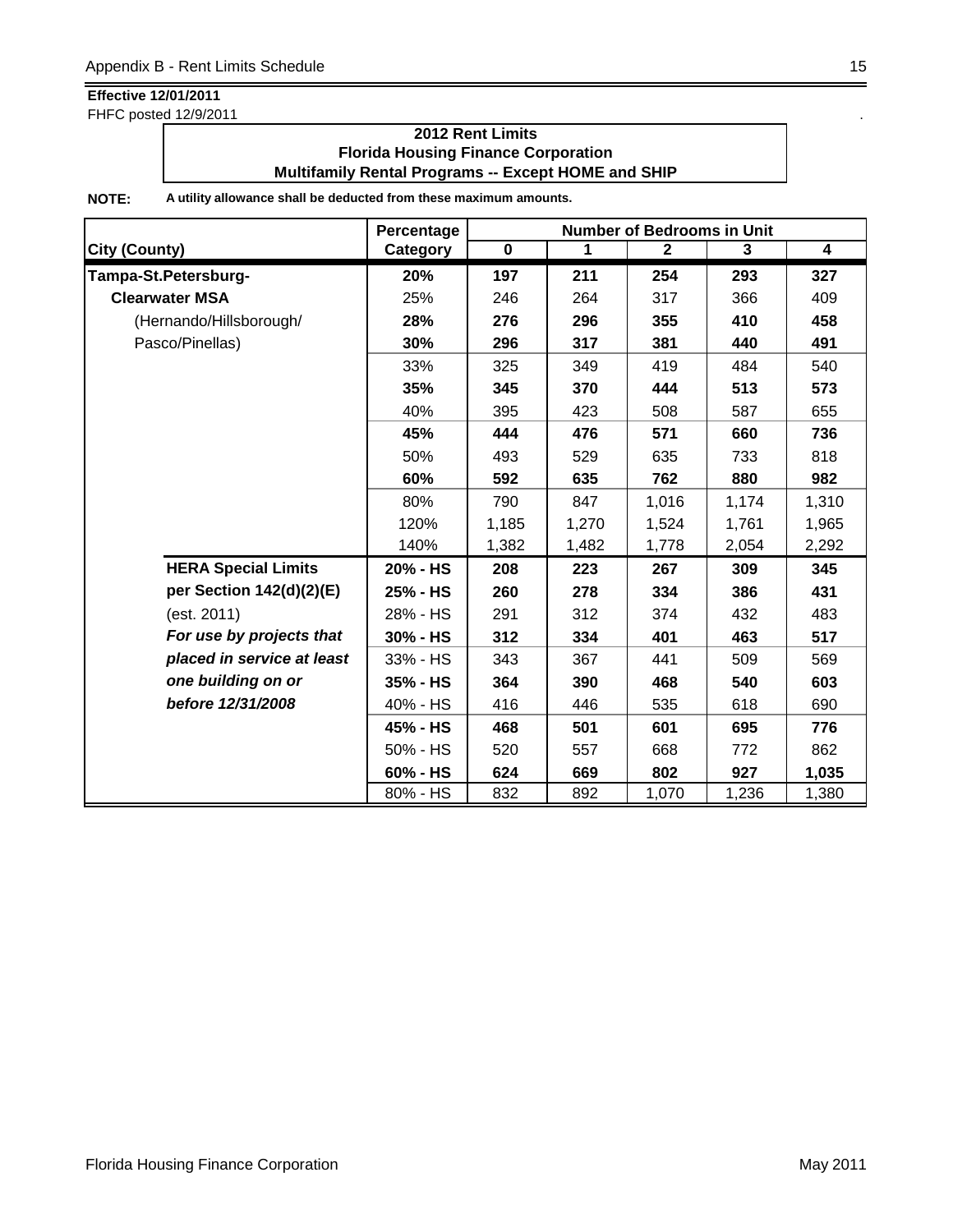**Effective 12/01/2011**
FHFC posted 12/9/2011

**2012 Rent Limits**
**Florida Housing Finance Corporation**
**Multifamily Rental Programs -- Except HOME and SHIP**

**NOTE:** **A utility allowance shall be deducted from these maximum amounts.**

| City (County) | Percentage Category | Number of Bedrooms in Unit 0 | 1 | 2 | 3 | 4 |
|---|---|---|---|---|---|---|
| **Tampa-St.Petersburg-** | **20%** | **197** | **211** | **254** | **293** | **327** |
| **Clearwater MSA** | 25% | 246 | 264 | 317 | 366 | 409 |
| (Hernando/Hillsborough/ | **28%** | **276** | **296** | **355** | **410** | **458** |
| Pasco/Pinellas) | **30%** | **296** | **317** | **381** | **440** | **491** |
| | 33% | 325 | 349 | 419 | 484 | 540 |
| | **35%** | **345** | **370** | **444** | **513** | **573** |
| | 40% | 395 | 423 | 508 | 587 | 655 |
| | **45%** | **444** | **476** | **571** | **660** | **736** |
| | 50% | 493 | 529 | 635 | 733 | 818 |
| | **60%** | **592** | **635** | **762** | **880** | **982** |
| | 80% | 790 | 847 | 1,016 | 1,174 | 1,310 |
| | 120% | 1,185 | 1,270 | 1,524 | 1,761 | 1,965 |
| | 140% | 1,382 | 1,482 | 1,778 | 2,054 | 2,292 |
| **HERA Special Limits** | **20% - HS** | **208** | **223** | **267** | **309** | **345** |
| **per Section 142(d)(2)(E)** | **25% - HS** | **260** | **278** | **334** | **386** | **431** |
| (est. 2011) | 28% - HS | 291 | 312 | 374 | 432 | 483 |
| ***For use by projects that*** | **30% - HS** | **312** | **334** | **401** | **463** | **517** |
| ***placed in service at least*** | 33% - HS | 343 | 367 | 441 | 509 | 569 |
| ***one building on or*** | **35% - HS** | **364** | **390** | **468** | **540** | **603** |
| ***before 12/31/2008*** | 40% - HS | 416 | 446 | 535 | 618 | 690 |
| | **45% - HS** | **468** | **501** | **601** | **695** | **776** |
| | 50% - HS | 520 | 557 | 668 | 772 | 862 |
| | **60% - HS** | **624** | **669** | **802** | **927** | **1,035** |
| | 80% - HS | 832 | 892 | 1,070 | 1,236 | 1,380 |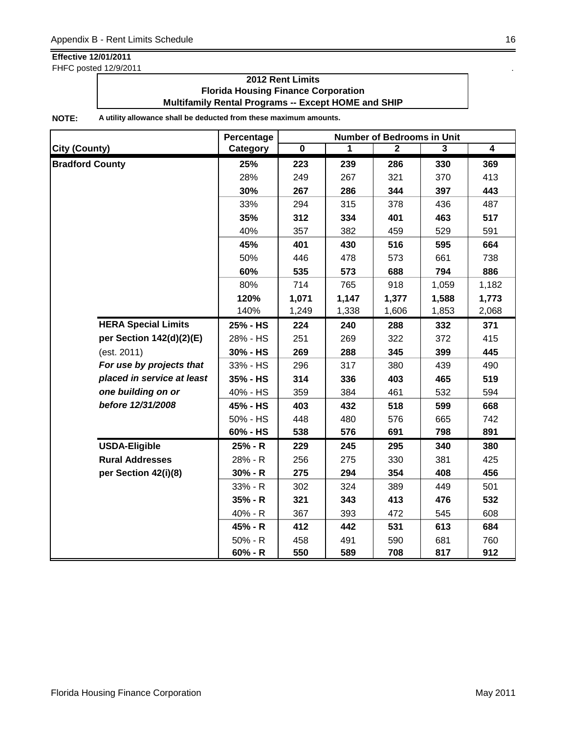**Effective 12/01/2011**

FHFC posted 12/9/2011

**2012 Rent Limits**
**Florida Housing Finance Corporation**
**Multifamily Rental Programs -- Except HOME and SHIP**

**NOTE:** **A utility allowance shall be deducted from these maximum amounts.**

| City (County) | | Percentage Category | Number of Bedrooms in Unit 0 | 1 | 2 | 3 | 4 |
|---|---|---|---|---|---|---|---|
| **Bradford County** | | **25%** | **223** | **239** | **286** | **330** | **369** |
| | | 28% | 249 | 267 | 321 | 370 | 413 |
| | | **30%** | **267** | **286** | **344** | **397** | **443** |
| | | 33% | 294 | 315 | 378 | 436 | 487 |
| | | **35%** | **312** | **334** | **401** | **463** | **517** |
| | | 40% | 357 | 382 | 459 | 529 | 591 |
| | | **45%** | **401** | **430** | **516** | **595** | **664** |
| | | 50% | 446 | 478 | 573 | 661 | 738 |
| | | **60%** | **535** | **573** | **688** | **794** | **886** |
| | | 80% | 714 | 765 | 918 | 1,059 | 1,182 |
| | | **120%** | **1,071** | **1,147** | **1,377** | **1,588** | **1,773** |
| | | 140% | 1,249 | 1,338 | 1,606 | 1,853 | 2,068 |
| | **HERA Special Limits** | **25% - HS** | **224** | **240** | **288** | **332** | **371** |
| | **per Section 142(d)(2)(E)** | 28% - HS | 251 | 269 | 322 | 372 | 415 |
| | (est. 2011) | **30% - HS** | **269** | **288** | **345** | **399** | **445** |
| | ***For use by projects that*** | 33% - HS | 296 | 317 | 380 | 439 | 490 |
| | ***placed in service at least*** | **35% - HS** | **314** | **336** | **403** | **465** | **519** |
| | ***one building on or*** | 40% - HS | 359 | 384 | 461 | 532 | 594 |
| | ***before 12/31/2008*** | **45% - HS** | **403** | **432** | **518** | **599** | **668** |
| | | 50% - HS | 448 | 480 | 576 | 665 | 742 |
| | | **60% - HS** | **538** | **576** | **691** | **798** | **891** |
| | **USDA-Eligible** | **25% - R** | **229** | **245** | **295** | **340** | **380** |
| | **Rural Addresses** | 28% - R | 256 | 275 | 330 | 381 | 425 |
| | **per Section 42(i)(8)** | **30% - R** | **275** | **294** | **354** | **408** | **456** |
| | | 33% - R | 302 | 324 | 389 | 449 | 501 |
| | | **35% - R** | **321** | **343** | **413** | **476** | **532** |
| | | 40% - R | 367 | 393 | 472 | 545 | 608 |
| | | **45% - R** | **412** | **442** | **531** | **613** | **684** |
| | | 50% - R | 458 | 491 | 590 | 681 | 760 |
| | | **60% - R** | **550** | **589** | **708** | **817** | **912** |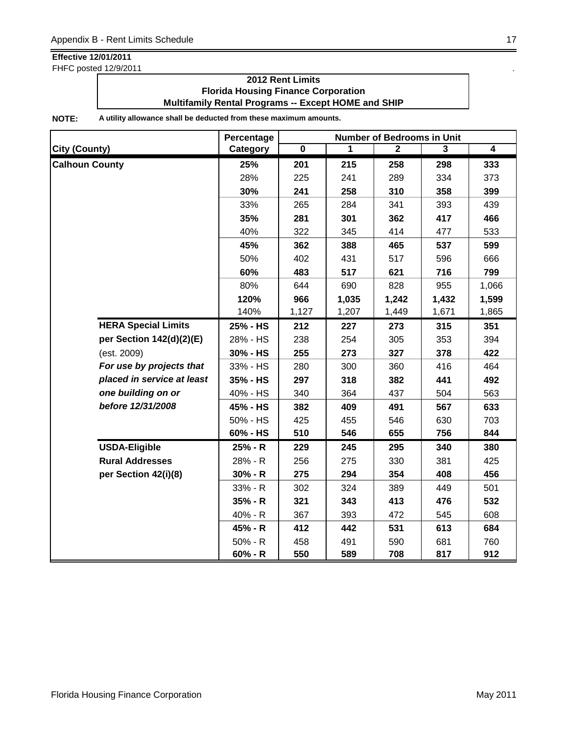**Effective 12/01/2011**
FHFC posted 12/9/2011

**2012 Rent Limits**
**Florida Housing Finance Corporation**
**Multifamily Rental Programs -- Except HOME and SHIP**

**NOTE:** **A utility allowance shall be deducted from these maximum amounts.**

| City (County) | | Percentage Category | Number of Bedrooms in Unit 0 | 1 | 2 | 3 | 4 |
|---|---|---|---|---|---|---|---|
| **Calhoun County** | | **25%** | **201** | **215** | **258** | **298** | **333** |
| | | 28% | 225 | 241 | 289 | 334 | 373 |
| | | **30%** | **241** | **258** | **310** | **358** | **399** |
| | | 33% | 265 | 284 | 341 | 393 | 439 |
| | | **35%** | **281** | **301** | **362** | **417** | **466** |
| | | 40% | 322 | 345 | 414 | 477 | 533 |
| | | **45%** | **362** | **388** | **465** | **537** | **599** |
| | | 50% | 402 | 431 | 517 | 596 | 666 |
| | | **60%** | **483** | **517** | **621** | **716** | **799** |
| | | 80% | 644 | 690 | 828 | 955 | 1,066 |
| | | **120%** | **966** | **1,035** | **1,242** | **1,432** | **1,599** |
| | | 140% | 1,127 | 1,207 | 1,449 | 1,671 | 1,865 |
| | **HERA Special Limits** | **25% - HS** | **212** | **227** | **273** | **315** | **351** |
| | **per Section 142(d)(2)(E)** | 28% - HS | 238 | 254 | 305 | 353 | 394 |
| | (est. 2009) | **30% - HS** | **255** | **273** | **327** | **378** | **422** |
| | ***For use by projects that*** | 33% - HS | 280 | 300 | 360 | 416 | 464 |
| | ***placed in service at least*** | **35% - HS** | **297** | **318** | **382** | **441** | **492** |
| | ***one building on or*** | 40% - HS | 340 | 364 | 437 | 504 | 563 |
| | ***before 12/31/2008*** | **45% - HS** | **382** | **409** | **491** | **567** | **633** |
| | | 50% - HS | 425 | 455 | 546 | 630 | 703 |
| | | **60% - HS** | **510** | **546** | **655** | **756** | **844** |
| | **USDA-Eligible** | **25% - R** | **229** | **245** | **295** | **340** | **380** |
| | **Rural Addresses** | 28% - R | 256 | 275 | 330 | 381 | 425 |
| | **per Section 42(i)(8)** | **30% - R** | **275** | **294** | **354** | **408** | **456** |
| | | 33% - R | 302 | 324 | 389 | 449 | 501 |
| | | **35% - R** | **321** | **343** | **413** | **476** | **532** |
| | | 40% - R | 367 | 393 | 472 | 545 | 608 |
| | | **45% - R** | **412** | **442** | **531** | **613** | **684** |
| | | 50% - R | 458 | 491 | 590 | 681 | 760 |
| | | **60% - R** | **550** | **589** | **708** | **817** | **912** |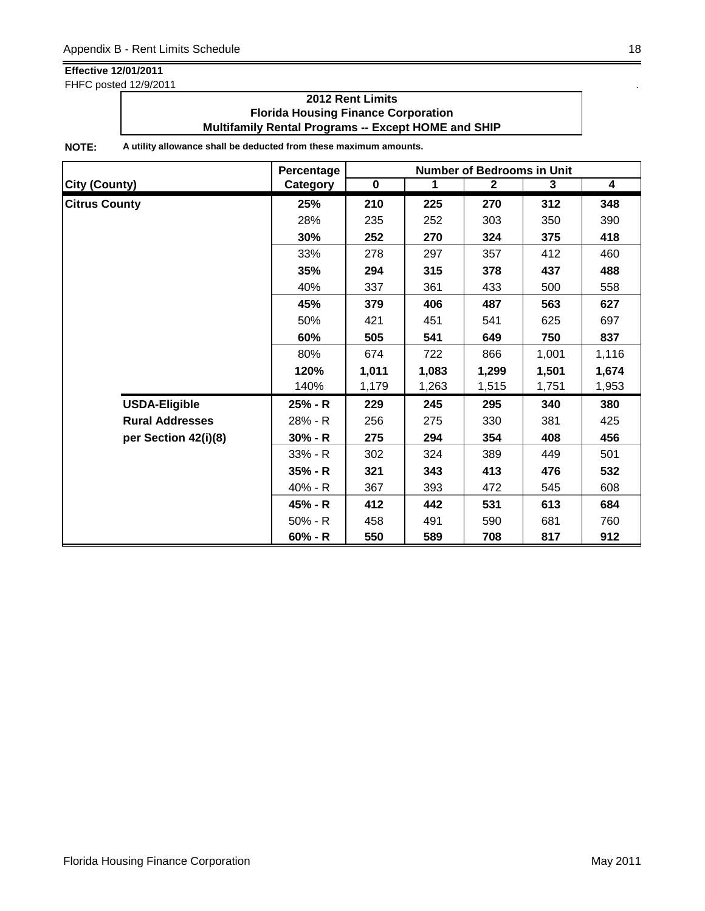**Effective 12/01/2011**
FHFC posted 12/9/2011

**2012 Rent Limits**
**Florida Housing Finance Corporation**
**Multifamily Rental Programs -- Except HOME and SHIP**

**NOTE:** **A utility allowance shall be deducted from these maximum amounts.**

| City (County) | | Percentage Category | Number of Bedrooms in Unit 0 | 1 | 2 | 3 | 4 |
|---|---|---|---|---|---|---|---|
| **Citrus County** | | **25%** | **210** | **225** | **270** | **312** | **348** |
| | | 28% | 235 | 252 | 303 | 350 | 390 |
| | | **30%** | **252** | **270** | **324** | **375** | **418** |
| | | 33% | 278 | 297 | 357 | 412 | 460 |
| | | **35%** | **294** | **315** | **378** | **437** | **488** |
| | | 40% | 337 | 361 | 433 | 500 | 558 |
| | | **45%** | **379** | **406** | **487** | **563** | **627** |
| | | 50% | 421 | 451 | 541 | 625 | 697 |
| | | **60%** | **505** | **541** | **649** | **750** | **837** |
| | | 80% | 674 | 722 | 866 | 1,001 | 1,116 |
| | | **120%** | **1,011** | **1,083** | **1,299** | **1,501** | **1,674** |
| | | 140% | 1,179 | 1,263 | 1,515 | 1,751 | 1,953 |
| | **USDA-Eligible** | **25% - R** | **229** | **245** | **295** | **340** | **380** |
| | **Rural Addresses** | 28% - R | 256 | 275 | 330 | 381 | 425 |
| | **per Section 42(i)(8)** | **30% - R** | **275** | **294** | **354** | **408** | **456** |
| | | 33% - R | 302 | 324 | 389 | 449 | 501 |
| | | **35% - R** | **321** | **343** | **413** | **476** | **532** |
| | | 40% - R | 367 | 393 | 472 | 545 | 608 |
| | | **45% - R** | **412** | **442** | **531** | **613** | **684** |
| | | 50% - R | 458 | 491 | 590 | 681 | 760 |
| | | **60% - R** | **550** | **589** | **708** | **817** | **912** |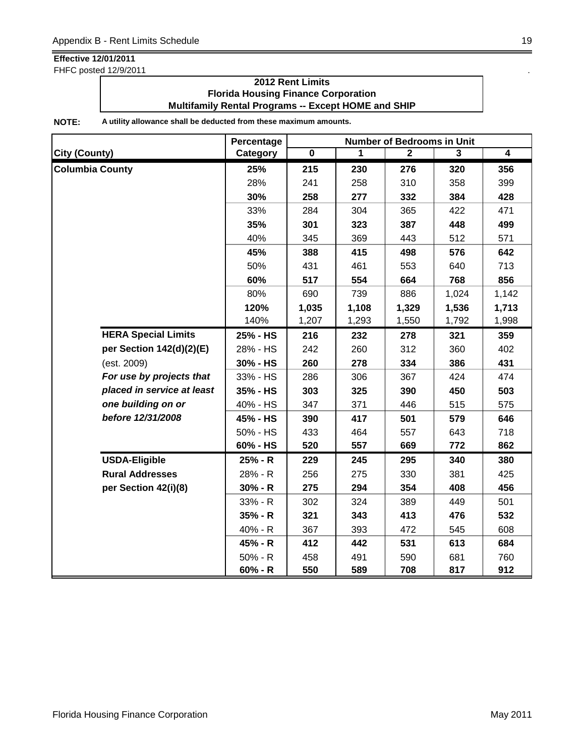**Effective 12/01/2011**
FHFC posted 12/9/2011

**2012 Rent Limits**
**Florida Housing Finance Corporation**
**Multifamily Rental Programs -- Except HOME and SHIP**

**NOTE:** **A utility allowance shall be deducted from these maximum amounts.**

| City (County) | | Percentage Category | Number of Bedrooms in Unit 0 | 1 | 2 | 3 | 4 |
|---|---|---|---|---|---|---|---|
| **Columbia County** | | **25%** | **215** | **230** | **276** | **320** | **356** |
| | | 28% | 241 | 258 | 310 | 358 | 399 |
| | | **30%** | **258** | **277** | **332** | **384** | **428** |
| | | 33% | 284 | 304 | 365 | 422 | 471 |
| | | **35%** | **301** | **323** | **387** | **448** | **499** |
| | | 40% | 345 | 369 | 443 | 512 | 571 |
| | | **45%** | **388** | **415** | **498** | **576** | **642** |
| | | 50% | 431 | 461 | 553 | 640 | 713 |
| | | **60%** | **517** | **554** | **664** | **768** | **856** |
| | | 80% | 690 | 739 | 886 | 1,024 | 1,142 |
| | | **120%** | **1,035** | **1,108** | **1,329** | **1,536** | **1,713** |
| | | 140% | 1,207 | 1,293 | 1,550 | 1,792 | 1,998 |
| | **HERA Special Limits** | **25% - HS** | **216** | **232** | **278** | **321** | **359** |
| | **per Section 142(d)(2)(E)** | 28% - HS | 242 | 260 | 312 | 360 | 402 |
| | (est. 2009) | **30% - HS** | **260** | **278** | **334** | **386** | **431** |
| | ***For use by projects that*** | 33% - HS | 286 | 306 | 367 | 424 | 474 |
| | ***placed in service at least*** | **35% - HS** | **303** | **325** | **390** | **450** | **503** |
| | ***one building on or*** | 40% - HS | 347 | 371 | 446 | 515 | 575 |
| | ***before 12/31/2008*** | **45% - HS** | **390** | **417** | **501** | **579** | **646** |
| | | 50% - HS | 433 | 464 | 557 | 643 | 718 |
| | | **60% - HS** | **520** | **557** | **669** | **772** | **862** |
| | **USDA-Eligible** | **25% - R** | **229** | **245** | **295** | **340** | **380** |
| | **Rural Addresses** | 28% - R | 256 | 275 | 330 | 381 | 425 |
| | **per Section 42(i)(8)** | **30% - R** | **275** | **294** | **354** | **408** | **456** |
| | | 33% - R | 302 | 324 | 389 | 449 | 501 |
| | | **35% - R** | **321** | **343** | **413** | **476** | **532** |
| | | 40% - R | 367 | 393 | 472 | 545 | 608 |
| | | **45% - R** | **412** | **442** | **531** | **613** | **684** |
| | | 50% - R | 458 | 491 | 590 | 681 | 760 |
| | | **60% - R** | **550** | **589** | **708** | **817** | **912** |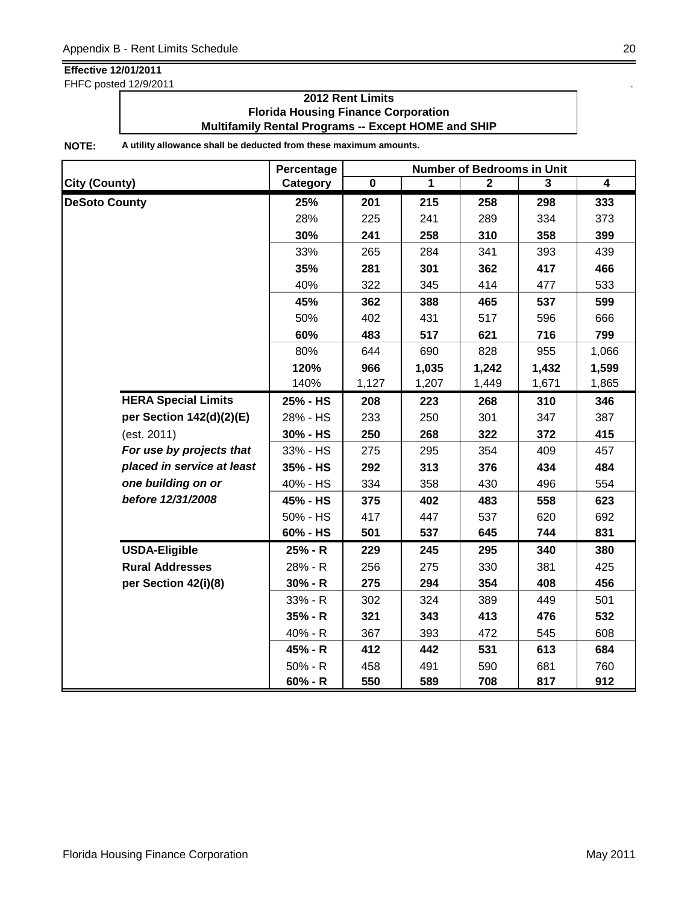**Effective 12/01/2011**

FHFC posted 12/9/2011

## 2012 Rent Limits
## Florida Housing Finance Corporation
## Multifamily Rental Programs -- Except HOME and SHIP

**NOTE:** **A utility allowance shall be deducted from these maximum amounts.**

| City (County) | Percentage Category | Number of Bedrooms in Unit 0 | 1 | 2 | 3 | 4 |
|---|---|---|---|---|---|---|
| **DeSoto County** | **25%** | **201** | **215** | **258** | **298** | **333** |
| | 28% | 225 | 241 | 289 | 334 | 373 |
| | **30%** | **241** | **258** | **310** | **358** | **399** |
| | 33% | 265 | 284 | 341 | 393 | 439 |
| | **35%** | **281** | **301** | **362** | **417** | **466** |
| | 40% | 322 | 345 | 414 | 477 | 533 |
| | **45%** | **362** | **388** | **465** | **537** | **599** |
| | 50% | 402 | 431 | 517 | 596 | 666 |
| | **60%** | **483** | **517** | **621** | **716** | **799** |
| | 80% | 644 | 690 | 828 | 955 | 1,066 |
| | **120%** | **966** | **1,035** | **1,242** | **1,432** | **1,599** |
| | 140% | 1,127 | 1,207 | 1,449 | 1,671 | 1,865 |
| **HERA Special Limits** | **25% - HS** | **208** | **223** | **268** | **310** | **346** |
| **per Section 142(d)(2)(E)** | 28% - HS | 233 | 250 | 301 | 347 | 387 |
| (est. 2011) | **30% - HS** | **250** | **268** | **322** | **372** | **415** |
| ***For use by projects that*** | 33% - HS | 275 | 295 | 354 | 409 | 457 |
| ***placed in service at least*** | **35% - HS** | **292** | **313** | **376** | **434** | **484** |
| ***one building on or*** | 40% - HS | 334 | 358 | 430 | 496 | 554 |
| ***before 12/31/2008*** | **45% - HS** | **375** | **402** | **483** | **558** | **623** |
| | 50% - HS | 417 | 447 | 537 | 620 | 692 |
| | **60% - HS** | **501** | **537** | **645** | **744** | **831** |
| **USDA-Eligible** | **25% - R** | **229** | **245** | **295** | **340** | **380** |
| **Rural Addresses** | 28% - R | 256 | 275 | 330 | 381 | 425 |
| **per Section 42(i)(8)** | **30% - R** | **275** | **294** | **354** | **408** | **456** |
| | 33% - R | 302 | 324 | 389 | 449 | 501 |
| | **35% - R** | **321** | **343** | **413** | **476** | **532** |
| | 40% - R | 367 | 393 | 472 | 545 | 608 |
| | **45% - R** | **412** | **442** | **531** | **613** | **684** |
| | 50% - R | 458 | 491 | 590 | 681 | 760 |
| | **60% - R** | **550** | **589** | **708** | **817** | **912** |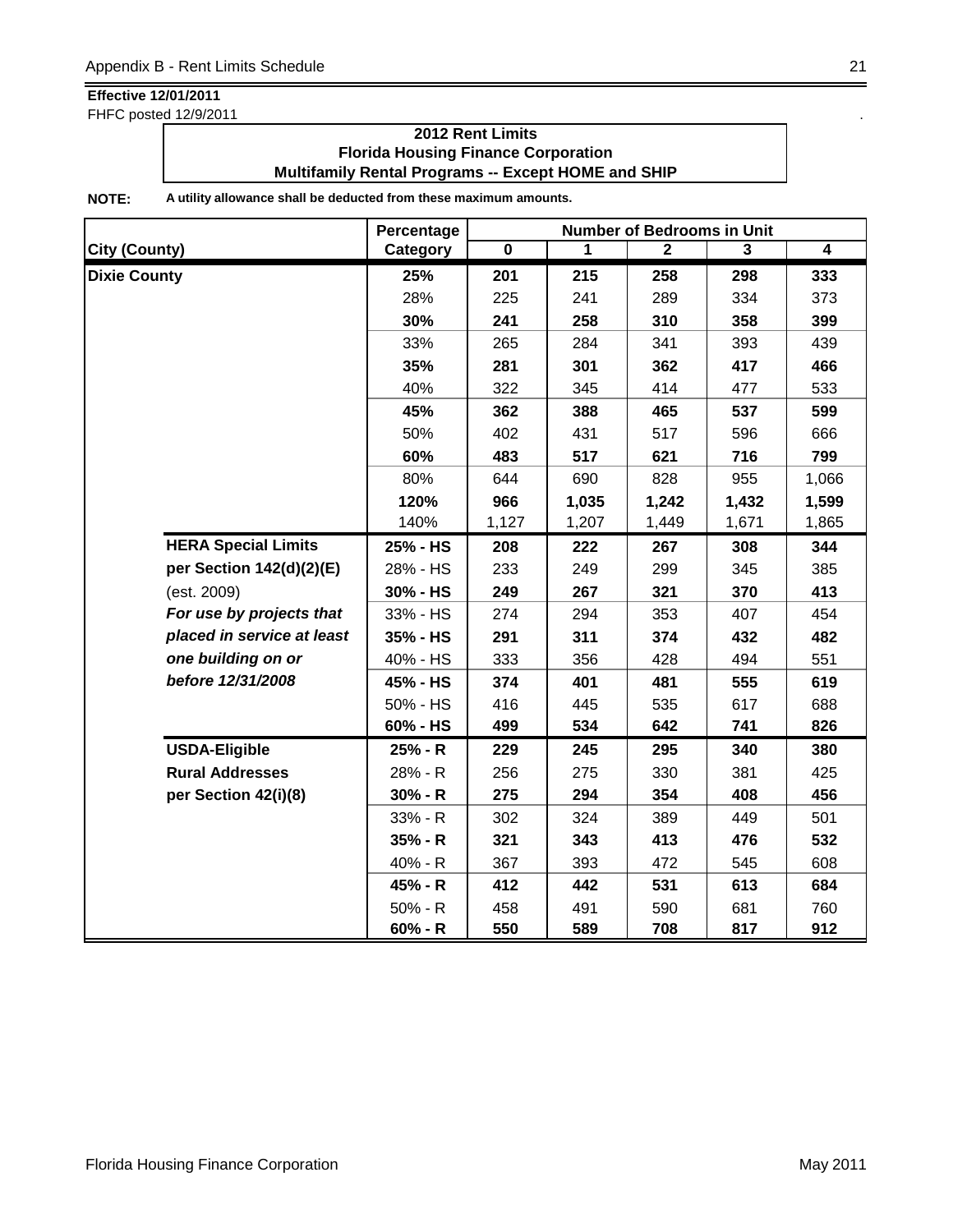**Effective 12/01/2011**
FHFC posted 12/9/2011

**2012 Rent Limits**
**Florida Housing Finance Corporation**
**Multifamily Rental Programs -- Except HOME and SHIP**

**NOTE:** **A utility allowance shall be deducted from these maximum amounts.**

| City (County) | | Percentage Category | Number of Bedrooms in Unit 0 | 1 | 2 | 3 | 4 |
|---|---|---|---|---|---|---|---|
| **Dixie County** | | **25%** | **201** | **215** | **258** | **298** | **333** |
| | | 28% | 225 | 241 | 289 | 334 | 373 |
| | | **30%** | **241** | **258** | **310** | **358** | **399** |
| | | 33% | 265 | 284 | 341 | 393 | 439 |
| | | **35%** | **281** | **301** | **362** | **417** | **466** |
| | | 40% | 322 | 345 | 414 | 477 | 533 |
| | | **45%** | **362** | **388** | **465** | **537** | **599** |
| | | 50% | 402 | 431 | 517 | 596 | 666 |
| | | **60%** | **483** | **517** | **621** | **716** | **799** |
| | | 80% | 644 | 690 | 828 | 955 | 1,066 |
| | | **120%** | **966** | **1,035** | **1,242** | **1,432** | **1,599** |
| | | 140% | 1,127 | 1,207 | 1,449 | 1,671 | 1,865 |
| | **HERA Special Limits** | **25% - HS** | **208** | **222** | **267** | **308** | **344** |
| | **per Section 142(d)(2)(E)** | 28% - HS | 233 | 249 | 299 | 345 | 385 |
| | (est. 2009) | **30% - HS** | **249** | **267** | **321** | **370** | **413** |
| | ***For use by projects that*** | 33% - HS | 274 | 294 | 353 | 407 | 454 |
| | ***placed in service at least*** | **35% - HS** | **291** | **311** | **374** | **432** | **482** |
| | ***one building on or*** | 40% - HS | 333 | 356 | 428 | 494 | 551 |
| | ***before 12/31/2008*** | **45% - HS** | **374** | **401** | **481** | **555** | **619** |
| | | 50% - HS | 416 | 445 | 535 | 617 | 688 |
| | | **60% - HS** | **499** | **534** | **642** | **741** | **826** |
| | **USDA-Eligible** | **25% - R** | **229** | **245** | **295** | **340** | **380** |
| | **Rural Addresses** | 28% - R | 256 | 275 | 330 | 381 | 425 |
| | **per Section 42(i)(8)** | **30% - R** | **275** | **294** | **354** | **408** | **456** |
| | | 33% - R | 302 | 324 | 389 | 449 | 501 |
| | | **35% - R** | **321** | **343** | **413** | **476** | **532** |
| | | 40% - R | 367 | 393 | 472 | 545 | 608 |
| | | **45% - R** | **412** | **442** | **531** | **613** | **684** |
| | | 50% - R | 458 | 491 | 590 | 681 | 760 |
| | | **60% - R** | **550** | **589** | **708** | **817** | **912** |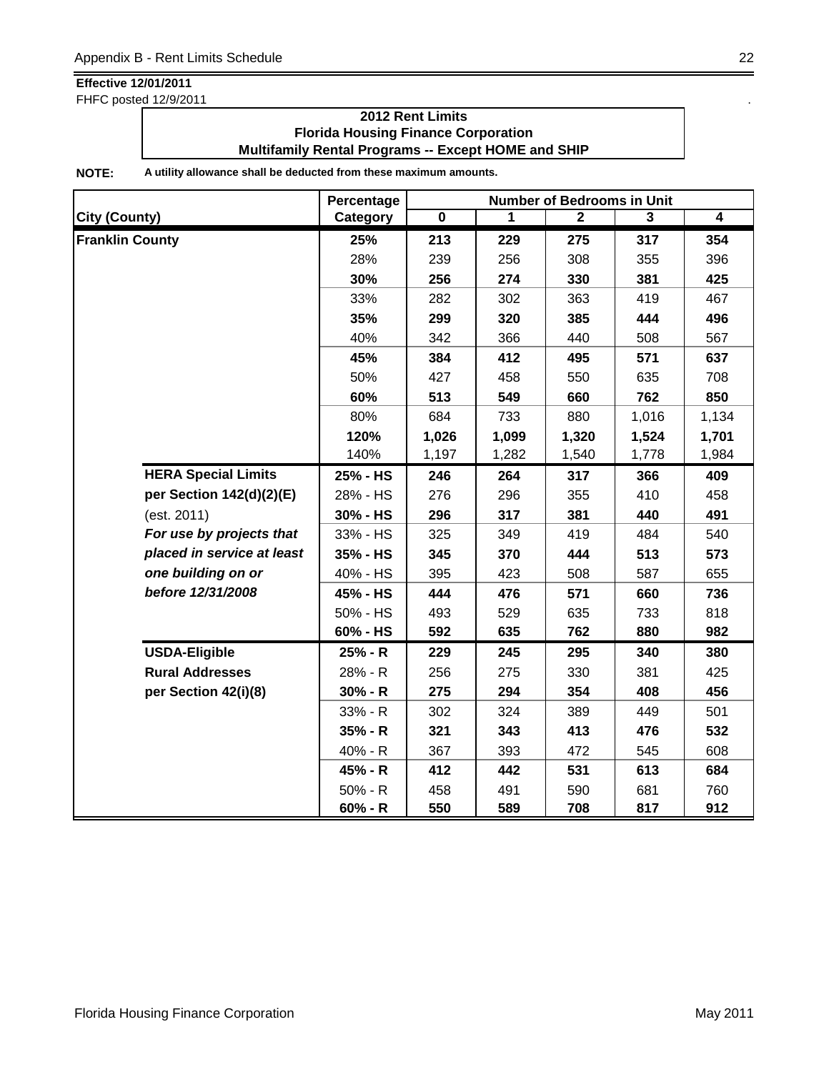**Effective 12/01/2011**
FHFC posted 12/9/2011

**2012 Rent Limits**
**Florida Housing Finance Corporation**
**Multifamily Rental Programs -- Except HOME and SHIP**

**NOTE:** **A utility allowance shall be deducted from these maximum amounts.**

| City (County) | | Percentage Category | Number of Bedrooms in Unit 0 | 1 | 2 | 3 | 4 |
|---|---|---|---|---|---|---|---|
| **Franklin County** | | **25%** | **213** | **229** | **275** | **317** | **354** |
| | | 28% | 239 | 256 | 308 | 355 | 396 |
| | | **30%** | **256** | **274** | **330** | **381** | **425** |
| | | 33% | 282 | 302 | 363 | 419 | 467 |
| | | **35%** | **299** | **320** | **385** | **444** | **496** |
| | | 40% | 342 | 366 | 440 | 508 | 567 |
| | | **45%** | **384** | **412** | **495** | **571** | **637** |
| | | 50% | 427 | 458 | 550 | 635 | 708 |
| | | **60%** | **513** | **549** | **660** | **762** | **850** |
| | | 80% | 684 | 733 | 880 | 1,016 | 1,134 |
| | | **120%** | **1,026** | **1,099** | **1,320** | **1,524** | **1,701** |
| | | 140% | 1,197 | 1,282 | 1,540 | 1,778 | 1,984 |
| | **HERA Special Limits** | **25% - HS** | **246** | **264** | **317** | **366** | **409** |
| | **per Section 142(d)(2)(E)** | 28% - HS | 276 | 296 | 355 | 410 | 458 |
| | (est. 2011) | **30% - HS** | **296** | **317** | **381** | **440** | **491** |
| | ***For use by projects that*** | 33% - HS | 325 | 349 | 419 | 484 | 540 |
| | ***placed in service at least*** | **35% - HS** | **345** | **370** | **444** | **513** | **573** |
| | ***one building on or*** | 40% - HS | 395 | 423 | 508 | 587 | 655 |
| | ***before 12/31/2008*** | **45% - HS** | **444** | **476** | **571** | **660** | **736** |
| | | 50% - HS | 493 | 529 | 635 | 733 | 818 |
| | | **60% - HS** | **592** | **635** | **762** | **880** | **982** |
| | **USDA-Eligible** | **25% - R** | **229** | **245** | **295** | **340** | **380** |
| | **Rural Addresses** | 28% - R | 256 | 275 | 330 | 381 | 425 |
| | **per Section 42(i)(8)** | **30% - R** | **275** | **294** | **354** | **408** | **456** |
| | | 33% - R | 302 | 324 | 389 | 449 | 501 |
| | | **35% - R** | **321** | **343** | **413** | **476** | **532** |
| | | 40% - R | 367 | 393 | 472 | 545 | 608 |
| | | **45% - R** | **412** | **442** | **531** | **613** | **684** |
| | | 50% - R | 458 | 491 | 590 | 681 | 760 |
| | | **60% - R** | **550** | **589** | **708** | **817** | **912** |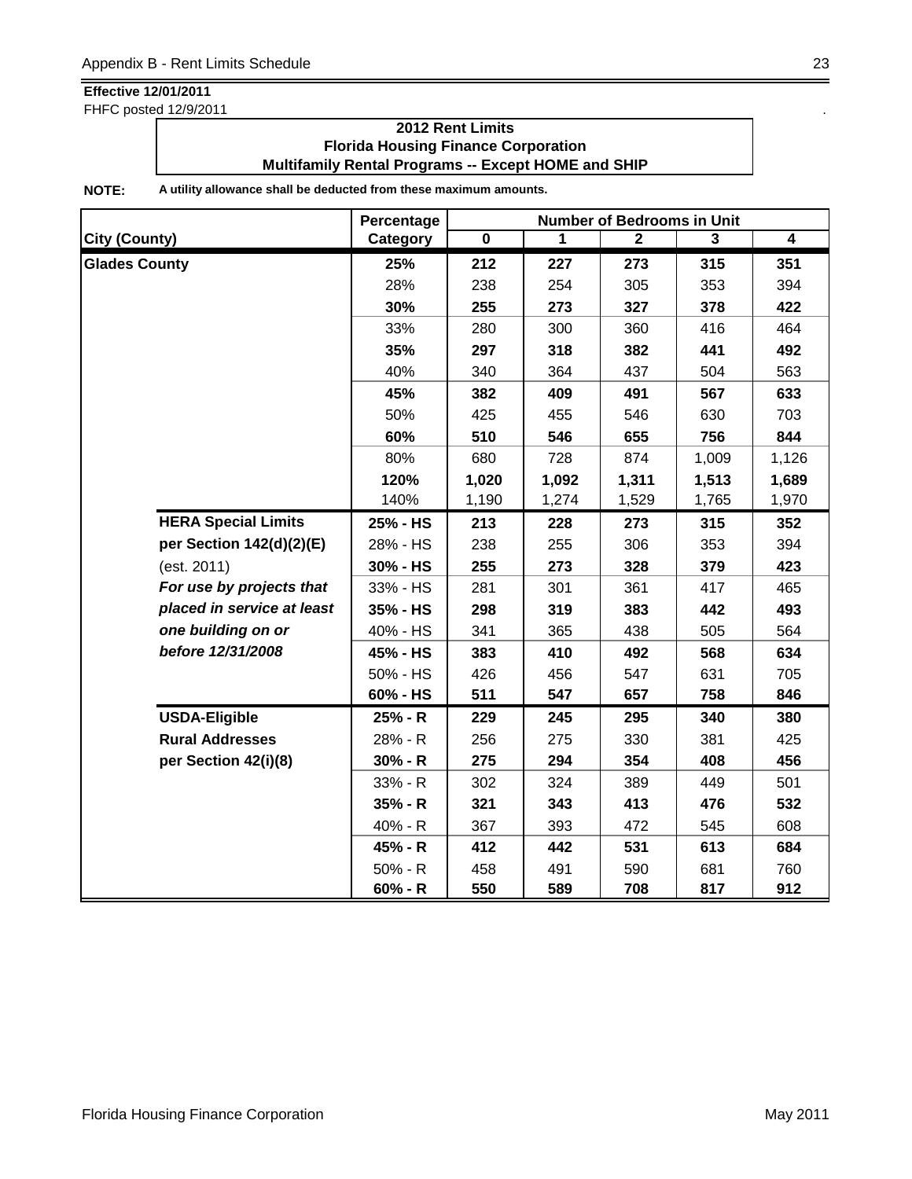**Effective 12/01/2011**
FHFC posted 12/9/2011

**2012 Rent Limits**
**Florida Housing Finance Corporation**
**Multifamily Rental Programs -- Except HOME and SHIP**

**NOTE:** **A utility allowance shall be deducted from these maximum amounts.**

| City (County) | | Percentage Category | Number of Bedrooms in Unit 0 | 1 | 2 | 3 | 4 |
|---|---|---|---|---|---|---|---|
| **Glades County** | | **25%** | **212** | **227** | **273** | **315** | **351** |
| | | 28% | 238 | 254 | 305 | 353 | 394 |
| | | **30%** | **255** | **273** | **327** | **378** | **422** |
| | | 33% | 280 | 300 | 360 | 416 | 464 |
| | | **35%** | **297** | **318** | **382** | **441** | **492** |
| | | 40% | 340 | 364 | 437 | 504 | 563 |
| | | **45%** | **382** | **409** | **491** | **567** | **633** |
| | | 50% | 425 | 455 | 546 | 630 | 703 |
| | | **60%** | **510** | **546** | **655** | **756** | **844** |
| | | 80% | 680 | 728 | 874 | 1,009 | 1,126 |
| | | **120%** | **1,020** | **1,092** | **1,311** | **1,513** | **1,689** |
| | | 140% | 1,190 | 1,274 | 1,529 | 1,765 | 1,970 |
| | **HERA Special Limits** | **25% - HS** | **213** | **228** | **273** | **315** | **352** |
| | **per Section 142(d)(2)(E)** | 28% - HS | 238 | 255 | 306 | 353 | 394 |
| | (est. 2011) | **30% - HS** | **255** | **273** | **328** | **379** | **423** |
| | ***For use by projects that*** | 33% - HS | 281 | 301 | 361 | 417 | 465 |
| | ***placed in service at least*** | **35% - HS** | **298** | **319** | **383** | **442** | **493** |
| | ***one building on or*** | 40% - HS | 341 | 365 | 438 | 505 | 564 |
| | ***before 12/31/2008*** | **45% - HS** | **383** | **410** | **492** | **568** | **634** |
| | | 50% - HS | 426 | 456 | 547 | 631 | 705 |
| | | **60% - HS** | **511** | **547** | **657** | **758** | **846** |
| | **USDA-Eligible** | **25% - R** | **229** | **245** | **295** | **340** | **380** |
| | **Rural Addresses** | 28% - R | 256 | 275 | 330 | 381 | 425 |
| | **per Section 42(i)(8)** | **30% - R** | **275** | **294** | **354** | **408** | **456** |
| | | 33% - R | 302 | 324 | 389 | 449 | 501 |
| | | **35% - R** | **321** | **343** | **413** | **476** | **532** |
| | | 40% - R | 367 | 393 | 472 | 545 | 608 |
| | | **45% - R** | **412** | **442** | **531** | **613** | **684** |
| | | 50% - R | 458 | 491 | 590 | 681 | 760 |
| | | **60% - R** | **550** | **589** | **708** | **817** | **912** |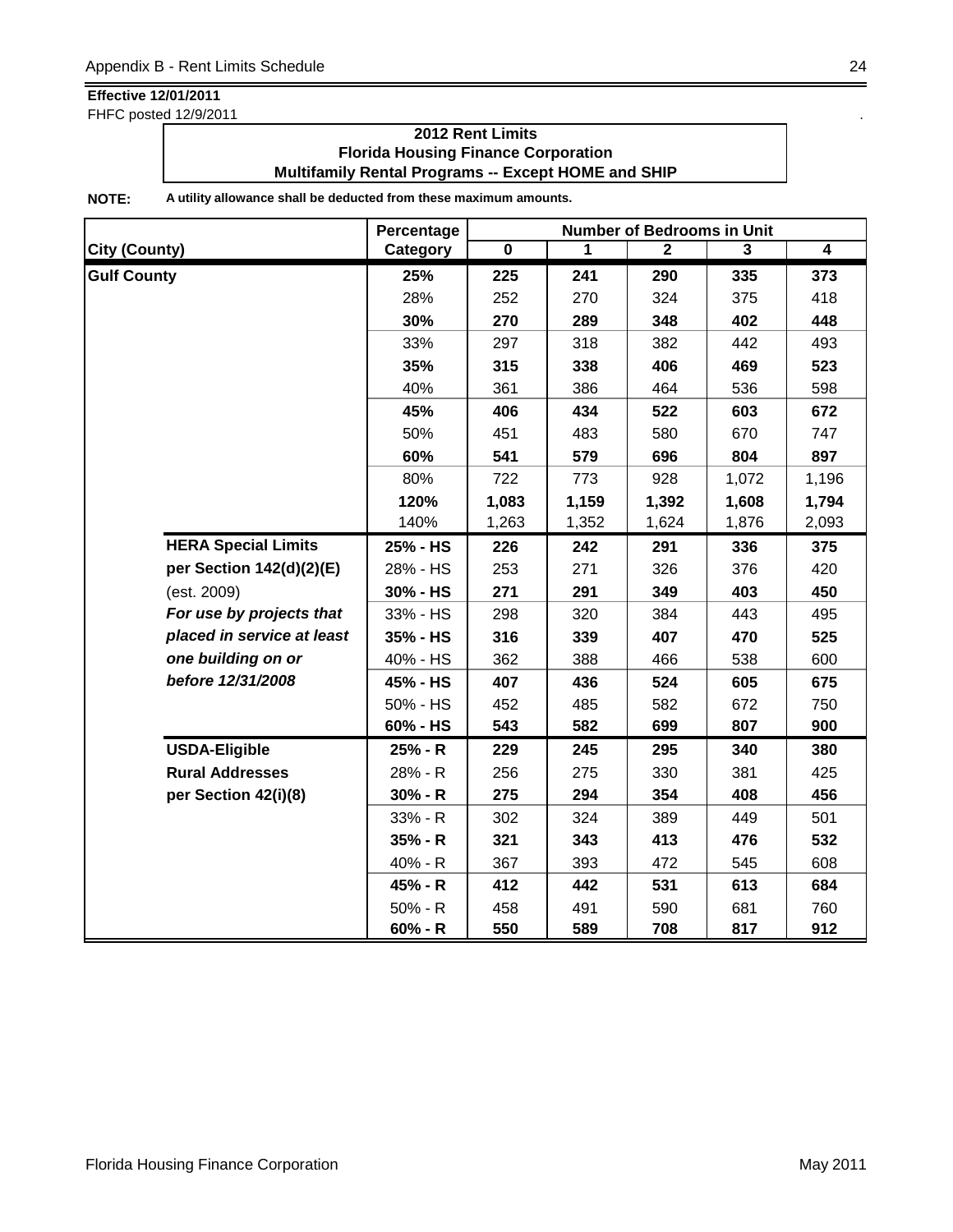**Effective 12/01/2011**
FHFC posted 12/9/2011

**2012 Rent Limits**
**Florida Housing Finance Corporation**
**Multifamily Rental Programs -- Except HOME and SHIP**

**NOTE:** **A utility allowance shall be deducted from these maximum amounts.**

| City (County) | | Percentage Category | Number of Bedrooms in Unit 0 | 1 | 2 | 3 | 4 |
|---|---|---|---|---|---|---|---|
| **Gulf County** | | **25%** | **225** | **241** | **290** | **335** | **373** |
| | | 28% | 252 | 270 | 324 | 375 | 418 |
| | | **30%** | **270** | **289** | **348** | **402** | **448** |
| | | 33% | 297 | 318 | 382 | 442 | 493 |
| | | **35%** | **315** | **338** | **406** | **469** | **523** |
| | | 40% | 361 | 386 | 464 | 536 | 598 |
| | | **45%** | **406** | **434** | **522** | **603** | **672** |
| | | 50% | 451 | 483 | 580 | 670 | 747 |
| | | **60%** | **541** | **579** | **696** | **804** | **897** |
| | | 80% | 722 | 773 | 928 | 1,072 | 1,196 |
| | | **120%** | **1,083** | **1,159** | **1,392** | **1,608** | **1,794** |
| | | 140% | 1,263 | 1,352 | 1,624 | 1,876 | 2,093 |
| | **HERA Special Limits** | **25% - HS** | **226** | **242** | **291** | **336** | **375** |
| | **per Section 142(d)(2)(E)** | 28% - HS | 253 | 271 | 326 | 376 | 420 |
| | (est. 2009) | **30% - HS** | **271** | **291** | **349** | **403** | **450** |
| | ***For use by projects that*** | 33% - HS | 298 | 320 | 384 | 443 | 495 |
| | ***placed in service at least*** | **35% - HS** | **316** | **339** | **407** | **470** | **525** |
| | ***one building on or*** | 40% - HS | 362 | 388 | 466 | 538 | 600 |
| | ***before 12/31/2008*** | **45% - HS** | **407** | **436** | **524** | **605** | **675** |
| | | 50% - HS | 452 | 485 | 582 | 672 | 750 |
| | | **60% - HS** | **543** | **582** | **699** | **807** | **900** |
| | **USDA-Eligible** | **25% - R** | **229** | **245** | **295** | **340** | **380** |
| | **Rural Addresses** | 28% - R | 256 | 275 | 330 | 381 | 425 |
| | **per Section 42(i)(8)** | **30% - R** | **275** | **294** | **354** | **408** | **456** |
| | | 33% - R | 302 | 324 | 389 | 449 | 501 |
| | | **35% - R** | **321** | **343** | **413** | **476** | **532** |
| | | 40% - R | 367 | 393 | 472 | 545 | 608 |
| | | **45% - R** | **412** | **442** | **531** | **613** | **684** |
| | | 50% - R | 458 | 491 | 590 | 681 | 760 |
| | | **60% - R** | **550** | **589** | **708** | **817** | **912** |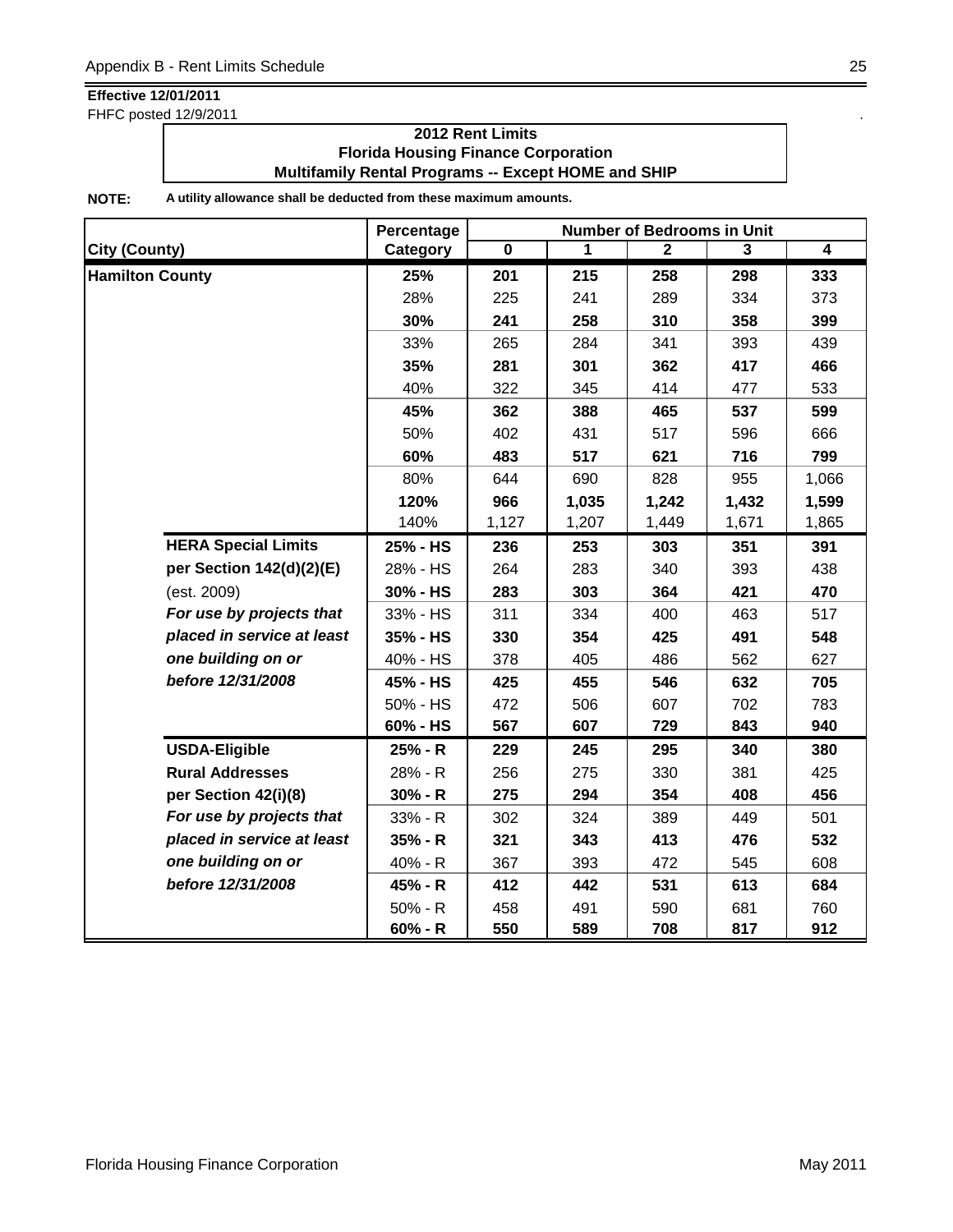**Effective 12/01/2011**

FHFC posted 12/9/2011

**2012 Rent Limits**
**Florida Housing Finance Corporation**
**Multifamily Rental Programs -- Except HOME and SHIP**

**NOTE:** **A utility allowance shall be deducted from these maximum amounts.**

| City (County) | | Percentage Category | Number of Bedrooms in Unit 0 | 1 | 2 | 3 | 4 |
|---|---|---|---|---|---|---|---|
| **Hamilton County** | | **25%** | **201** | **215** | **258** | **298** | **333** |
| | | 28% | 225 | 241 | 289 | 334 | 373 |
| | | **30%** | **241** | **258** | **310** | **358** | **399** |
| | | 33% | 265 | 284 | 341 | 393 | 439 |
| | | **35%** | **281** | **301** | **362** | **417** | **466** |
| | | 40% | 322 | 345 | 414 | 477 | 533 |
| | | **45%** | **362** | **388** | **465** | **537** | **599** |
| | | 50% | 402 | 431 | 517 | 596 | 666 |
| | | **60%** | **483** | **517** | **621** | **716** | **799** |
| | | 80% | 644 | 690 | 828 | 955 | 1,066 |
| | | **120%** | **966** | **1,035** | **1,242** | **1,432** | **1,599** |
| | | 140% | 1,127 | 1,207 | 1,449 | 1,671 | 1,865 |
| | **HERA Special Limits** | **25% - HS** | **236** | **253** | **303** | **351** | **391** |
| | **per Section 142(d)(2)(E)** | 28% - HS | 264 | 283 | 340 | 393 | 438 |
| | (est. 2009) | **30% - HS** | **283** | **303** | **364** | **421** | **470** |
| | ***For use by projects that*** | 33% - HS | 311 | 334 | 400 | 463 | 517 |
| | ***placed in service at least*** | **35% - HS** | **330** | **354** | **425** | **491** | **548** |
| | ***one building on or*** | 40% - HS | 378 | 405 | 486 | 562 | 627 |
| | ***before 12/31/2008*** | **45% - HS** | **425** | **455** | **546** | **632** | **705** |
| | | 50% - HS | 472 | 506 | 607 | 702 | 783 |
| | | **60% - HS** | **567** | **607** | **729** | **843** | **940** |
| | **USDA-Eligible** | **25% - R** | **229** | **245** | **295** | **340** | **380** |
| | **Rural Addresses** | 28% - R | 256 | 275 | 330 | 381 | 425 |
| | **per Section 42(i)(8)** | **30% - R** | **275** | **294** | **354** | **408** | **456** |
| | ***For use by projects that*** | 33% - R | 302 | 324 | 389 | 449 | 501 |
| | ***placed in service at least*** | **35% - R** | **321** | **343** | **413** | **476** | **532** |
| | ***one building on or*** | 40% - R | 367 | 393 | 472 | 545 | 608 |
| | ***before 12/31/2008*** | **45% - R** | **412** | **442** | **531** | **613** | **684** |
| | | 50% - R | 458 | 491 | 590 | 681 | 760 |
| | | **60% - R** | **550** | **589** | **708** | **817** | **912** |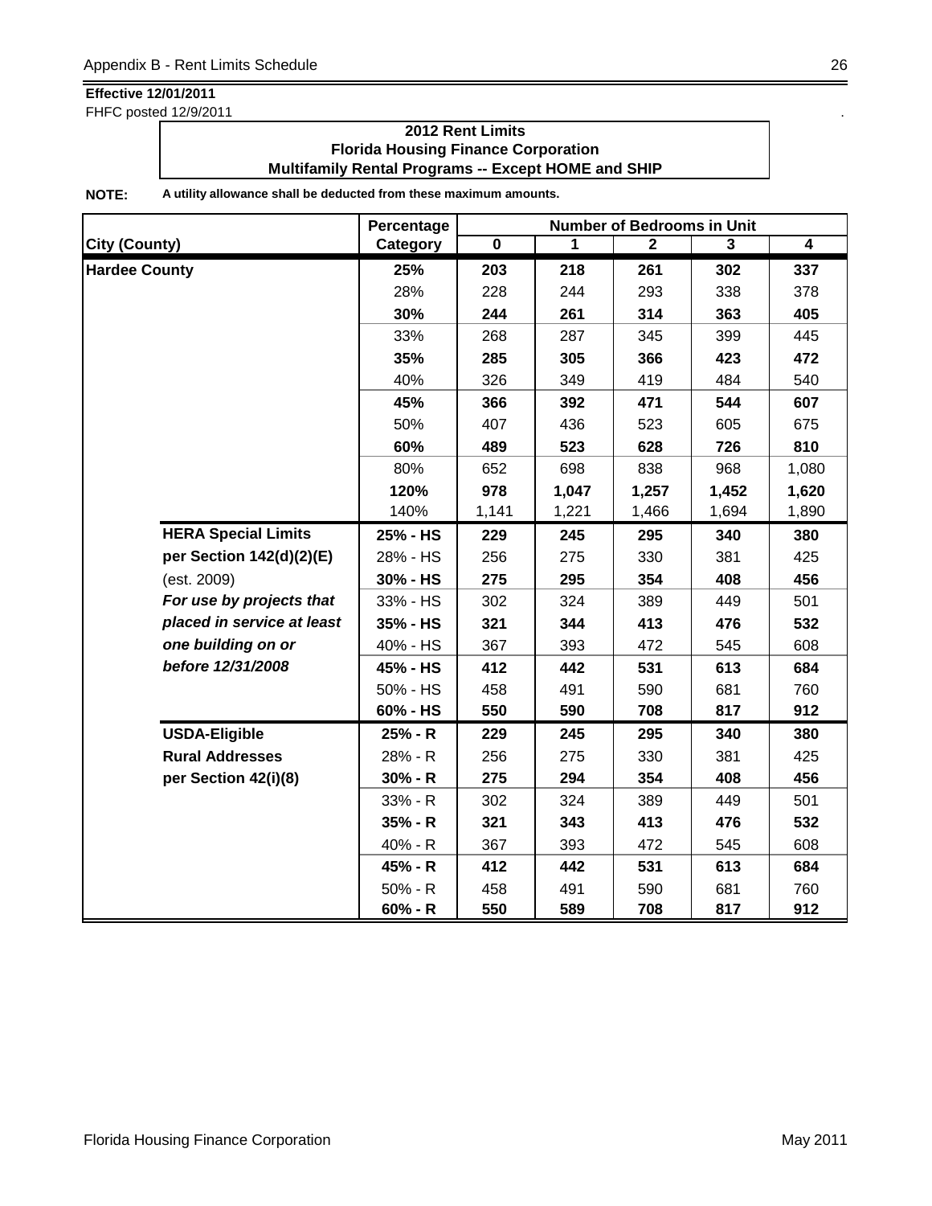**Effective 12/01/2011**
FHFC posted 12/9/2011

**2012 Rent Limits**
**Florida Housing Finance Corporation**
**Multifamily Rental Programs -- Except HOME and SHIP**

**NOTE:** **A utility allowance shall be deducted from these maximum amounts.**

| City (County) | | Percentage Category | Number of Bedrooms in Unit 0 | 1 | 2 | 3 | 4 |
|---|---|---|---|---|---|---|---|
| **Hardee County** | | **25%** | **203** | **218** | **261** | **302** | **337** |
| | | 28% | 228 | 244 | 293 | 338 | 378 |
| | | **30%** | **244** | **261** | **314** | **363** | **405** |
| | | 33% | 268 | 287 | 345 | 399 | 445 |
| | | **35%** | **285** | **305** | **366** | **423** | **472** |
| | | 40% | 326 | 349 | 419 | 484 | 540 |
| | | **45%** | **366** | **392** | **471** | **544** | **607** |
| | | 50% | 407 | 436 | 523 | 605 | 675 |
| | | **60%** | **489** | **523** | **628** | **726** | **810** |
| | | 80% | 652 | 698 | 838 | 968 | 1,080 |
| | | **120%** | **978** | **1,047** | **1,257** | **1,452** | **1,620** |
| | | 140% | 1,141 | 1,221 | 1,466 | 1,694 | 1,890 |
| | **HERA Special Limits** | **25% - HS** | **229** | **245** | **295** | **340** | **380** |
| | **per Section 142(d)(2)(E)** | 28% - HS | 256 | 275 | 330 | 381 | 425 |
| | (est. 2009) | **30% - HS** | **275** | **295** | **354** | **408** | **456** |
| | ***For use by projects that*** | 33% - HS | 302 | 324 | 389 | 449 | 501 |
| | ***placed in service at least*** | **35% - HS** | **321** | **344** | **413** | **476** | **532** |
| | ***one building on or*** | 40% - HS | 367 | 393 | 472 | 545 | 608 |
| | ***before 12/31/2008*** | **45% - HS** | **412** | **442** | **531** | **613** | **684** |
| | | 50% - HS | 458 | 491 | 590 | 681 | 760 |
| | | **60% - HS** | **550** | **590** | **708** | **817** | **912** |
| | **USDA-Eligible** | **25% - R** | **229** | **245** | **295** | **340** | **380** |
| | **Rural Addresses** | 28% - R | 256 | 275 | 330 | 381 | 425 |
| | **per Section 42(i)(8)** | **30% - R** | **275** | **294** | **354** | **408** | **456** |
| | | 33% - R | 302 | 324 | 389 | 449 | 501 |
| | | **35% - R** | **321** | **343** | **413** | **476** | **532** |
| | | 40% - R | 367 | 393 | 472 | 545 | 608 |
| | | **45% - R** | **412** | **442** | **531** | **613** | **684** |
| | | 50% - R | 458 | 491 | 590 | 681 | 760 |
| | | **60% - R** | **550** | **589** | **708** | **817** | **912** |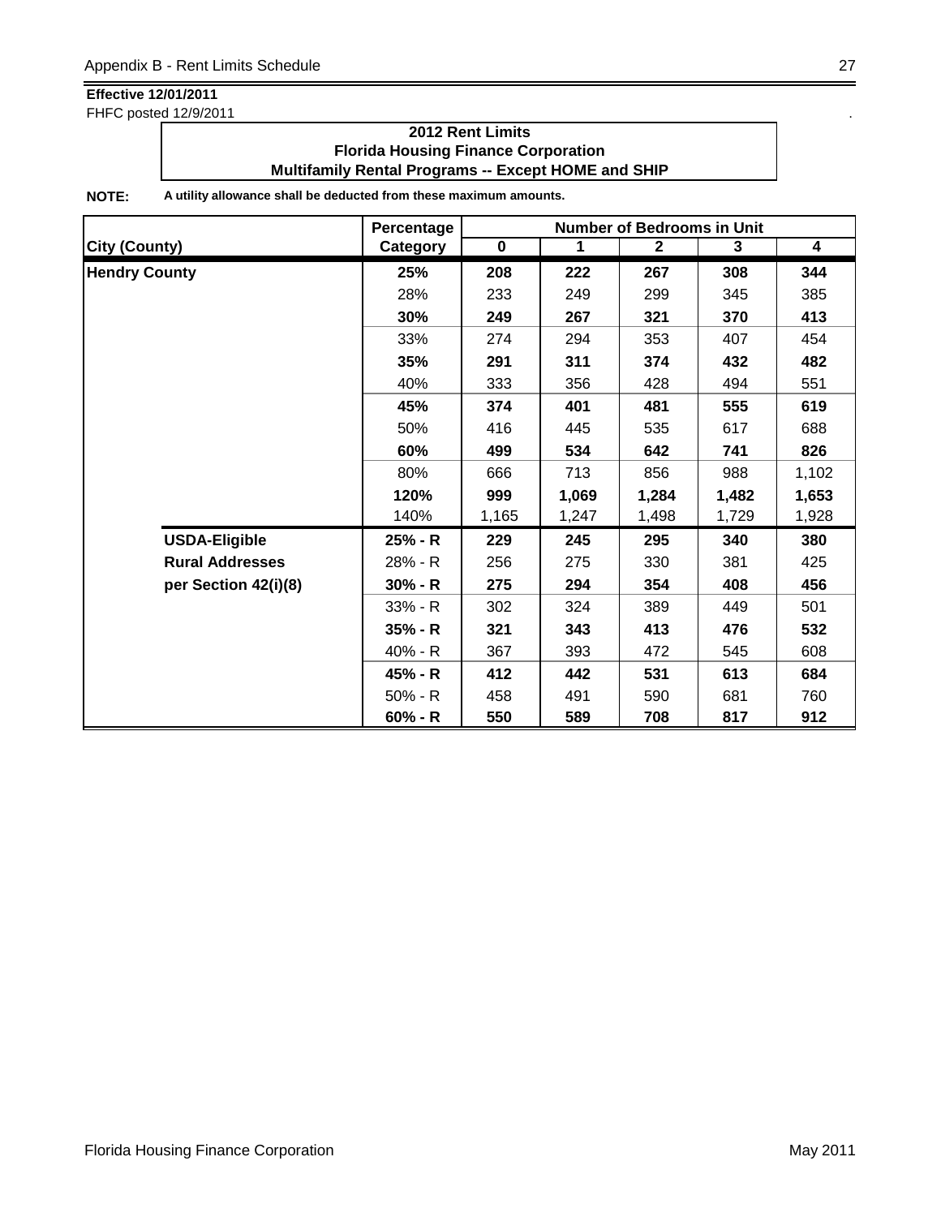**Effective 12/01/2011**
FHFC posted 12/9/2011

**2012 Rent Limits**
**Florida Housing Finance Corporation**
**Multifamily Rental Programs -- Except HOME and SHIP**

**NOTE:** **A utility allowance shall be deducted from these maximum amounts.**

| City (County) | Percentage Category | Number of Bedrooms in Unit 0 | 1 | 2 | 3 | 4 |
|---|---|---|---|---|---|---|
| **Hendry County** | **25%** | **208** | **222** | **267** | **308** | **344** |
| | 28% | 233 | 249 | 299 | 345 | 385 |
| | **30%** | **249** | **267** | **321** | **370** | **413** |
| | 33% | 274 | 294 | 353 | 407 | 454 |
| | **35%** | **291** | **311** | **374** | **432** | **482** |
| | 40% | 333 | 356 | 428 | 494 | 551 |
| | **45%** | **374** | **401** | **481** | **555** | **619** |
| | 50% | 416 | 445 | 535 | 617 | 688 |
| | **60%** | **499** | **534** | **642** | **741** | **826** |
| | 80% | 666 | 713 | 856 | 988 | 1,102 |
| | **120%** | **999** | **1,069** | **1,284** | **1,482** | **1,653** |
| | 140% | 1,165 | 1,247 | 1,498 | 1,729 | 1,928 |
| **USDA-Eligible** | **25% - R** | **229** | **245** | **295** | **340** | **380** |
| **Rural Addresses** | 28% - R | 256 | 275 | 330 | 381 | 425 |
| **per Section 42(i)(8)** | **30% - R** | **275** | **294** | **354** | **408** | **456** |
| | 33% - R | 302 | 324 | 389 | 449 | 501 |
| | **35% - R** | **321** | **343** | **413** | **476** | **532** |
| | 40% - R | 367 | 393 | 472 | 545 | 608 |
| | **45% - R** | **412** | **442** | **531** | **613** | **684** |
| | 50% - R | 458 | 491 | 590 | 681 | 760 |
| | **60% - R** | **550** | **589** | **708** | **817** | **912** |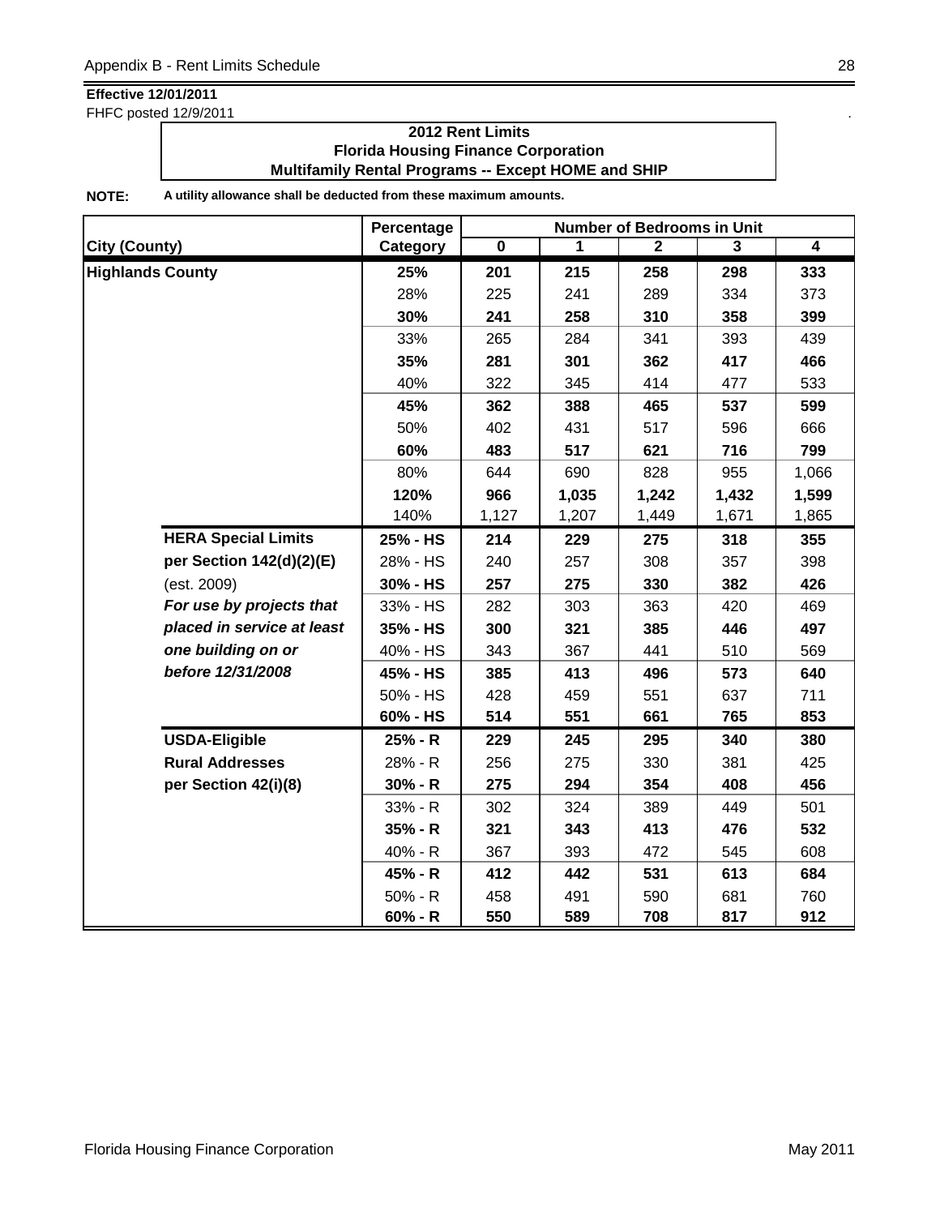**Effective 12/01/2011**
FHFC posted 12/9/2011

**2012 Rent Limits**
**Florida Housing Finance Corporation**
**Multifamily Rental Programs -- Except HOME and SHIP**

**NOTE:** A utility allowance shall be deducted from these maximum amounts.

| City (County) | Percentage Category | 0 | 1 | 2 | 3 | 4 |
|---|---|---|---|---|---|---|
| | | Number of Bedrooms in Unit | | | | |
| **Highlands County** | **25%** | **201** | **215** | **258** | **298** | **333** |
| | 28% | 225 | 241 | 289 | 334 | 373 |
| | **30%** | **241** | **258** | **310** | **358** | **399** |
| | 33% | 265 | 284 | 341 | 393 | 439 |
| | **35%** | **281** | **301** | **362** | **417** | **466** |
| | 40% | 322 | 345 | 414 | 477 | 533 |
| | **45%** | **362** | **388** | **465** | **537** | **599** |
| | 50% | 402 | 431 | 517 | 596 | 666 |
| | **60%** | **483** | **517** | **621** | **716** | **799** |
| | 80% | 644 | 690 | 828 | 955 | 1,066 |
| | **120%** | **966** | **1,035** | **1,242** | **1,432** | **1,599** |
| | 140% | 1,127 | 1,207 | 1,449 | 1,671 | 1,865 |
| **HERA Special Limits** | **25% - HS** | **214** | **229** | **275** | **318** | **355** |
| **per Section 142(d)(2)(E)** | 28% - HS | 240 | 257 | 308 | 357 | 398 |
| (est. 2009) | **30% - HS** | **257** | **275** | **330** | **382** | **426** |
| ***For use by projects that*** | 33% - HS | 282 | 303 | 363 | 420 | 469 |
| ***placed in service at least*** | **35% - HS** | **300** | **321** | **385** | **446** | **497** |
| ***one building on or*** | 40% - HS | 343 | 367 | 441 | 510 | 569 |
| ***before 12/31/2008*** | **45% - HS** | **385** | **413** | **496** | **573** | **640** |
| | 50% - HS | 428 | 459 | 551 | 637 | 711 |
| | **60% - HS** | **514** | **551** | **661** | **765** | **853** |
| **USDA-Eligible** | **25% - R** | **229** | **245** | **295** | **340** | **380** |
| **Rural Addresses** | 28% - R | 256 | 275 | 330 | 381 | 425 |
| **per Section 42(i)(8)** | **30% - R** | **275** | **294** | **354** | **408** | **456** |
| | 33% - R | 302 | 324 | 389 | 449 | 501 |
| | **35% - R** | **321** | **343** | **413** | **476** | **532** |
| | 40% - R | 367 | 393 | 472 | 545 | 608 |
| | **45% - R** | **412** | **442** | **531** | **613** | **684** |
| | 50% - R | 458 | 491 | 590 | 681 | 760 |
| | **60% - R** | **550** | **589** | **708** | **817** | **912** |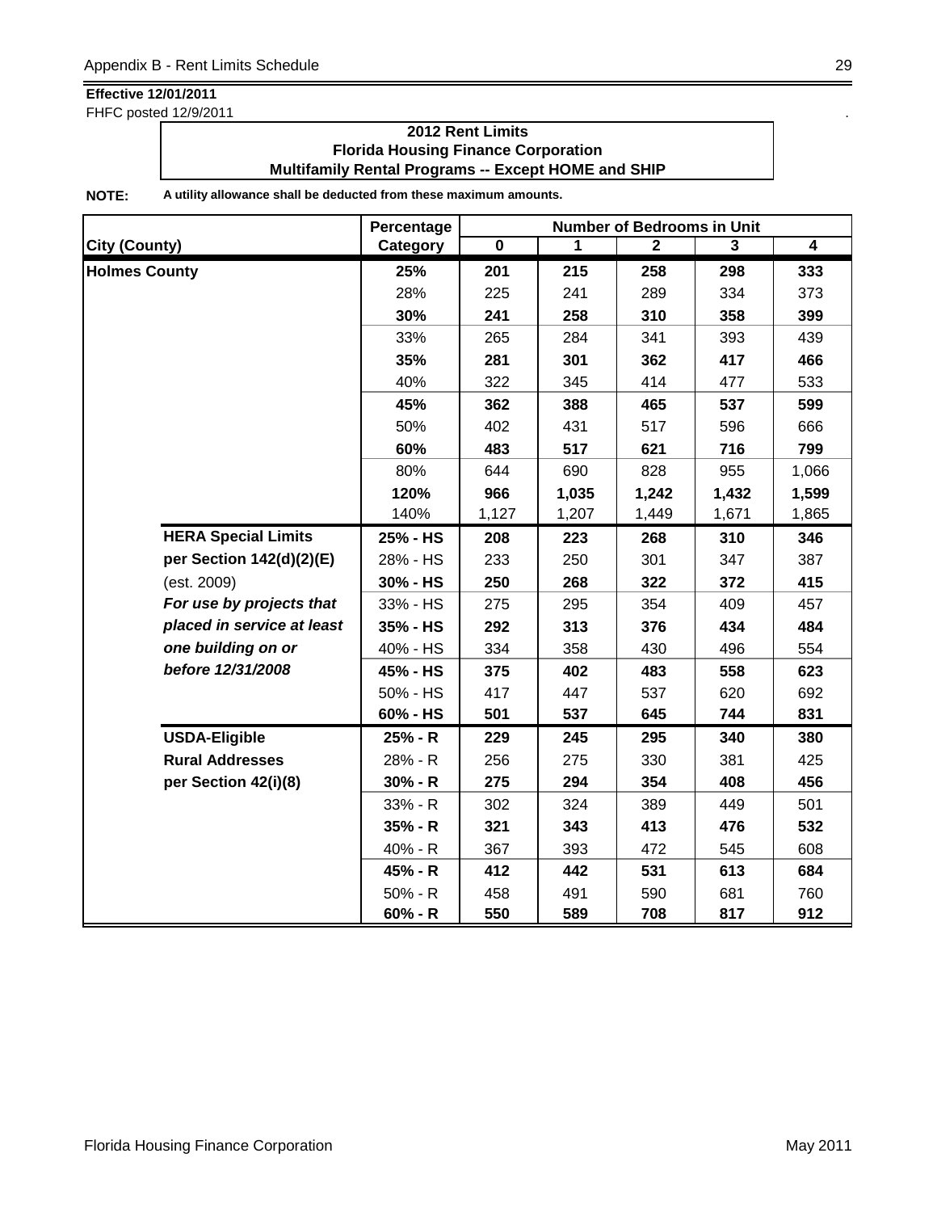**Effective 12/01/2011**

FHFC posted 12/9/2011

**2012 Rent Limits**
**Florida Housing Finance Corporation**
**Multifamily Rental Programs -- Except HOME and SHIP**

**NOTE:** **A utility allowance shall be deducted from these maximum amounts.**

| City (County) | | Percentage Category | Number of Bedrooms in Unit 0 | 1 | 2 | 3 | 4 |
|---|---|---|---|---|---|---|---|
| **Holmes County** | | **25%** | **201** | **215** | **258** | **298** | **333** |
| | | 28% | 225 | 241 | 289 | 334 | 373 |
| | | **30%** | **241** | **258** | **310** | **358** | **399** |
| | | 33% | 265 | 284 | 341 | 393 | 439 |
| | | **35%** | **281** | **301** | **362** | **417** | **466** |
| | | 40% | 322 | 345 | 414 | 477 | 533 |
| | | **45%** | **362** | **388** | **465** | **537** | **599** |
| | | 50% | 402 | 431 | 517 | 596 | 666 |
| | | **60%** | **483** | **517** | **621** | **716** | **799** |
| | | 80% | 644 | 690 | 828 | 955 | 1,066 |
| | | **120%** | **966** | **1,035** | **1,242** | **1,432** | **1,599** |
| | | 140% | 1,127 | 1,207 | 1,449 | 1,671 | 1,865 |
| | **HERA Special Limits** | **25% - HS** | **208** | **223** | **268** | **310** | **346** |
| | **per Section 142(d)(2)(E)** | 28% - HS | 233 | 250 | 301 | 347 | 387 |
| | (est. 2009) | **30% - HS** | **250** | **268** | **322** | **372** | **415** |
| | ***For use by projects that*** | 33% - HS | 275 | 295 | 354 | 409 | 457 |
| | ***placed in service at least*** | **35% - HS** | **292** | **313** | **376** | **434** | **484** |
| | ***one building on or*** | 40% - HS | 334 | 358 | 430 | 496 | 554 |
| | ***before 12/31/2008*** | **45% - HS** | **375** | **402** | **483** | **558** | **623** |
| | | 50% - HS | 417 | 447 | 537 | 620 | 692 |
| | | **60% - HS** | **501** | **537** | **645** | **744** | **831** |
| | **USDA-Eligible** | **25% - R** | **229** | **245** | **295** | **340** | **380** |
| | **Rural Addresses** | 28% - R | 256 | 275 | 330 | 381 | 425 |
| | **per Section 42(i)(8)** | **30% - R** | **275** | **294** | **354** | **408** | **456** |
| | | 33% - R | 302 | 324 | 389 | 449 | 501 |
| | | **35% - R** | **321** | **343** | **413** | **476** | **532** |
| | | 40% - R | 367 | 393 | 472 | 545 | 608 |
| | | **45% - R** | **412** | **442** | **531** | **613** | **684** |
| | | 50% - R | 458 | 491 | 590 | 681 | 760 |
| | | **60% - R** | **550** | **589** | **708** | **817** | **912** |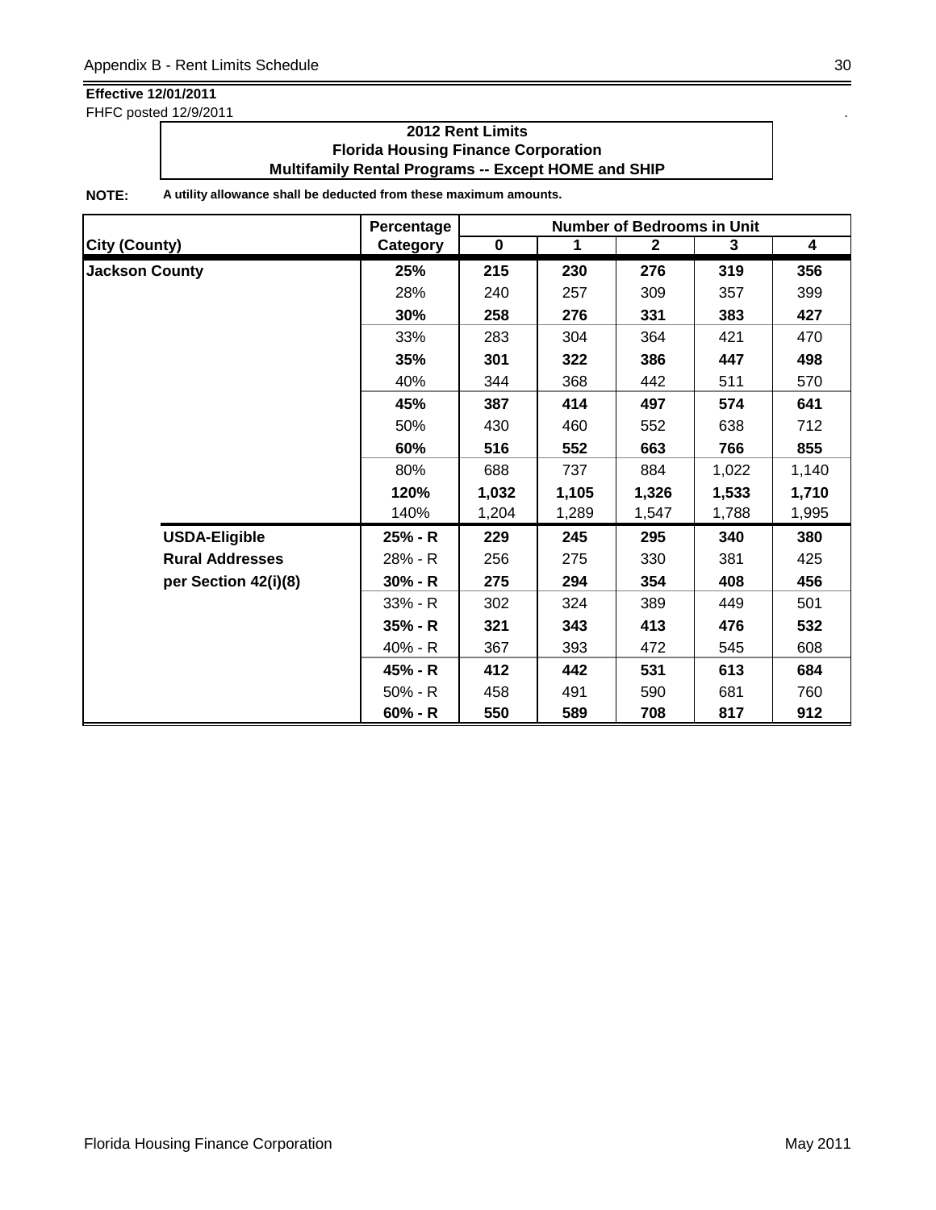**Effective 12/01/2011**
FHFC posted 12/9/2011

**2012 Rent Limits**
**Florida Housing Finance Corporation**
**Multifamily Rental Programs -- Except HOME and SHIP**

**NOTE:** **A utility allowance shall be deducted from these maximum amounts.**

| City (County) | Percentage Category | Number of Bedrooms in Unit 0 | 1 | 2 | 3 | 4 |
|---|---|---|---|---|---|---|
| **Jackson County** | **25%** | **215** | **230** | **276** | **319** | **356** |
| | 28% | 240 | 257 | 309 | 357 | 399 |
| | **30%** | **258** | **276** | **331** | **383** | **427** |
| | 33% | 283 | 304 | 364 | 421 | 470 |
| | **35%** | **301** | **322** | **386** | **447** | **498** |
| | 40% | 344 | 368 | 442 | 511 | 570 |
| | **45%** | **387** | **414** | **497** | **574** | **641** |
| | 50% | 430 | 460 | 552 | 638 | 712 |
| | **60%** | **516** | **552** | **663** | **766** | **855** |
| | 80% | 688 | 737 | 884 | 1,022 | 1,140 |
| | **120%** | **1,032** | **1,105** | **1,326** | **1,533** | **1,710** |
| | 140% | 1,204 | 1,289 | 1,547 | 1,788 | 1,995 |
| **USDA-Eligible** | **25% - R** | **229** | **245** | **295** | **340** | **380** |
| **Rural Addresses** | 28% - R | 256 | 275 | 330 | 381 | 425 |
| **per Section 42(i)(8)** | **30% - R** | **275** | **294** | **354** | **408** | **456** |
| | 33% - R | 302 | 324 | 389 | 449 | 501 |
| | **35% - R** | **321** | **343** | **413** | **476** | **532** |
| | 40% - R | 367 | 393 | 472 | 545 | 608 |
| | **45% - R** | **412** | **442** | **531** | **613** | **684** |
| | 50% - R | 458 | 491 | 590 | 681 | 760 |
| | **60% - R** | **550** | **589** | **708** | **817** | **912** |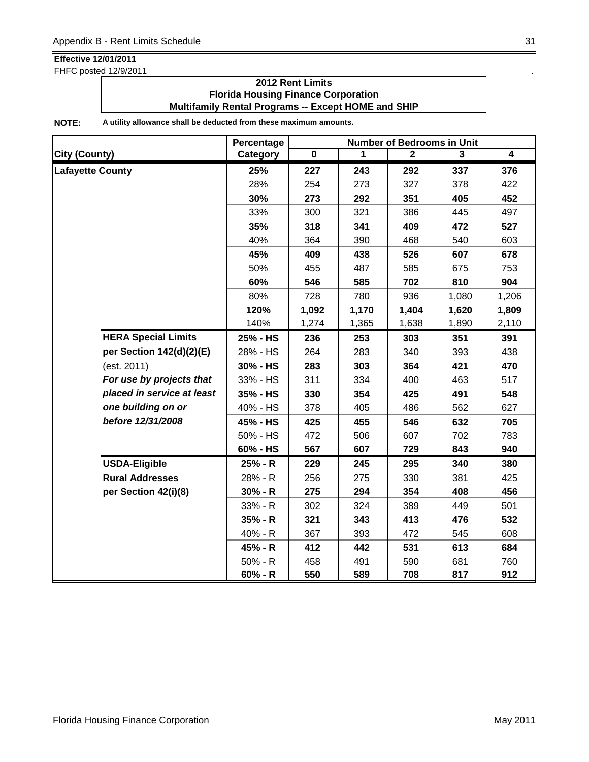**Effective 12/01/2011**

FHFC posted 12/9/2011

**2012 Rent Limits**
**Florida Housing Finance Corporation**
**Multifamily Rental Programs -- Except HOME and SHIP**

**NOTE:** **A utility allowance shall be deducted from these maximum amounts.**

| City (County) | | Percentage Category | Number of Bedrooms in Unit 0 | 1 | 2 | 3 | 4 |
|---|---|---|---|---|---|---|---|
| **Lafayette County** | | **25%** | **227** | **243** | **292** | **337** | **376** |
| | | 28% | 254 | 273 | 327 | 378 | 422 |
| | | **30%** | **273** | **292** | **351** | **405** | **452** |
| | | 33% | 300 | 321 | 386 | 445 | 497 |
| | | **35%** | **318** | **341** | **409** | **472** | **527** |
| | | 40% | 364 | 390 | 468 | 540 | 603 |
| | | **45%** | **409** | **438** | **526** | **607** | **678** |
| | | 50% | 455 | 487 | 585 | 675 | 753 |
| | | **60%** | **546** | **585** | **702** | **810** | **904** |
| | | 80% | 728 | 780 | 936 | 1,080 | 1,206 |
| | | **120%** | **1,092** | **1,170** | **1,404** | **1,620** | **1,809** |
| | | 140% | 1,274 | 1,365 | 1,638 | 1,890 | 2,110 |
| | **HERA Special Limits** | **25% - HS** | **236** | **253** | **303** | **351** | **391** |
| | **per Section 142(d)(2)(E)** | 28% - HS | 264 | 283 | 340 | 393 | 438 |
| | (est. 2011) | **30% - HS** | **283** | **303** | **364** | **421** | **470** |
| | ***For use by projects that*** | 33% - HS | 311 | 334 | 400 | 463 | 517 |
| | ***placed in service at least*** | **35% - HS** | **330** | **354** | **425** | **491** | **548** |
| | ***one building on or*** | 40% - HS | 378 | 405 | 486 | 562 | 627 |
| | ***before 12/31/2008*** | **45% - HS** | **425** | **455** | **546** | **632** | **705** |
| | | 50% - HS | 472 | 506 | 607 | 702 | 783 |
| | | **60% - HS** | **567** | **607** | **729** | **843** | **940** |
| | **USDA-Eligible** | **25% - R** | **229** | **245** | **295** | **340** | **380** |
| | **Rural Addresses** | 28% - R | 256 | 275 | 330 | 381 | 425 |
| | **per Section 42(i)(8)** | **30% - R** | **275** | **294** | **354** | **408** | **456** |
| | | 33% - R | 302 | 324 | 389 | 449 | 501 |
| | | **35% - R** | **321** | **343** | **413** | **476** | **532** |
| | | 40% - R | 367 | 393 | 472 | 545 | 608 |
| | | **45% - R** | **412** | **442** | **531** | **613** | **684** |
| | | 50% - R | 458 | 491 | 590 | 681 | 760 |
| | | **60% - R** | **550** | **589** | **708** | **817** | **912** |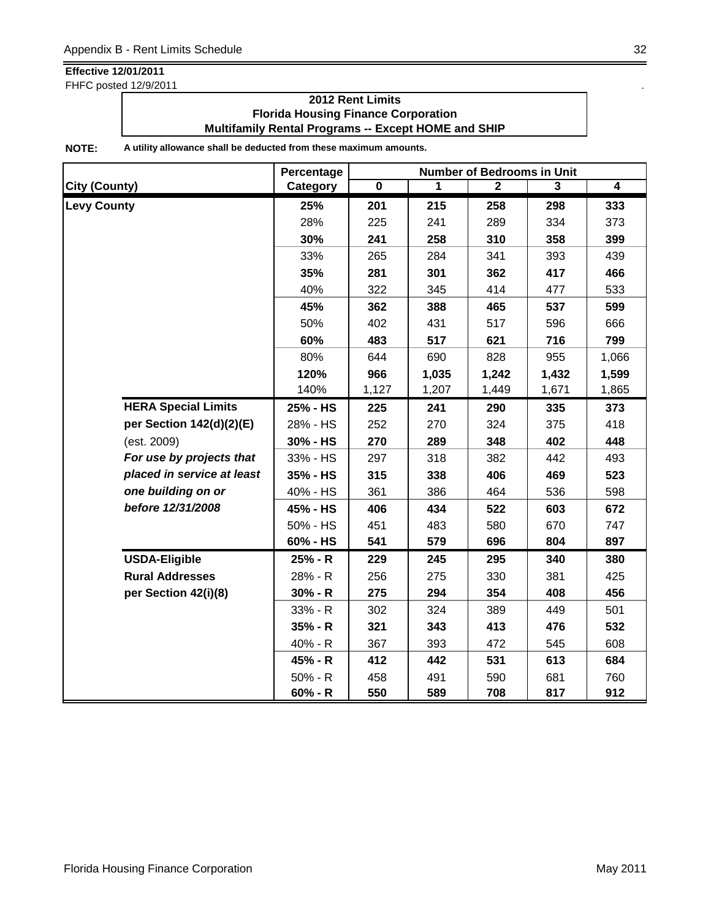**Effective 12/01/2011**
FHFC posted 12/9/2011

**2012 Rent Limits**
**Florida Housing Finance Corporation**
**Multifamily Rental Programs -- Except HOME and SHIP**

**NOTE:** **A utility allowance shall be deducted from these maximum amounts.**

| City (County) | | Percentage Category | Number of Bedrooms in Unit 0 | 1 | 2 | 3 | 4 |
|---|---|---|---|---|---|---|---|
| **Levy County** | | **25%** | **201** | **215** | **258** | **298** | **333** |
| | | 28% | 225 | 241 | 289 | 334 | 373 |
| | | **30%** | **241** | **258** | **310** | **358** | **399** |
| | | 33% | 265 | 284 | 341 | 393 | 439 |
| | | **35%** | **281** | **301** | **362** | **417** | **466** |
| | | 40% | 322 | 345 | 414 | 477 | 533 |
| | | **45%** | **362** | **388** | **465** | **537** | **599** |
| | | 50% | 402 | 431 | 517 | 596 | 666 |
| | | **60%** | **483** | **517** | **621** | **716** | **799** |
| | | 80% | 644 | 690 | 828 | 955 | 1,066 |
| | | **120%** | **966** | **1,035** | **1,242** | **1,432** | **1,599** |
| | | 140% | 1,127 | 1,207 | 1,449 | 1,671 | 1,865 |
| | **HERA Special Limits** | **25% - HS** | **225** | **241** | **290** | **335** | **373** |
| | **per Section 142(d)(2)(E)** | 28% - HS | 252 | 270 | 324 | 375 | 418 |
| | (est. 2009) | **30% - HS** | **270** | **289** | **348** | **402** | **448** |
| | ***For use by projects that*** | 33% - HS | 297 | 318 | 382 | 442 | 493 |
| | ***placed in service at least*** | **35% - HS** | **315** | **338** | **406** | **469** | **523** |
| | ***one building on or*** | 40% - HS | 361 | 386 | 464 | 536 | 598 |
| | ***before 12/31/2008*** | **45% - HS** | **406** | **434** | **522** | **603** | **672** |
| | | 50% - HS | 451 | 483 | 580 | 670 | 747 |
| | | **60% - HS** | **541** | **579** | **696** | **804** | **897** |
| | **USDA-Eligible** | **25% - R** | **229** | **245** | **295** | **340** | **380** |
| | **Rural Addresses** | 28% - R | 256 | 275 | 330 | 381 | 425 |
| | **per Section 42(i)(8)** | **30% - R** | **275** | **294** | **354** | **408** | **456** |
| | | 33% - R | 302 | 324 | 389 | 449 | 501 |
| | | **35% - R** | **321** | **343** | **413** | **476** | **532** |
| | | 40% - R | 367 | 393 | 472 | 545 | 608 |
| | | **45% - R** | **412** | **442** | **531** | **613** | **684** |
| | | 50% - R | 458 | 491 | 590 | 681 | 760 |
| | | **60% - R** | **550** | **589** | **708** | **817** | **912** |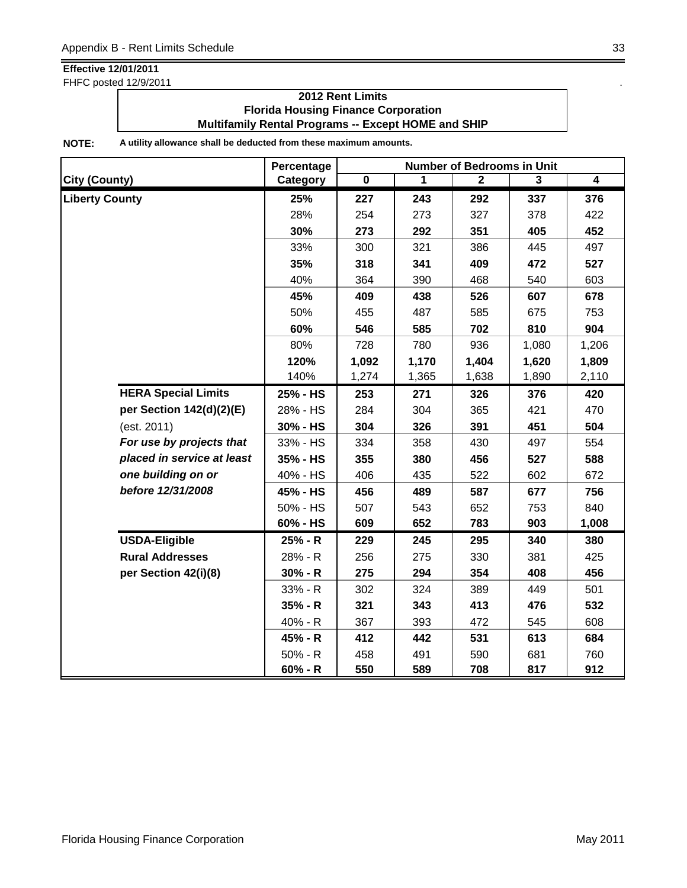**Effective 12/01/2011**
FHFC posted 12/9/2011

**2012 Rent Limits**
**Florida Housing Finance Corporation**
**Multifamily Rental Programs -- Except HOME and SHIP**

**NOTE:** **A utility allowance shall be deducted from these maximum amounts.**

| City (County) | | Percentage Category | Number of Bedrooms in Unit 0 | 1 | 2 | 3 | 4 |
|---|---|---|---|---|---|---|---|
| **Liberty County** | | **25%** | **227** | **243** | **292** | **337** | **376** |
| | | 28% | 254 | 273 | 327 | 378 | 422 |
| | | **30%** | **273** | **292** | **351** | **405** | **452** |
| | | 33% | 300 | 321 | 386 | 445 | 497 |
| | | **35%** | **318** | **341** | **409** | **472** | **527** |
| | | 40% | 364 | 390 | 468 | 540 | 603 |
| | | **45%** | **409** | **438** | **526** | **607** | **678** |
| | | 50% | 455 | 487 | 585 | 675 | 753 |
| | | **60%** | **546** | **585** | **702** | **810** | **904** |
| | | 80% | 728 | 780 | 936 | 1,080 | 1,206 |
| | | **120%** | **1,092** | **1,170** | **1,404** | **1,620** | **1,809** |
| | | 140% | 1,274 | 1,365 | 1,638 | 1,890 | 2,110 |
| | **HERA Special Limits** | **25% - HS** | **253** | **271** | **326** | **376** | **420** |
| | **per Section 142(d)(2)(E)** | 28% - HS | 284 | 304 | 365 | 421 | 470 |
| | (est. 2011) | **30% - HS** | **304** | **326** | **391** | **451** | **504** |
| | ***For use by projects that*** | 33% - HS | 334 | 358 | 430 | 497 | 554 |
| | ***placed in service at least*** | **35% - HS** | **355** | **380** | **456** | **527** | **588** |
| | ***one building on or*** | 40% - HS | 406 | 435 | 522 | 602 | 672 |
| | ***before 12/31/2008*** | **45% - HS** | **456** | **489** | **587** | **677** | **756** |
| | | 50% - HS | 507 | 543 | 652 | 753 | 840 |
| | | **60% - HS** | **609** | **652** | **783** | **903** | **1,008** |
| | **USDA-Eligible** | **25% - R** | **229** | **245** | **295** | **340** | **380** |
| | **Rural Addresses** | 28% - R | 256 | 275 | 330 | 381 | 425 |
| | **per Section 42(i)(8)** | **30% - R** | **275** | **294** | **354** | **408** | **456** |
| | | 33% - R | 302 | 324 | 389 | 449 | 501 |
| | | **35% - R** | **321** | **343** | **413** | **476** | **532** |
| | | 40% - R | 367 | 393 | 472 | 545 | 608 |
| | | **45% - R** | **412** | **442** | **531** | **613** | **684** |
| | | 50% - R | 458 | 491 | 590 | 681 | 760 |
| | | **60% - R** | **550** | **589** | **708** | **817** | **912** |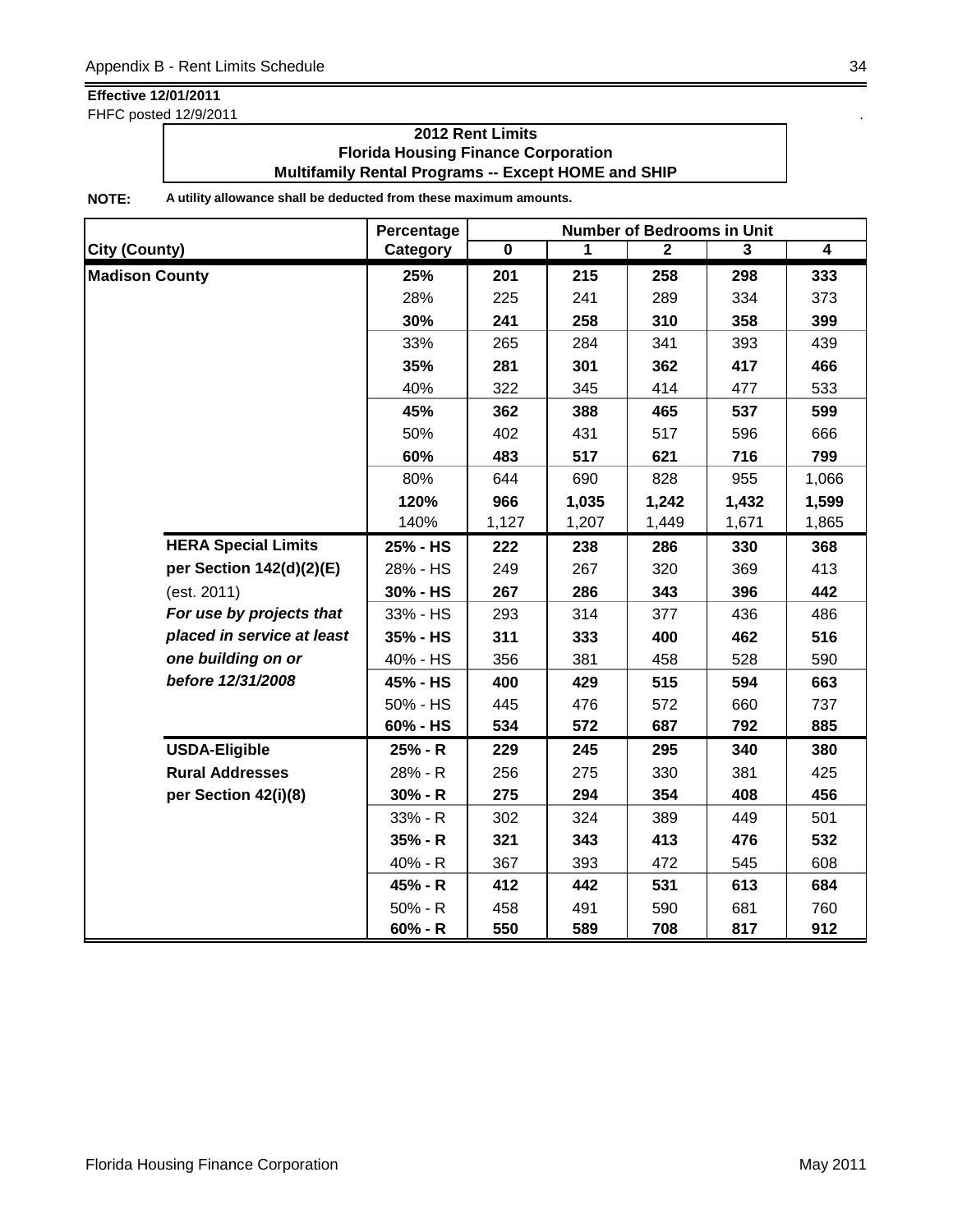**Effective 12/01/2011**
FHFC posted 12/9/2011

**2012 Rent Limits**
**Florida Housing Finance Corporation**
**Multifamily Rental Programs -- Except HOME and SHIP**

**NOTE:** **A utility allowance shall be deducted from these maximum amounts.**

| City (County) | | Percentage Category | Number of Bedrooms in Unit 0 | 1 | 2 | 3 | 4 |
|---|---|---|---|---|---|---|---|
| **Madison County** | | **25%** | **201** | **215** | **258** | **298** | **333** |
| | | 28% | 225 | 241 | 289 | 334 | 373 |
| | | **30%** | **241** | **258** | **310** | **358** | **399** |
| | | 33% | 265 | 284 | 341 | 393 | 439 |
| | | **35%** | **281** | **301** | **362** | **417** | **466** |
| | | 40% | 322 | 345 | 414 | 477 | 533 |
| | | **45%** | **362** | **388** | **465** | **537** | **599** |
| | | 50% | 402 | 431 | 517 | 596 | 666 |
| | | **60%** | **483** | **517** | **621** | **716** | **799** |
| | | 80% | 644 | 690 | 828 | 955 | 1,066 |
| | | **120%** | **966** | **1,035** | **1,242** | **1,432** | **1,599** |
| | | 140% | 1,127 | 1,207 | 1,449 | 1,671 | 1,865 |
| | **HERA Special Limits** | **25% - HS** | **222** | **238** | **286** | **330** | **368** |
| | **per Section 142(d)(2)(E)** | 28% - HS | 249 | 267 | 320 | 369 | 413 |
| | (est. 2011) | **30% - HS** | **267** | **286** | **343** | **396** | **442** |
| | ***For use by projects that*** | 33% - HS | 293 | 314 | 377 | 436 | 486 |
| | ***placed in service at least*** | **35% - HS** | **311** | **333** | **400** | **462** | **516** |
| | ***one building on or*** | 40% - HS | 356 | 381 | 458 | 528 | 590 |
| | ***before 12/31/2008*** | **45% - HS** | **400** | **429** | **515** | **594** | **663** |
| | | 50% - HS | 445 | 476 | 572 | 660 | 737 |
| | | **60% - HS** | **534** | **572** | **687** | **792** | **885** |
| | **USDA-Eligible** | **25% - R** | **229** | **245** | **295** | **340** | **380** |
| | **Rural Addresses** | 28% - R | 256 | 275 | 330 | 381 | 425 |
| | **per Section 42(i)(8)** | **30% - R** | **275** | **294** | **354** | **408** | **456** |
| | | 33% - R | 302 | 324 | 389 | 449 | 501 |
| | | **35% - R** | **321** | **343** | **413** | **476** | **532** |
| | | 40% - R | 367 | 393 | 472 | 545 | 608 |
| | | **45% - R** | **412** | **442** | **531** | **613** | **684** |
| | | 50% - R | 458 | 491 | 590 | 681 | 760 |
| | | **60% - R** | **550** | **589** | **708** | **817** | **912** |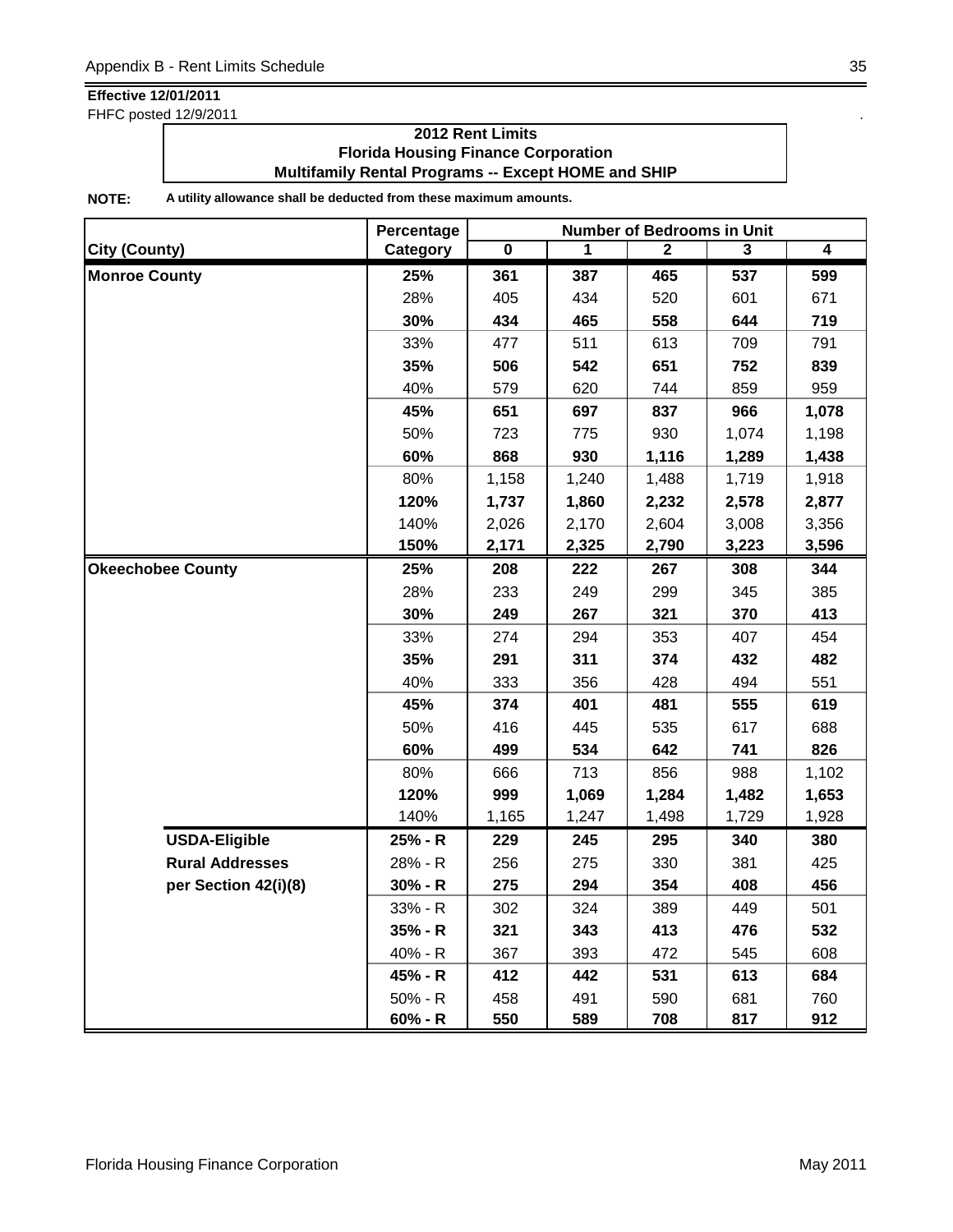**Effective 12/01/2011**
FHFC posted 12/9/2011

**2012 Rent Limits**
**Florida Housing Finance Corporation**
**Multifamily Rental Programs -- Except HOME and SHIP**

**NOTE:** **A utility allowance shall be deducted from these maximum amounts.**

| City (County) | Percentage Category | Number of Bedrooms in Unit 0 | 1 | 2 | 3 | 4 |
|---|---|---|---|---|---|---|
| **Monroe County** | **25%** | **361** | **387** | **465** | **537** | **599** |
| | 28% | 405 | 434 | 520 | 601 | 671 |
| | **30%** | **434** | **465** | **558** | **644** | **719** |
| | 33% | 477 | 511 | 613 | 709 | 791 |
| | **35%** | **506** | **542** | **651** | **752** | **839** |
| | 40% | 579 | 620 | 744 | 859 | 959 |
| | **45%** | **651** | **697** | **837** | **966** | **1,078** |
| | 50% | 723 | 775 | 930 | 1,074 | 1,198 |
| | **60%** | **868** | **930** | **1,116** | **1,289** | **1,438** |
| | 80% | 1,158 | 1,240 | 1,488 | 1,719 | 1,918 |
| | **120%** | **1,737** | **1,860** | **2,232** | **2,578** | **2,877** |
| | 140% | 2,026 | 2,170 | 2,604 | 3,008 | 3,356 |
| | **150%** | **2,171** | **2,325** | **2,790** | **3,223** | **3,596** |
| **Okeechobee County** | **25%** | **208** | **222** | **267** | **308** | **344** |
| | 28% | 233 | 249 | 299 | 345 | 385 |
| | **30%** | **249** | **267** | **321** | **370** | **413** |
| | 33% | 274 | 294 | 353 | 407 | 454 |
| | **35%** | **291** | **311** | **374** | **432** | **482** |
| | 40% | 333 | 356 | 428 | 494 | 551 |
| | **45%** | **374** | **401** | **481** | **555** | **619** |
| | 50% | 416 | 445 | 535 | 617 | 688 |
| | **60%** | **499** | **534** | **642** | **741** | **826** |
| | 80% | 666 | 713 | 856 | 988 | 1,102 |
| | **120%** | **999** | **1,069** | **1,284** | **1,482** | **1,653** |
| | 140% | 1,165 | 1,247 | 1,498 | 1,729 | 1,928 |
| **USDA-Eligible** | **25% - R** | **229** | **245** | **295** | **340** | **380** |
| **Rural Addresses** | 28% - R | 256 | 275 | 330 | 381 | 425 |
| **per Section 42(i)(8)** | **30% - R** | **275** | **294** | **354** | **408** | **456** |
| | 33% - R | 302 | 324 | 389 | 449 | 501 |
| | **35% - R** | **321** | **343** | **413** | **476** | **532** |
| | 40% - R | 367 | 393 | 472 | 545 | 608 |
| | **45% - R** | **412** | **442** | **531** | **613** | **684** |
| | 50% - R | 458 | 491 | 590 | 681 | 760 |
| | **60% - R** | **550** | **589** | **708** | **817** | **912** |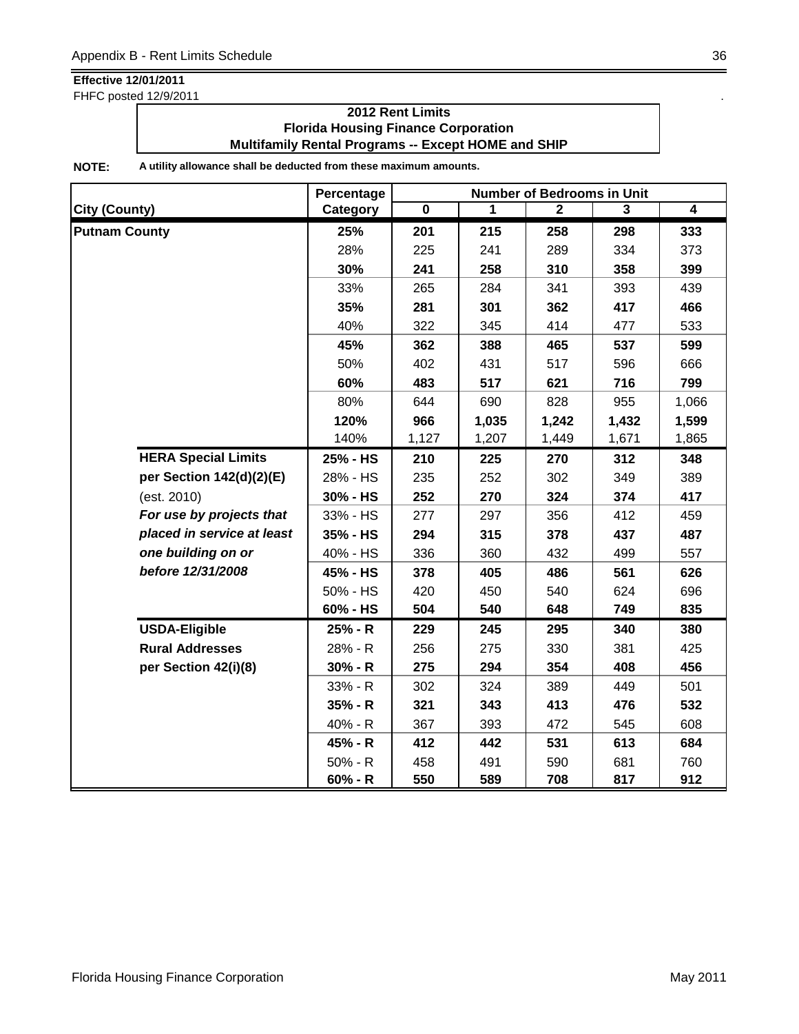**Effective 12/01/2011**
FHFC posted 12/9/2011

**2012 Rent Limits**
**Florida Housing Finance Corporation**
**Multifamily Rental Programs -- Except HOME and SHIP**

**NOTE:** **A utility allowance shall be deducted from these maximum amounts.**

| City (County) | | Percentage Category | Number of Bedrooms in Unit 0 | 1 | 2 | 3 | 4 |
|---|---|---|---|---|---|---|---|
| **Putnam County** | | **25%** | **201** | **215** | **258** | **298** | **333** |
| | | 28% | 225 | 241 | 289 | 334 | 373 |
| | | **30%** | **241** | **258** | **310** | **358** | **399** |
| | | 33% | 265 | 284 | 341 | 393 | 439 |
| | | **35%** | **281** | **301** | **362** | **417** | **466** |
| | | 40% | 322 | 345 | 414 | 477 | 533 |
| | | **45%** | **362** | **388** | **465** | **537** | **599** |
| | | 50% | 402 | 431 | 517 | 596 | 666 |
| | | **60%** | **483** | **517** | **621** | **716** | **799** |
| | | 80% | 644 | 690 | 828 | 955 | 1,066 |
| | | **120%** | **966** | **1,035** | **1,242** | **1,432** | **1,599** |
| | | 140% | 1,127 | 1,207 | 1,449 | 1,671 | 1,865 |
| | **HERA Special Limits** | **25% - HS** | **210** | **225** | **270** | **312** | **348** |
| | **per Section 142(d)(2)(E)** | 28% - HS | 235 | 252 | 302 | 349 | 389 |
| | (est. 2010) | **30% - HS** | **252** | **270** | **324** | **374** | **417** |
| | ***For use by projects that*** | 33% - HS | 277 | 297 | 356 | 412 | 459 |
| | ***placed in service at least*** | **35% - HS** | **294** | **315** | **378** | **437** | **487** |
| | ***one building on or*** | 40% - HS | 336 | 360 | 432 | 499 | 557 |
| | ***before 12/31/2008*** | **45% - HS** | **378** | **405** | **486** | **561** | **626** |
| | | 50% - HS | 420 | 450 | 540 | 624 | 696 |
| | | **60% - HS** | **504** | **540** | **648** | **749** | **835** |
| | **USDA-Eligible** | **25% - R** | **229** | **245** | **295** | **340** | **380** |
| | **Rural Addresses** | 28% - R | 256 | 275 | 330 | 381 | 425 |
| | **per Section 42(i)(8)** | **30% - R** | **275** | **294** | **354** | **408** | **456** |
| | | 33% - R | 302 | 324 | 389 | 449 | 501 |
| | | **35% - R** | **321** | **343** | **413** | **476** | **532** |
| | | 40% - R | 367 | 393 | 472 | 545 | 608 |
| | | **45% - R** | **412** | **442** | **531** | **613** | **684** |
| | | 50% - R | 458 | 491 | 590 | 681 | 760 |
| | | **60% - R** | **550** | **589** | **708** | **817** | **912** |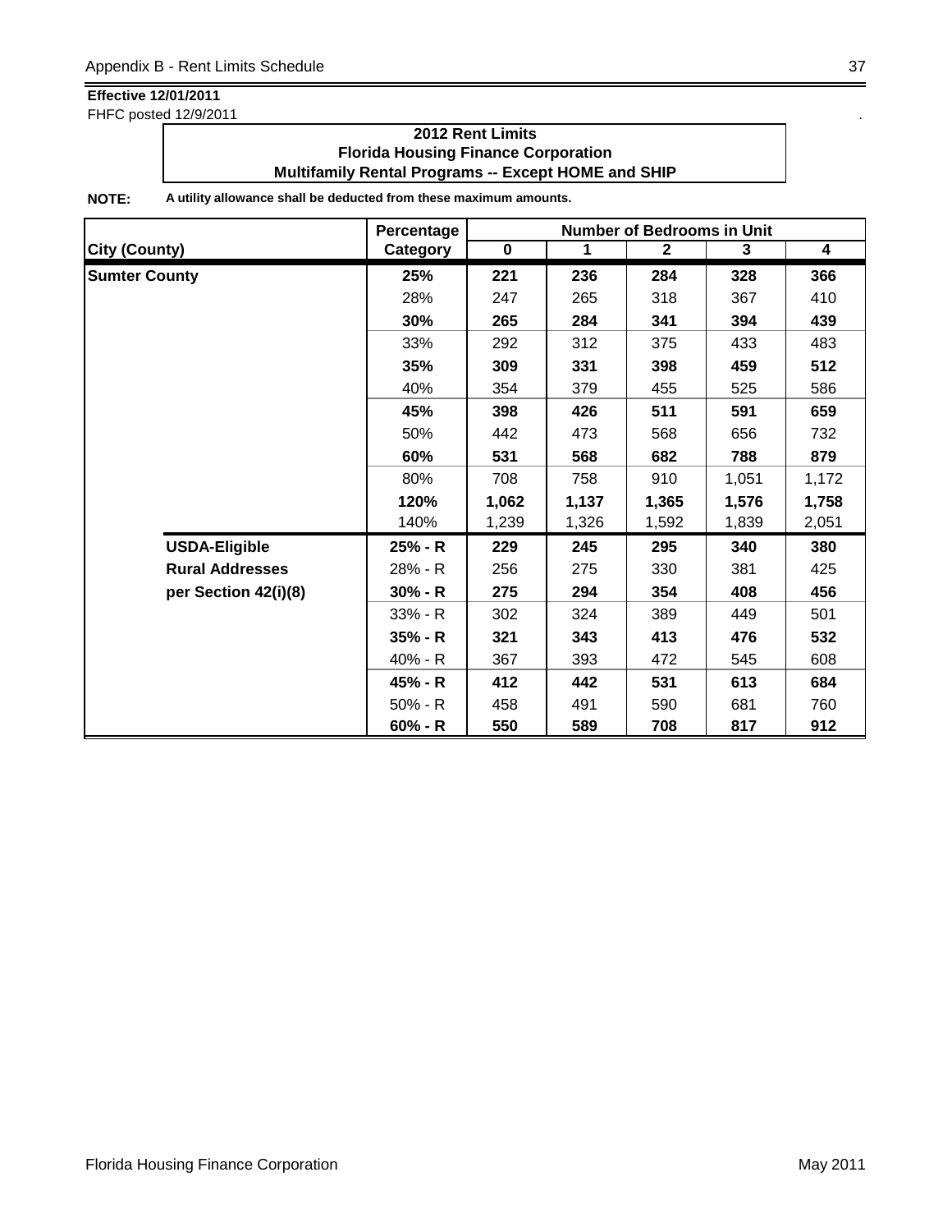**Effective 12/01/2011**

FHFC posted 12/9/2011

**2012 Rent Limits**
**Florida Housing Finance Corporation**
**Multifamily Rental Programs -- Except HOME and SHIP**

**NOTE:** **A utility allowance shall be deducted from these maximum amounts.**

| City (County) | Percentage Category | Number of Bedrooms in Unit 0 | 1 | 2 | 3 | 4 |
|---|---|---|---|---|---|---|
| **Sumter County** | **25%** | **221** | **236** | **284** | **328** | **366** |
| | 28% | 247 | 265 | 318 | 367 | 410 |
| | **30%** | **265** | **284** | **341** | **394** | **439** |
| | 33% | 292 | 312 | 375 | 433 | 483 |
| | **35%** | **309** | **331** | **398** | **459** | **512** |
| | 40% | 354 | 379 | 455 | 525 | 586 |
| | **45%** | **398** | **426** | **511** | **591** | **659** |
| | 50% | 442 | 473 | 568 | 656 | 732 |
| | **60%** | **531** | **568** | **682** | **788** | **879** |
| | 80% | 708 | 758 | 910 | 1,051 | 1,172 |
| | **120%** | **1,062** | **1,137** | **1,365** | **1,576** | **1,758** |
| | 140% | 1,239 | 1,326 | 1,592 | 1,839 | 2,051 |
| **USDA-Eligible** | **25% - R** | **229** | **245** | **295** | **340** | **380** |
| **Rural Addresses** | 28% - R | 256 | 275 | 330 | 381 | 425 |
| **per Section 42(i)(8)** | **30% - R** | **275** | **294** | **354** | **408** | **456** |
| | 33% - R | 302 | 324 | 389 | 449 | 501 |
| | **35% - R** | **321** | **343** | **413** | **476** | **532** |
| | 40% - R | 367 | 393 | 472 | 545 | 608 |
| | **45% - R** | **412** | **442** | **531** | **613** | **684** |
| | 50% - R | 458 | 491 | 590 | 681 | 760 |
| | **60% - R** | **550** | **589** | **708** | **817** | **912** |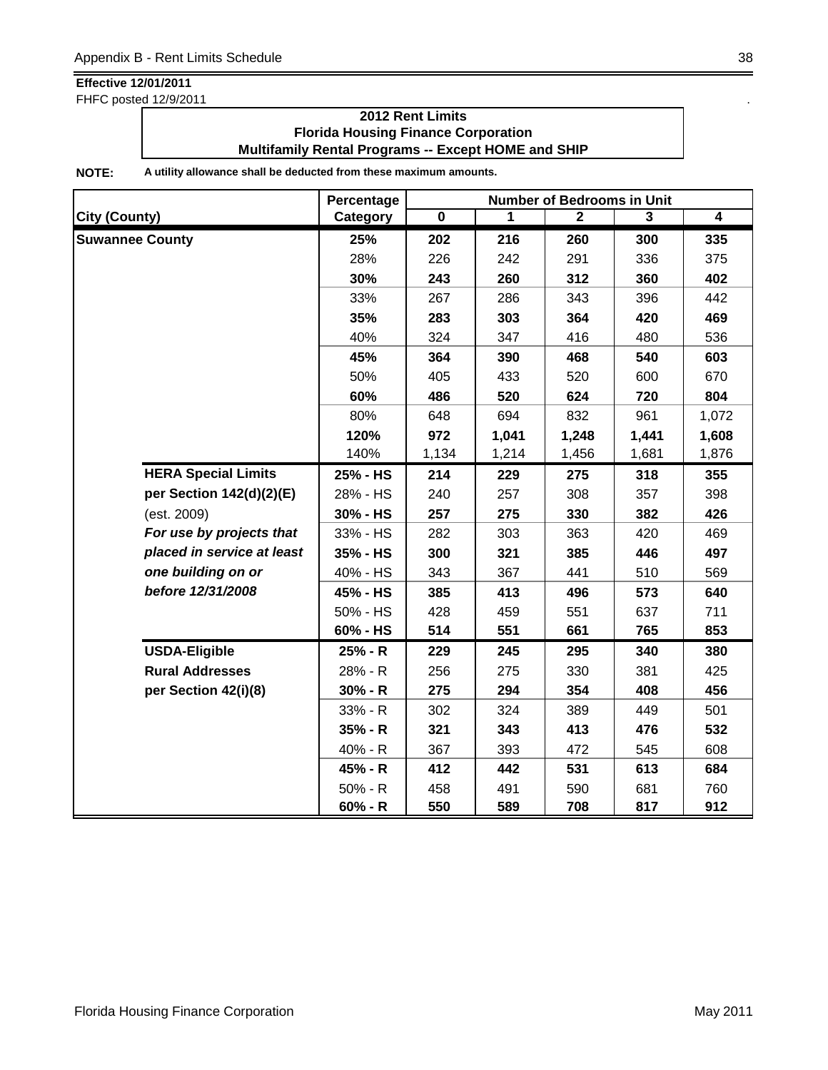**Effective 12/01/2011**
FHFC posted 12/9/2011

**2012 Rent Limits**
**Florida Housing Finance Corporation**
**Multifamily Rental Programs -- Except HOME and SHIP**

**NOTE:** **A utility allowance shall be deducted from these maximum amounts.**

| City (County) | | Percentage Category | Number of Bedrooms in Unit 0 | 1 | 2 | 3 | 4 |
|---|---|---|---|---|---|---|---|
| **Suwannee County** | | **25%** | **202** | **216** | **260** | **300** | **335** |
| | | 28% | 226 | 242 | 291 | 336 | 375 |
| | | **30%** | **243** | **260** | **312** | **360** | **402** |
| | | 33% | 267 | 286 | 343 | 396 | 442 |
| | | **35%** | **283** | **303** | **364** | **420** | **469** |
| | | 40% | 324 | 347 | 416 | 480 | 536 |
| | | **45%** | **364** | **390** | **468** | **540** | **603** |
| | | 50% | 405 | 433 | 520 | 600 | 670 |
| | | **60%** | **486** | **520** | **624** | **720** | **804** |
| | | 80% | 648 | 694 | 832 | 961 | 1,072 |
| | | **120%** | **972** | **1,041** | **1,248** | **1,441** | **1,608** |
| | | 140% | 1,134 | 1,214 | 1,456 | 1,681 | 1,876 |
| | **HERA Special Limits** | **25% - HS** | **214** | **229** | **275** | **318** | **355** |
| | **per Section 142(d)(2)(E)** | 28% - HS | 240 | 257 | 308 | 357 | 398 |
| | (est. 2009) | **30% - HS** | **257** | **275** | **330** | **382** | **426** |
| | ***For use by projects that*** | 33% - HS | 282 | 303 | 363 | 420 | 469 |
| | ***placed in service at least*** | **35% - HS** | **300** | **321** | **385** | **446** | **497** |
| | ***one building on or*** | 40% - HS | 343 | 367 | 441 | 510 | 569 |
| | ***before 12/31/2008*** | **45% - HS** | **385** | **413** | **496** | **573** | **640** |
| | | 50% - HS | 428 | 459 | 551 | 637 | 711 |
| | | **60% - HS** | **514** | **551** | **661** | **765** | **853** |
| | **USDA-Eligible** | **25% - R** | **229** | **245** | **295** | **340** | **380** |
| | **Rural Addresses** | 28% - R | 256 | 275 | 330 | 381 | 425 |
| | **per Section 42(i)(8)** | **30% - R** | **275** | **294** | **354** | **408** | **456** |
| | | 33% - R | 302 | 324 | 389 | 449 | 501 |
| | | **35% - R** | **321** | **343** | **413** | **476** | **532** |
| | | 40% - R | 367 | 393 | 472 | 545 | 608 |
| | | **45% - R** | **412** | **442** | **531** | **613** | **684** |
| | | 50% - R | 458 | 491 | 590 | 681 | 760 |
| | | **60% - R** | **550** | **589** | **708** | **817** | **912** |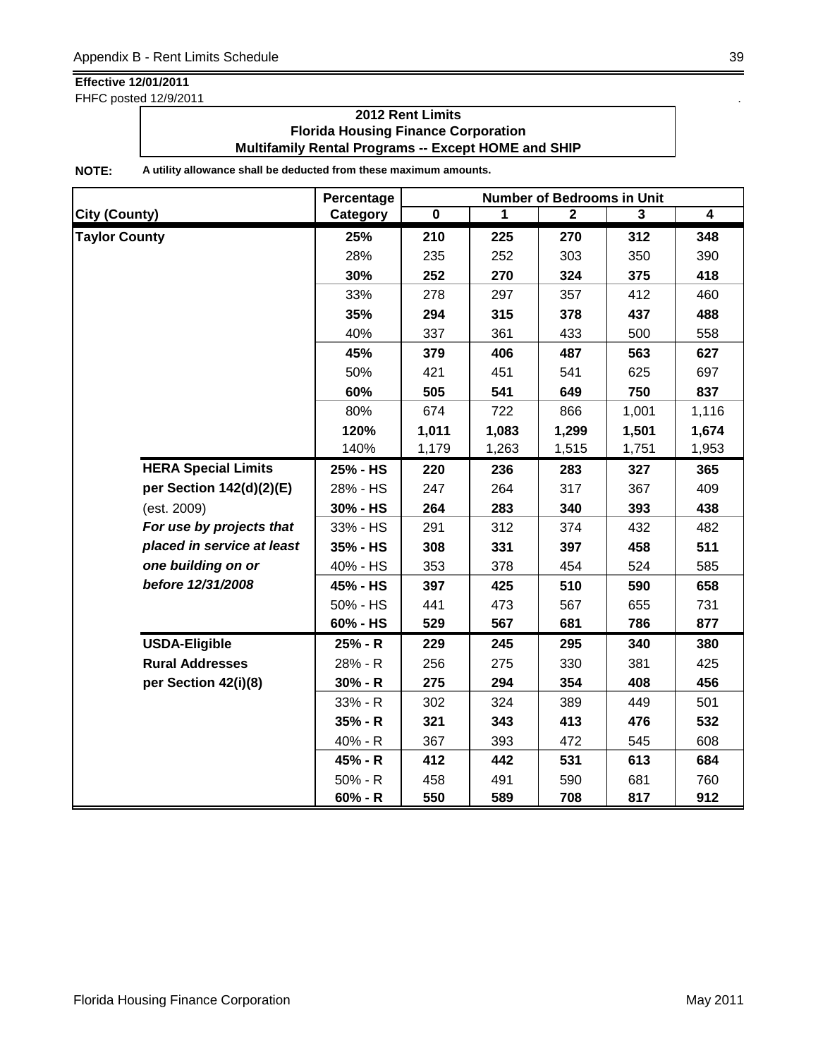**Effective 12/01/2011**
FHFC posted 12/9/2011

**2012 Rent Limits**
**Florida Housing Finance Corporation**
**Multifamily Rental Programs -- Except HOME and SHIP**

**NOTE:** **A utility allowance shall be deducted from these maximum amounts.**

| City (County) | | Percentage Category | Number of Bedrooms in Unit 0 | 1 | 2 | 3 | 4 |
|---|---|---|---|---|---|---|---|
| **Taylor County** | | **25%** | **210** | **225** | **270** | **312** | **348** |
| | | 28% | 235 | 252 | 303 | 350 | 390 |
| | | **30%** | **252** | **270** | **324** | **375** | **418** |
| | | 33% | 278 | 297 | 357 | 412 | 460 |
| | | **35%** | **294** | **315** | **378** | **437** | **488** |
| | | 40% | 337 | 361 | 433 | 500 | 558 |
| | | **45%** | **379** | **406** | **487** | **563** | **627** |
| | | 50% | 421 | 451 | 541 | 625 | 697 |
| | | **60%** | **505** | **541** | **649** | **750** | **837** |
| | | 80% | 674 | 722 | 866 | 1,001 | 1,116 |
| | | **120%** | **1,011** | **1,083** | **1,299** | **1,501** | **1,674** |
| | | 140% | 1,179 | 1,263 | 1,515 | 1,751 | 1,953 |
| | **HERA Special Limits** | **25% - HS** | **220** | **236** | **283** | **327** | **365** |
| | **per Section 142(d)(2)(E)** | 28% - HS | 247 | 264 | 317 | 367 | 409 |
| | (est. 2009) | **30% - HS** | **264** | **283** | **340** | **393** | **438** |
| | ***For use by projects that*** | 33% - HS | 291 | 312 | 374 | 432 | 482 |
| | ***placed in service at least*** | **35% - HS** | **308** | **331** | **397** | **458** | **511** |
| | ***one building on or*** | 40% - HS | 353 | 378 | 454 | 524 | 585 |
| | ***before 12/31/2008*** | **45% - HS** | **397** | **425** | **510** | **590** | **658** |
| | | 50% - HS | 441 | 473 | 567 | 655 | 731 |
| | | **60% - HS** | **529** | **567** | **681** | **786** | **877** |
| | **USDA-Eligible** | **25% - R** | **229** | **245** | **295** | **340** | **380** |
| | **Rural Addresses** | 28% - R | 256 | 275 | 330 | 381 | 425 |
| | **per Section 42(i)(8)** | **30% - R** | **275** | **294** | **354** | **408** | **456** |
| | | 33% - R | 302 | 324 | 389 | 449 | 501 |
| | | **35% - R** | **321** | **343** | **413** | **476** | **532** |
| | | 40% - R | 367 | 393 | 472 | 545 | 608 |
| | | **45% - R** | **412** | **442** | **531** | **613** | **684** |
| | | 50% - R | 458 | 491 | 590 | 681 | 760 |
| | | **60% - R** | **550** | **589** | **708** | **817** | **912** |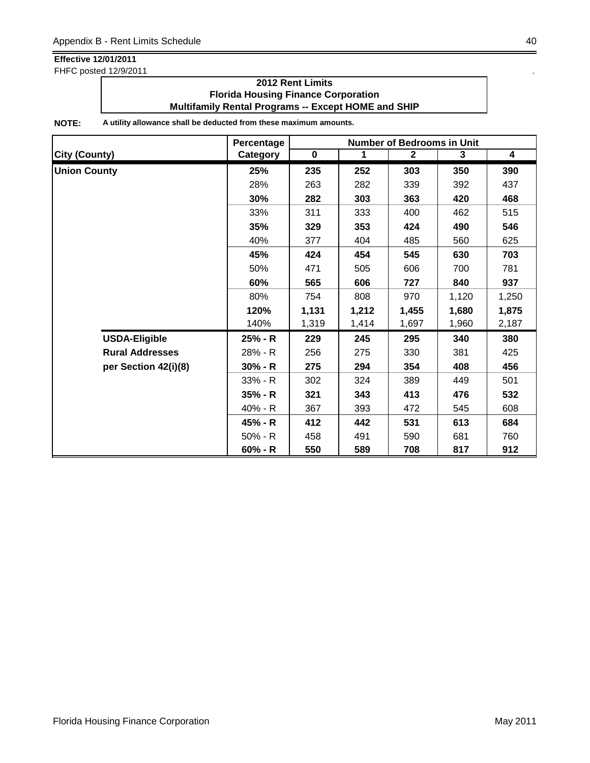**Effective 12/01/2011**
FHFC posted 12/9/2011

**2012 Rent Limits**
**Florida Housing Finance Corporation**
**Multifamily Rental Programs -- Except HOME and SHIP**

**NOTE:** **A utility allowance shall be deducted from these maximum amounts.**

| City (County) | Percentage Category | Number of Bedrooms in Unit 0 | 1 | 2 | 3 | 4 |
|---|---|---|---|---|---|---|
| **Union County** | **25%** | **235** | **252** | **303** | **350** | **390** |
| | 28% | 263 | 282 | 339 | 392 | 437 |
| | **30%** | **282** | **303** | **363** | **420** | **468** |
| | 33% | 311 | 333 | 400 | 462 | 515 |
| | **35%** | **329** | **353** | **424** | **490** | **546** |
| | 40% | 377 | 404 | 485 | 560 | 625 |
| | **45%** | **424** | **454** | **545** | **630** | **703** |
| | 50% | 471 | 505 | 606 | 700 | 781 |
| | **60%** | **565** | **606** | **727** | **840** | **937** |
| | 80% | 754 | 808 | 970 | 1,120 | 1,250 |
| | **120%** | **1,131** | **1,212** | **1,455** | **1,680** | **1,875** |
| | 140% | 1,319 | 1,414 | 1,697 | 1,960 | 2,187 |
| **USDA-Eligible** | **25% - R** | **229** | **245** | **295** | **340** | **380** |
| **Rural Addresses** | 28% - R | 256 | 275 | 330 | 381 | 425 |
| **per Section 42(i)(8)** | **30% - R** | **275** | **294** | **354** | **408** | **456** |
| | 33% - R | 302 | 324 | 389 | 449 | 501 |
| | **35% - R** | **321** | **343** | **413** | **476** | **532** |
| | 40% - R | 367 | 393 | 472 | 545 | 608 |
| | **45% - R** | **412** | **442** | **531** | **613** | **684** |
| | 50% - R | 458 | 491 | 590 | 681 | 760 |
| | **60% - R** | **550** | **589** | **708** | **817** | **912** |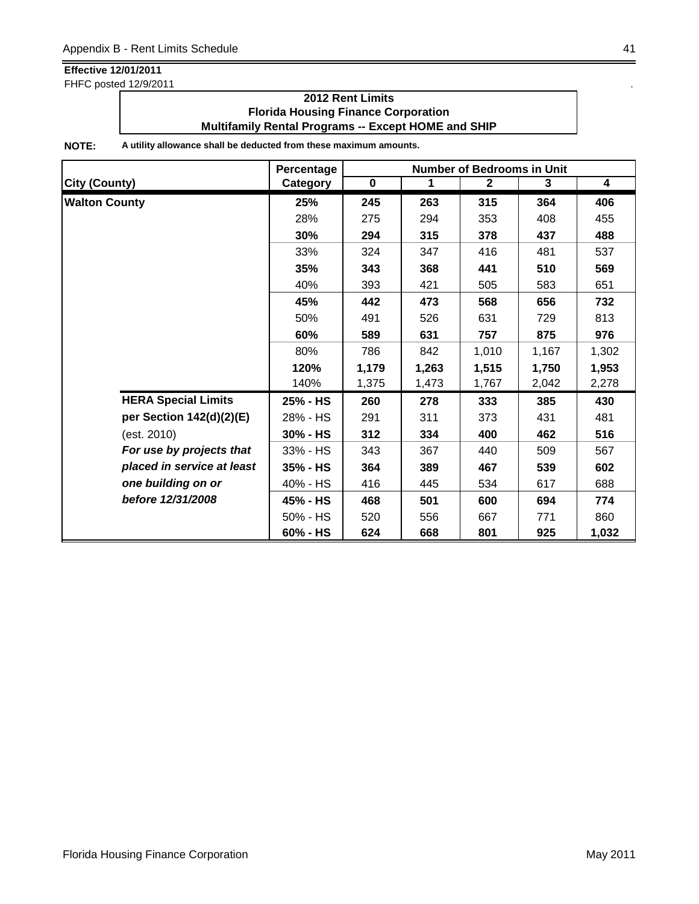**Effective 12/01/2011**
FHFC posted 12/9/2011

**2012 Rent Limits**
**Florida Housing Finance Corporation**
**Multifamily Rental Programs -- Except HOME and SHIP**

**NOTE:** **A utility allowance shall be deducted from these maximum amounts.**

| City (County) | Percentage Category | Number of Bedrooms in Unit 0 | 1 | 2 | 3 | 4 |
|---|---|---|---|---|---|---|
| **Walton County** | **25%** | **245** | **263** | **315** | **364** | **406** |
| | 28% | 275 | 294 | 353 | 408 | 455 |
| | **30%** | **294** | **315** | **378** | **437** | **488** |
| | 33% | 324 | 347 | 416 | 481 | 537 |
| | **35%** | **343** | **368** | **441** | **510** | **569** |
| | 40% | 393 | 421 | 505 | 583 | 651 |
| | **45%** | **442** | **473** | **568** | **656** | **732** |
| | 50% | 491 | 526 | 631 | 729 | 813 |
| | **60%** | **589** | **631** | **757** | **875** | **976** |
| | 80% | 786 | 842 | 1,010 | 1,167 | 1,302 |
| | **120%** | **1,179** | **1,263** | **1,515** | **1,750** | **1,953** |
| | 140% | 1,375 | 1,473 | 1,767 | 2,042 | 2,278 |
| **HERA Special Limits** | **25% - HS** | **260** | **278** | **333** | **385** | **430** |
| **per Section 142(d)(2)(E)** | 28% - HS | 291 | 311 | 373 | 431 | 481 |
| (est. 2010) | **30% - HS** | **312** | **334** | **400** | **462** | **516** |
| ***For use by projects that*** | 33% - HS | 343 | 367 | 440 | 509 | 567 |
| ***placed in service at least*** | **35% - HS** | **364** | **389** | **467** | **539** | **602** |
| ***one building on or*** | 40% - HS | 416 | 445 | 534 | 617 | 688 |
| ***before 12/31/2008*** | **45% - HS** | **468** | **501** | **600** | **694** | **774** |
| | 50% - HS | 520 | 556 | 667 | 771 | 860 |
| | **60% - HS** | **624** | **668** | **801** | **925** | **1,032** |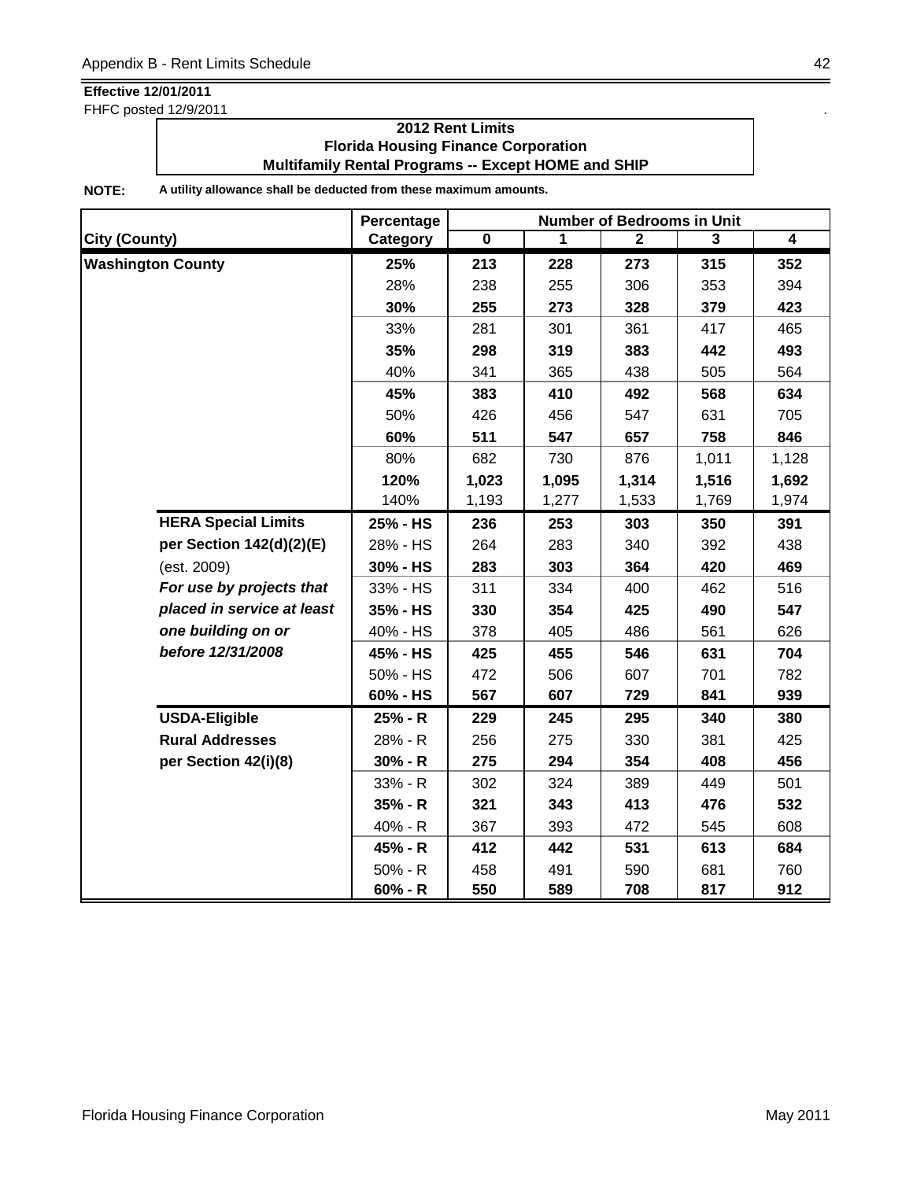**Effective 12/01/2011**
FHFC posted 12/9/2011

**2012 Rent Limits**
**Florida Housing Finance Corporation**
**Multifamily Rental Programs -- Except HOME and SHIP**

**NOTE:** **A utility allowance shall be deducted from these maximum amounts.**

| City (County) | Percentage Category | Number of Bedrooms in Unit 0 | 1 | 2 | 3 | 4 |
|---|---|---|---|---|---|---|
| **Washington County** | **25%** | **213** | **228** | **273** | **315** | **352** |
| | 28% | 238 | 255 | 306 | 353 | 394 |
| | **30%** | **255** | **273** | **328** | **379** | **423** |
| | 33% | 281 | 301 | 361 | 417 | 465 |
| | **35%** | **298** | **319** | **383** | **442** | **493** |
| | 40% | 341 | 365 | 438 | 505 | 564 |
| | **45%** | **383** | **410** | **492** | **568** | **634** |
| | 50% | 426 | 456 | 547 | 631 | 705 |
| | **60%** | **511** | **547** | **657** | **758** | **846** |
| | 80% | 682 | 730 | 876 | 1,011 | 1,128 |
| | **120%** | **1,023** | **1,095** | **1,314** | **1,516** | **1,692** |
| | 140% | 1,193 | 1,277 | 1,533 | 1,769 | 1,974 |
| **HERA Special Limits** | **25% - HS** | **236** | **253** | **303** | **350** | **391** |
| **per Section 142(d)(2)(E)** | 28% - HS | 264 | 283 | 340 | 392 | 438 |
| (est. 2009) | **30% - HS** | **283** | **303** | **364** | **420** | **469** |
| ***For use by projects that*** | 33% - HS | 311 | 334 | 400 | 462 | 516 |
| ***placed in service at least*** | **35% - HS** | **330** | **354** | **425** | **490** | **547** |
| ***one building on or*** | 40% - HS | 378 | 405 | 486 | 561 | 626 |
| ***before 12/31/2008*** | **45% - HS** | **425** | **455** | **546** | **631** | **704** |
| | 50% - HS | 472 | 506 | 607 | 701 | 782 |
| | **60% - HS** | **567** | **607** | **729** | **841** | **939** |
| **USDA-Eligible** | **25% - R** | **229** | **245** | **295** | **340** | **380** |
| **Rural Addresses** | 28% - R | 256 | 275 | 330 | 381 | 425 |
| **per Section 42(i)(8)** | **30% - R** | **275** | **294** | **354** | **408** | **456** |
| | 33% - R | 302 | 324 | 389 | 449 | 501 |
| | **35% - R** | **321** | **343** | **413** | **476** | **532** |
| | 40% - R | 367 | 393 | 472 | 545 | 608 |
| | **45% - R** | **412** | **442** | **531** | **613** | **684** |
| | 50% - R | 458 | 491 | 590 | 681 | 760 |
| | **60% - R** | **550** | **589** | **708** | **817** | **912** |